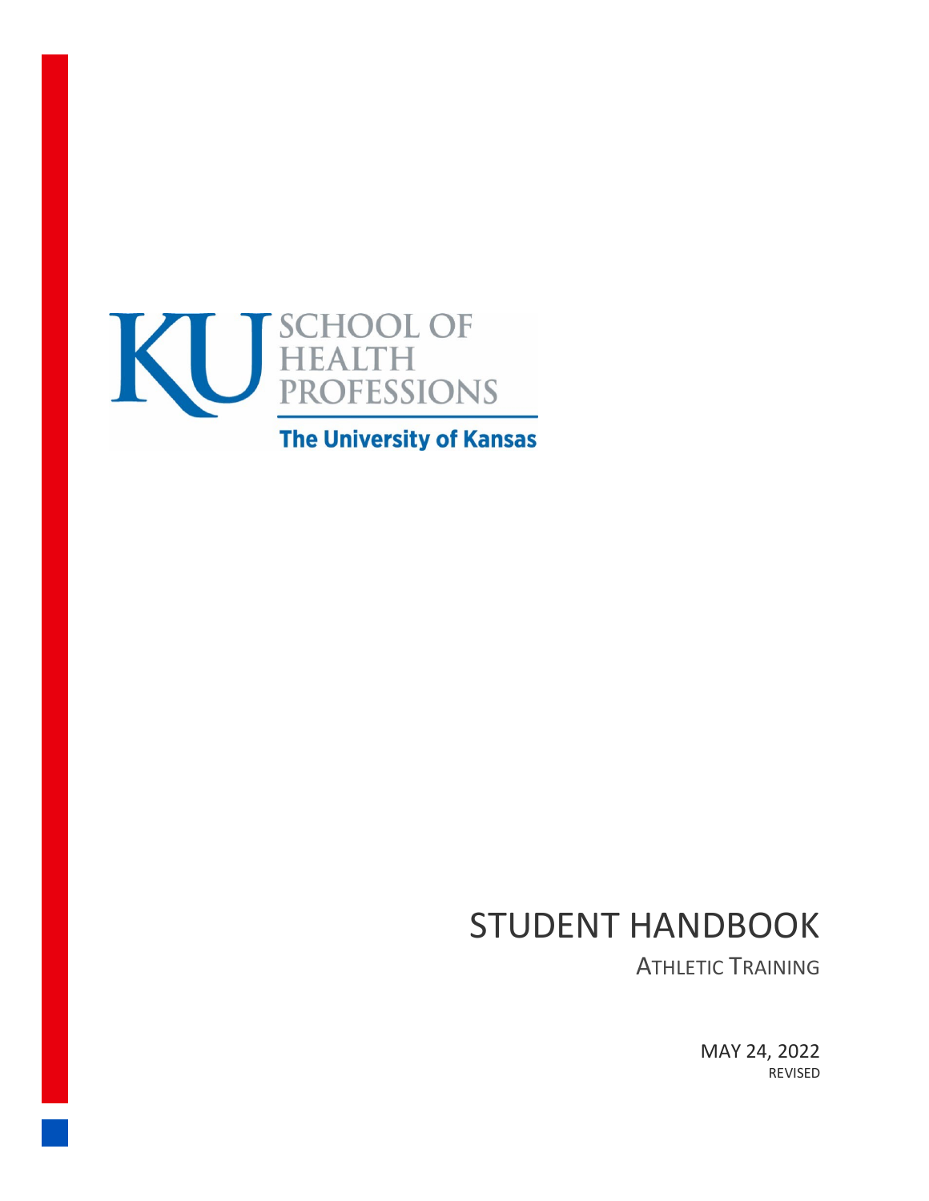KU SCHOOL OF HEALTH PROFESSIONS

The University of Kansas

# STUDENT HANDBOOK

## ATHLETIC TRAINING

MAY 24, 2022

REVISED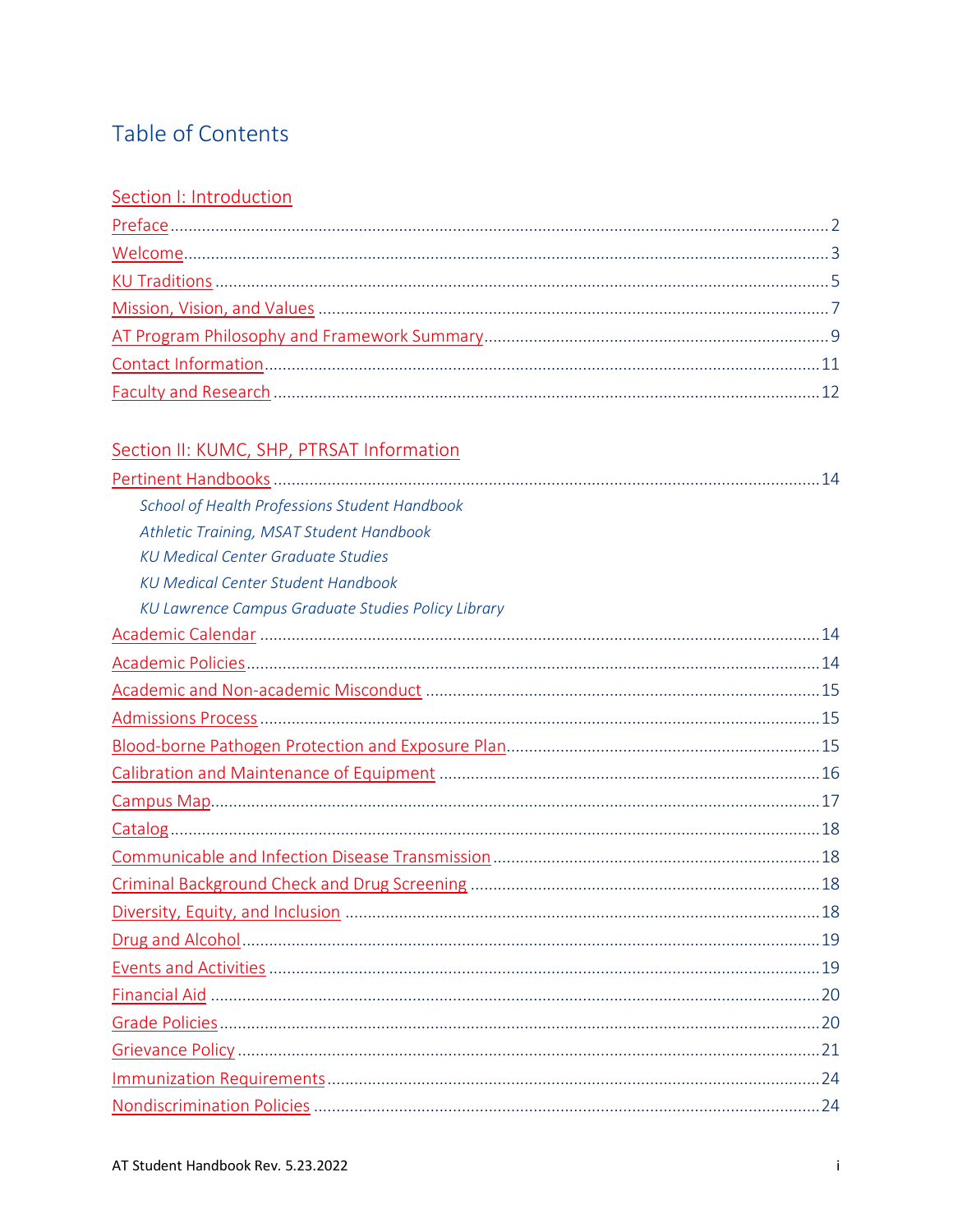# Table of Contents

## Section I: Introduction

Preface .......... 2

Welcome .......... 3

KU Traditions .......... 5

Mission, Vision, and Values .......... 7

AT Program Philosophy and Framework Summary .......... 9

Contact Information .......... 11

Faculty and Research .......... 12

## Section II: KUMC, SHP, PTRSAT Information

Pertinent Handbooks .......... 14

- *School of Health Professions Student Handbook*
- *Athletic Training, MSAT Student Handbook*
- *KU Medical Center Graduate Studies*
- *KU Medical Center Student Handbook*
- *KU Lawrence Campus Graduate Studies Policy Library*

Academic Calendar .......... 14

Academic Policies .......... 14

Academic and Non-academic Misconduct .......... 15

Admissions Process .......... 15

Blood-borne Pathogen Protection and Exposure Plan .......... 15

Calibration and Maintenance of Equipment .......... 16

Campus Map .......... 17

Catalog .......... 18

Communicable and Infection Disease Transmission .......... 18

Criminal Background Check and Drug Screening .......... 18

Diversity, Equity, and Inclusion .......... 18

Drug and Alcohol .......... 19

Events and Activities .......... 19

Financial Aid .......... 20

Grade Policies .......... 20

Grievance Policy .......... 21

Immunization Requirements .......... 24

Nondiscrimination Policies .......... 24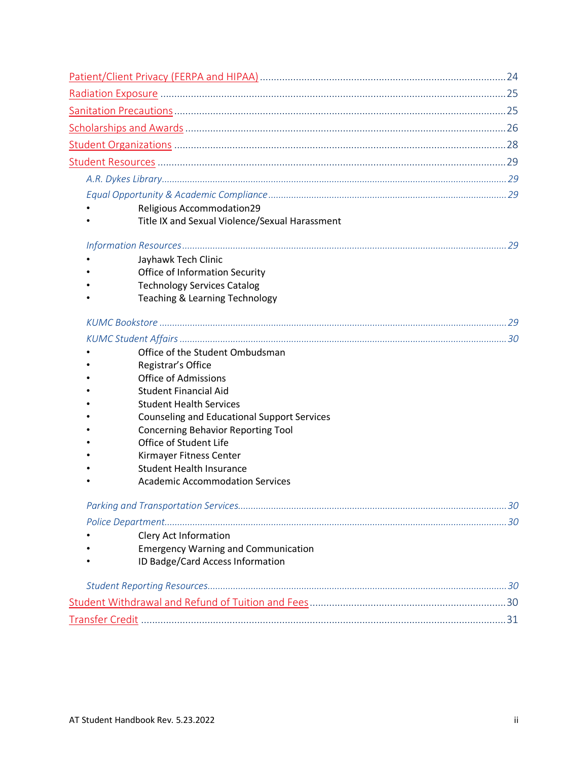Patient/Client Privacy (FERPA and HIPAA) ........................................................................................ 24

Radiation Exposure ........................................................................................................................ 25

Sanitation Precautions .................................................................................................................... 25

Scholarships and Awards ................................................................................................................ 26

Student Organizations .................................................................................................................... 28

Student Resources .......................................................................................................................... 29

*A.R. Dykes Library* ........................................................................................................................ *29*

*Equal Opportunity & Academic Compliance* ................................................................................... *29*

- Religious Accommodation29
- Title IX and Sexual Violence/Sexual Harassment

*Information Resources* .................................................................................................................. *29*

- Jayhawk Tech Clinic
- Office of Information Security
- Technology Services Catalog
- Teaching & Learning Technology

*KUMC Bookstore* ........................................................................................................................... *29*

*KUMC Student Affairs* ................................................................................................................... *30*

- Office of the Student Ombudsman
- Registrar's Office
- Office of Admissions
- Student Financial Aid
- Student Health Services
- Counseling and Educational Support Services
- Concerning Behavior Reporting Tool
- Office of Student Life
- Kirmayer Fitness Center
- Student Health Insurance
- Academic Accommodation Services

*Parking and Transportation Services* ............................................................................................. *30*

*Police Department* ......................................................................................................................... *30*

- Clery Act Information
- Emergency Warning and Communication
- ID Badge/Card Access Information

*Student Reporting Resources* ......................................................................................................... *30*

Student Withdrawal and Refund of Tuition and Fees ....................................................................... 30

Transfer Credit ............................................................................................................................... 31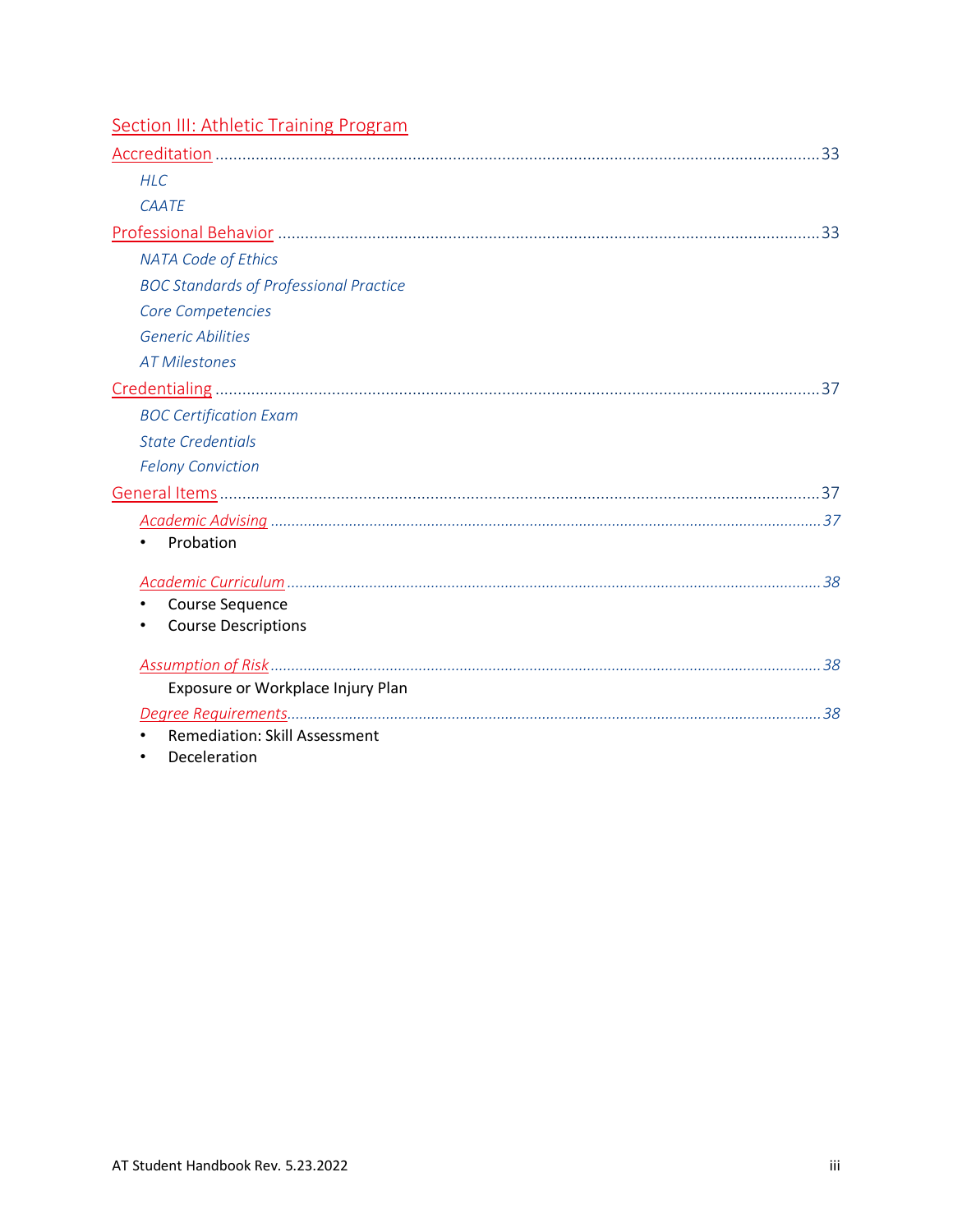## Section III: Athletic Training Program

Accreditation ........................................................................................................................................ 33

*HLC*

*CAATE*

Professional Behavior ........................................................................................................................ 33

*NATA Code of Ethics*

*BOC Standards of Professional Practice*

*Core Competencies*

*Generic Abilities*

*AT Milestones*

Credentialing ........................................................................................................................................ 37

*BOC Certification Exam*

*State Credentials*

*Felony Conviction*

General Items ........................................................................................................................................ 37

*Academic Advising* ........................................................................................................................ *37*

- Probation

*Academic Curriculum* .................................................................................................................... *38*

- Course Sequence
- Course Descriptions

*Assumption of Risk* ........................................................................................................................ *38*

Exposure or Workplace Injury Plan

*Degree Requirements* .................................................................................................................... *38*

- Remediation: Skill Assessment
- Deceleration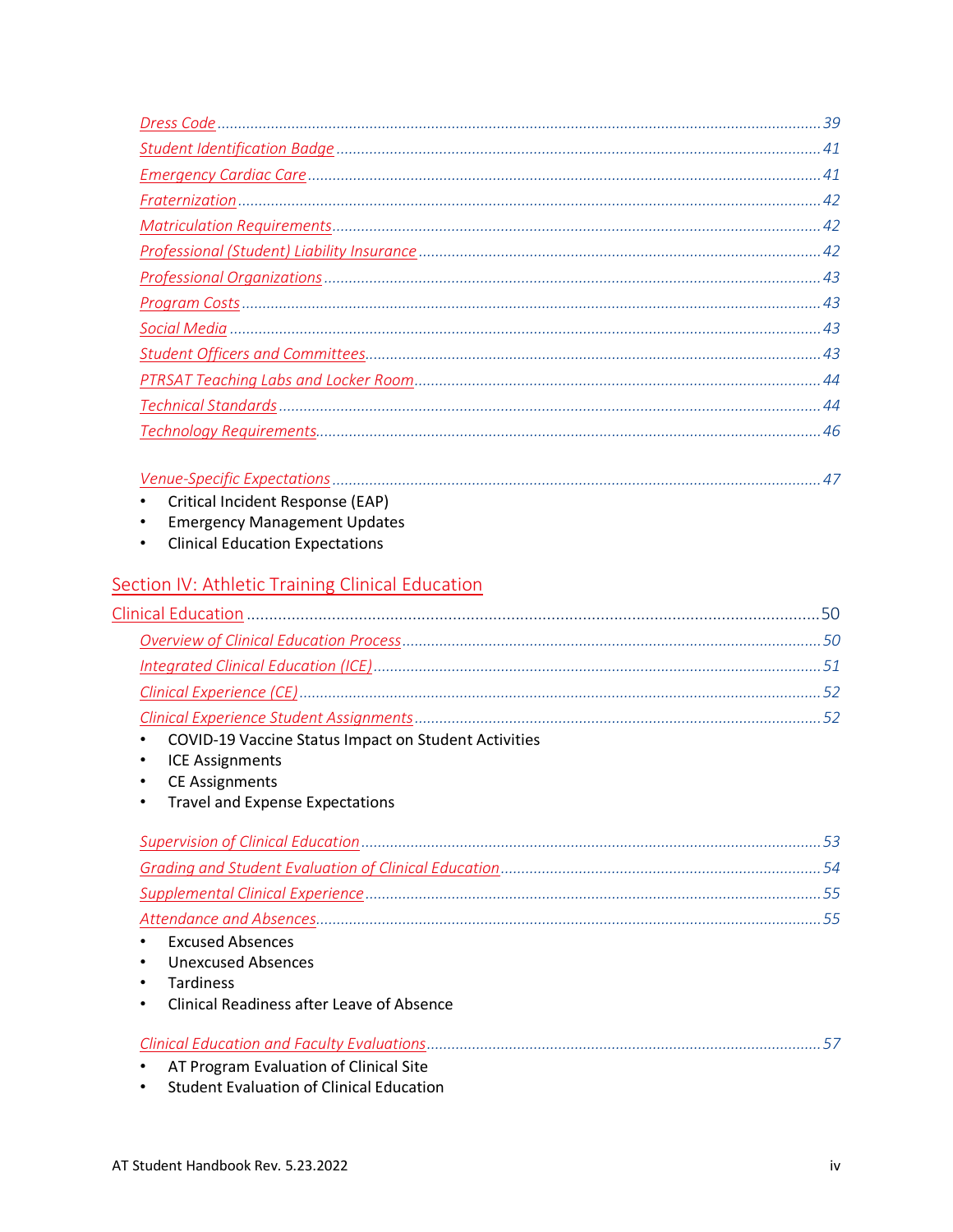*Dress Code* ........................................ 39

*Student Identification Badge* ........................................ 41

*Emergency Cardiac Care* ........................................ 41

*Fraternization* ........................................ 42

*Matriculation Requirements* ........................................ 42

*Professional (Student) Liability Insurance* ........................................ 42

*Professional Organizations* ........................................ 43

*Program Costs* ........................................ 43

*Social Media* ........................................ 43

*Student Officers and Committees* ........................................ 43

*PTRSAT Teaching Labs and Locker Room* ........................................ 44

*Technical Standards* ........................................ 44

*Technology Requirements* ........................................ 46

*Venue-Specific Expectations* ........................................ 47

- Critical Incident Response (EAP)
- Emergency Management Updates
- Clinical Education Expectations

## Section IV: Athletic Training Clinical Education

Clinical Education ........................................ 50

*Overview of Clinical Education Process* ........................................ 50

*Integrated Clinical Education (ICE)* ........................................ 51

*Clinical Experience (CE)* ........................................ 52

*Clinical Experience Student Assignments* ........................................ 52

- COVID-19 Vaccine Status Impact on Student Activities
- ICE Assignments
- CE Assignments
- Travel and Expense Expectations

*Supervision of Clinical Education* ........................................ 53

*Grading and Student Evaluation of Clinical Education* ........................................ 54

*Supplemental Clinical Experience* ........................................ 55

*Attendance and Absences* ........................................ 55

- Excused Absences
- Unexcused Absences
- Tardiness
- Clinical Readiness after Leave of Absence

*Clinical Education and Faculty Evaluations* ........................................ 57

- AT Program Evaluation of Clinical Site
- Student Evaluation of Clinical Education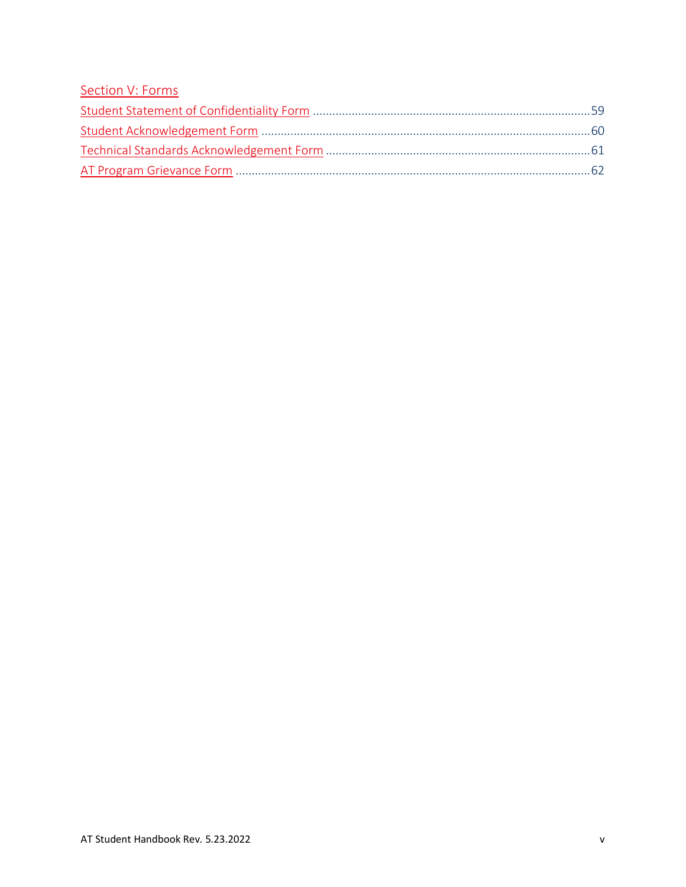Section V: Forms

Student Statement of Confidentiality Form ..... 59

Student Acknowledgement Form ..... 60

Technical Standards Acknowledgement Form ..... 61

AT Program Grievance Form ..... 62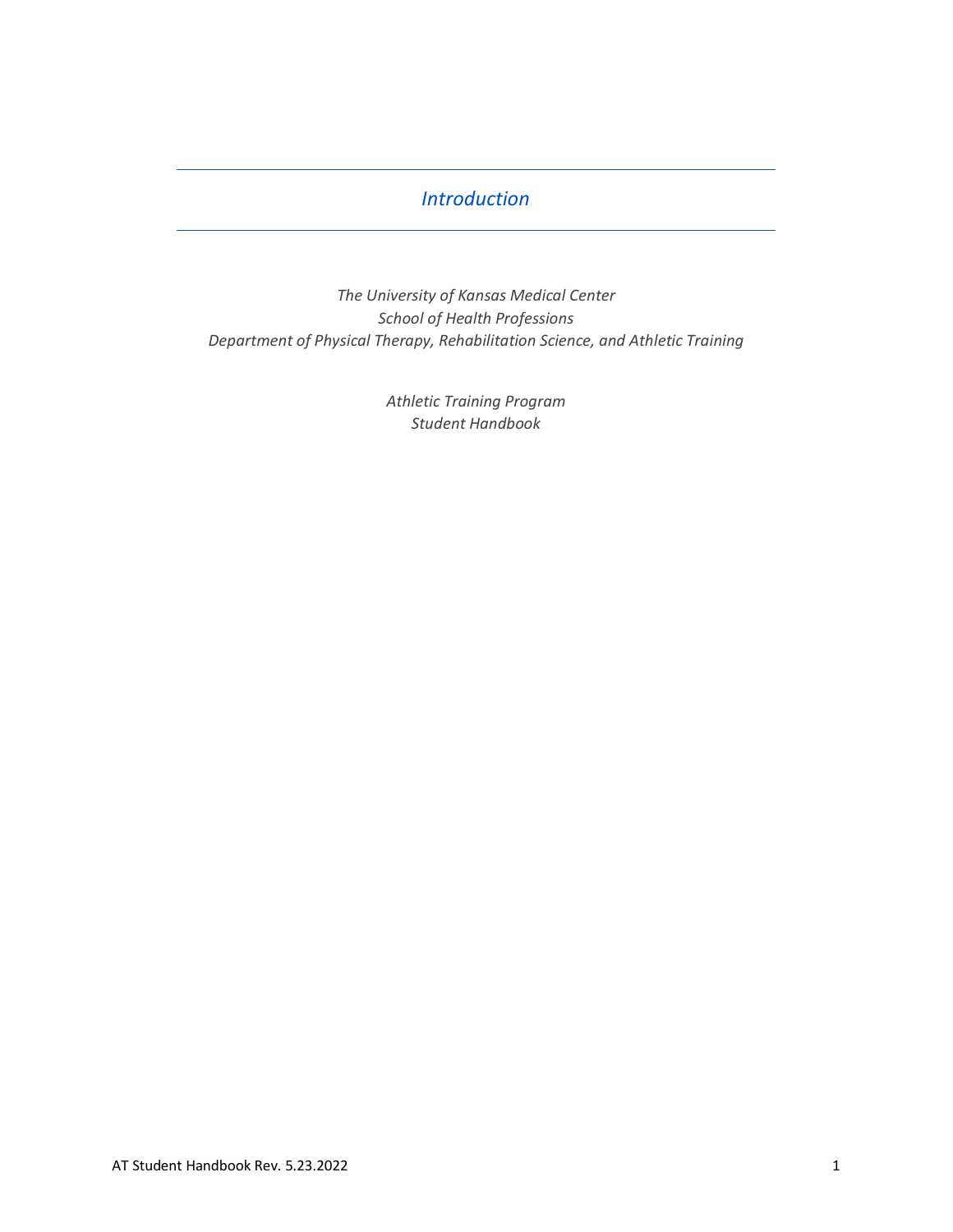# *Introduction*

*The University of Kansas Medical Center*
*School of Health Professions*
*Department of Physical Therapy, Rehabilitation Science, and Athletic Training*

*Athletic Training Program*
*Student Handbook*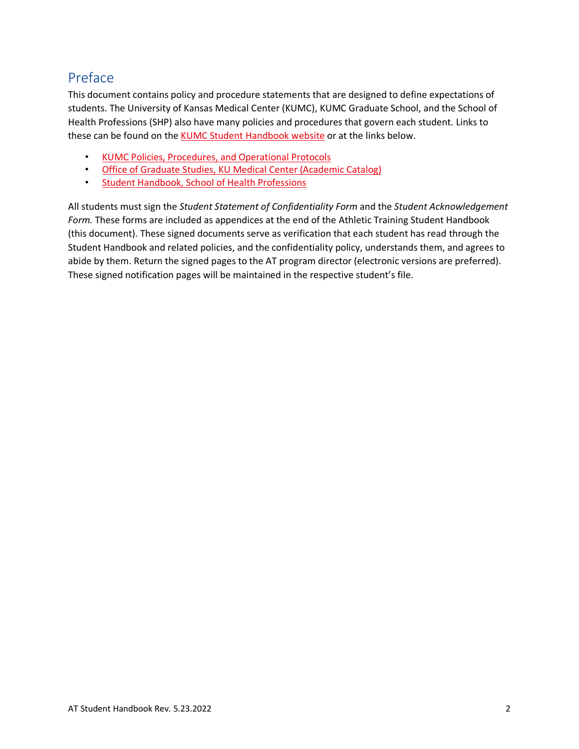## Preface

This document contains policy and procedure statements that are designed to define expectations of students. The University of Kansas Medical Center (KUMC), KUMC Graduate School, and the School of Health Professions (SHP) also have many policies and procedures that govern each student. Links to these can be found on the KUMC Student Handbook website or at the links below.

- KUMC Policies, Procedures, and Operational Protocols
- Office of Graduate Studies, KU Medical Center (Academic Catalog)
- Student Handbook, School of Health Professions

All students must sign the *Student Statement of Confidentiality Form* and the *Student Acknowledgement Form.* These forms are included as appendices at the end of the Athletic Training Student Handbook (this document). These signed documents serve as verification that each student has read through the Student Handbook and related policies, and the confidentiality policy, understands them, and agrees to abide by them. Return the signed pages to the AT program director (electronic versions are preferred). These signed notification pages will be maintained in the respective student's file.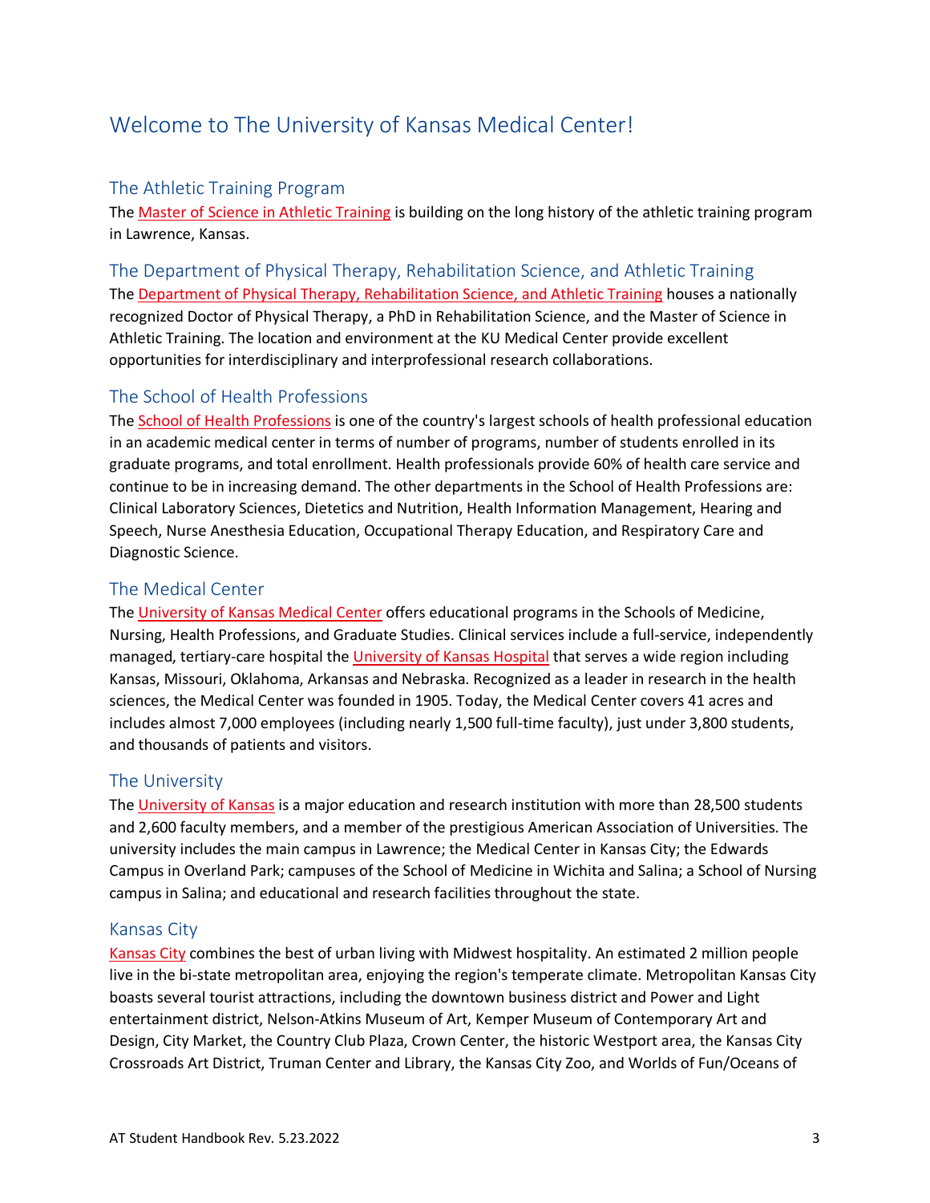# Welcome to The University of Kansas Medical Center!

## The Athletic Training Program

The Master of Science in Athletic Training is building on the long history of the athletic training program in Lawrence, Kansas.

## The Department of Physical Therapy, Rehabilitation Science, and Athletic Training

The Department of Physical Therapy, Rehabilitation Science, and Athletic Training houses a nationally recognized Doctor of Physical Therapy, a PhD in Rehabilitation Science, and the Master of Science in Athletic Training. The location and environment at the KU Medical Center provide excellent opportunities for interdisciplinary and interprofessional research collaborations.

## The School of Health Professions

The School of Health Professions is one of the country's largest schools of health professional education in an academic medical center in terms of number of programs, number of students enrolled in its graduate programs, and total enrollment. Health professionals provide 60% of health care service and continue to be in increasing demand. The other departments in the School of Health Professions are: Clinical Laboratory Sciences, Dietetics and Nutrition, Health Information Management, Hearing and Speech, Nurse Anesthesia Education, Occupational Therapy Education, and Respiratory Care and Diagnostic Science.

## The Medical Center

The University of Kansas Medical Center offers educational programs in the Schools of Medicine, Nursing, Health Professions, and Graduate Studies. Clinical services include a full-service, independently managed, tertiary-care hospital the University of Kansas Hospital that serves a wide region including Kansas, Missouri, Oklahoma, Arkansas and Nebraska. Recognized as a leader in research in the health sciences, the Medical Center was founded in 1905. Today, the Medical Center covers 41 acres and includes almost 7,000 employees (including nearly 1,500 full-time faculty), just under 3,800 students, and thousands of patients and visitors.

## The University

The University of Kansas is a major education and research institution with more than 28,500 students and 2,600 faculty members, and a member of the prestigious American Association of Universities. The university includes the main campus in Lawrence; the Medical Center in Kansas City; the Edwards Campus in Overland Park; campuses of the School of Medicine in Wichita and Salina; a School of Nursing campus in Salina; and educational and research facilities throughout the state.

## Kansas City

Kansas City combines the best of urban living with Midwest hospitality. An estimated 2 million people live in the bi-state metropolitan area, enjoying the region's temperate climate. Metropolitan Kansas City boasts several tourist attractions, including the downtown business district and Power and Light entertainment district, Nelson-Atkins Museum of Art, Kemper Museum of Contemporary Art and Design, City Market, the Country Club Plaza, Crown Center, the historic Westport area, the Kansas City Crossroads Art District, Truman Center and Library, the Kansas City Zoo, and Worlds of Fun/Oceans of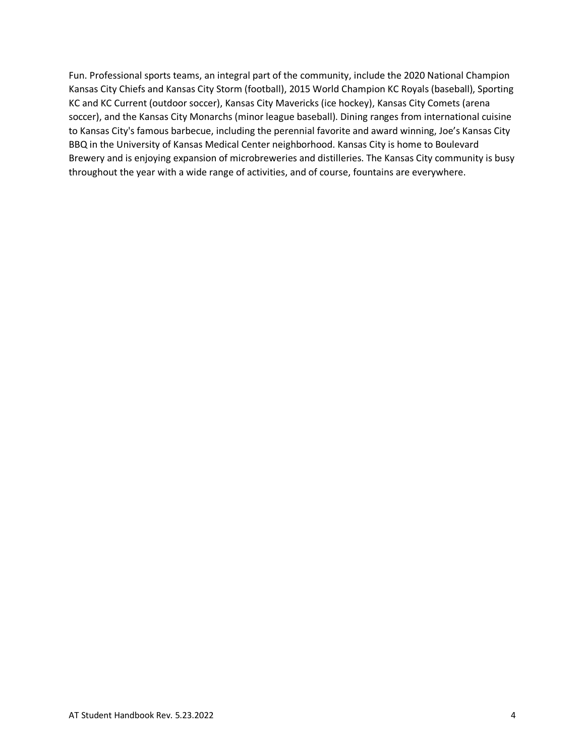Fun. Professional sports teams, an integral part of the community, include the 2020 National Champion Kansas City Chiefs and Kansas City Storm (football), 2015 World Champion KC Royals (baseball), Sporting KC and KC Current (outdoor soccer), Kansas City Mavericks (ice hockey), Kansas City Comets (arena soccer), and the Kansas City Monarchs (minor league baseball). Dining ranges from international cuisine to Kansas City's famous barbecue, including the perennial favorite and award winning, Joe's Kansas City BBQ in the University of Kansas Medical Center neighborhood. Kansas City is home to Boulevard Brewery and is enjoying expansion of microbreweries and distilleries. The Kansas City community is busy throughout the year with a wide range of activities, and of course, fountains are everywhere.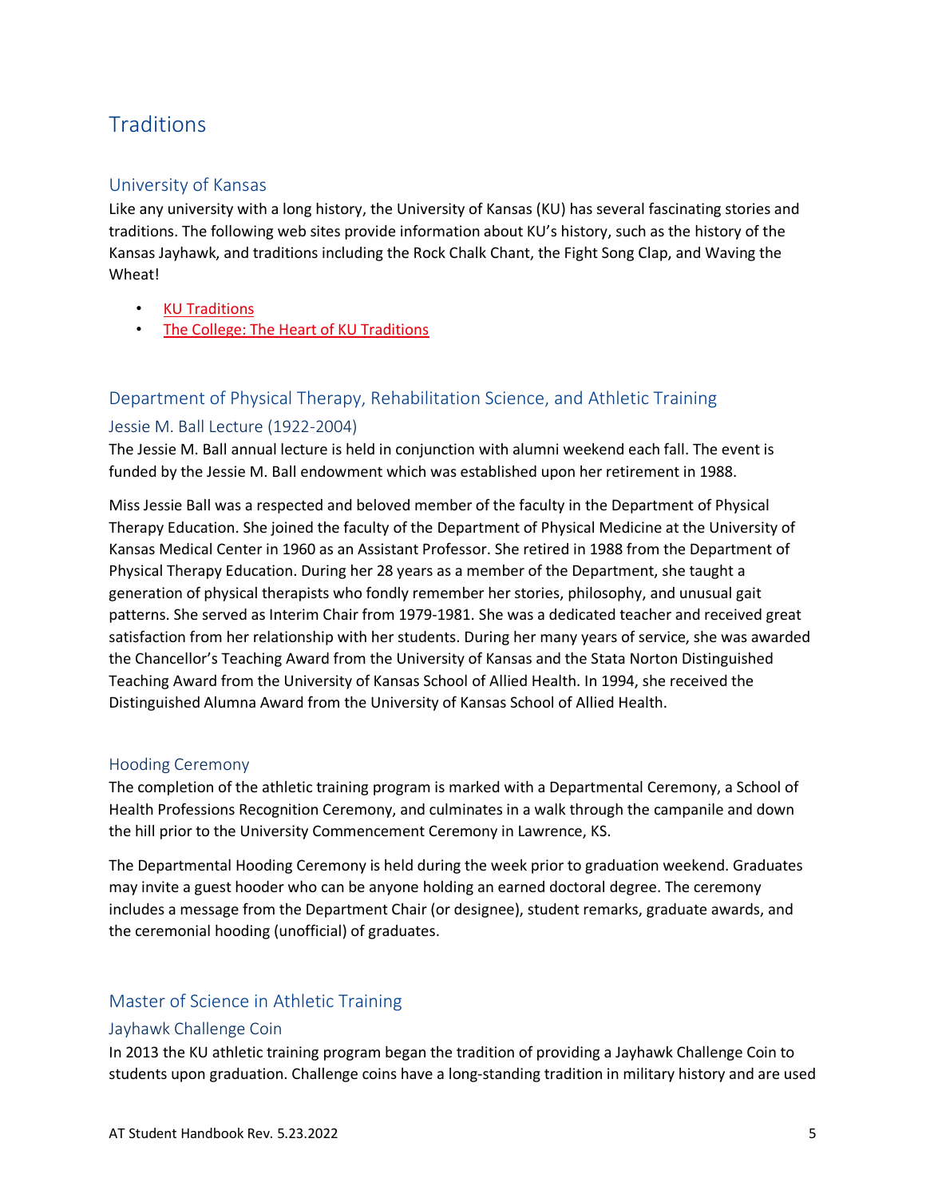# Traditions

## University of Kansas

Like any university with a long history, the University of Kansas (KU) has several fascinating stories and traditions. The following web sites provide information about KU's history, such as the history of the Kansas Jayhawk, and traditions including the Rock Chalk Chant, the Fight Song Clap, and Waving the Wheat!

- KU Traditions
- The College: The Heart of KU Traditions

## Department of Physical Therapy, Rehabilitation Science, and Athletic Training

### Jessie M. Ball Lecture (1922-2004)

The Jessie M. Ball annual lecture is held in conjunction with alumni weekend each fall. The event is funded by the Jessie M. Ball endowment which was established upon her retirement in 1988.

Miss Jessie Ball was a respected and beloved member of the faculty in the Department of Physical Therapy Education. She joined the faculty of the Department of Physical Medicine at the University of Kansas Medical Center in 1960 as an Assistant Professor. She retired in 1988 from the Department of Physical Therapy Education. During her 28 years as a member of the Department, she taught a generation of physical therapists who fondly remember her stories, philosophy, and unusual gait patterns. She served as Interim Chair from 1979-1981. She was a dedicated teacher and received great satisfaction from her relationship with her students. During her many years of service, she was awarded the Chancellor's Teaching Award from the University of Kansas and the Stata Norton Distinguished Teaching Award from the University of Kansas School of Allied Health. In 1994, she received the Distinguished Alumna Award from the University of Kansas School of Allied Health.

### Hooding Ceremony

The completion of the athletic training program is marked with a Departmental Ceremony, a School of Health Professions Recognition Ceremony, and culminates in a walk through the campanile and down the hill prior to the University Commencement Ceremony in Lawrence, KS.

The Departmental Hooding Ceremony is held during the week prior to graduation weekend. Graduates may invite a guest hooder who can be anyone holding an earned doctoral degree. The ceremony includes a message from the Department Chair (or designee), student remarks, graduate awards, and the ceremonial hooding (unofficial) of graduates.

## Master of Science in Athletic Training

### Jayhawk Challenge Coin

In 2013 the KU athletic training program began the tradition of providing a Jayhawk Challenge Coin to students upon graduation. Challenge coins have a long-standing tradition in military history and are used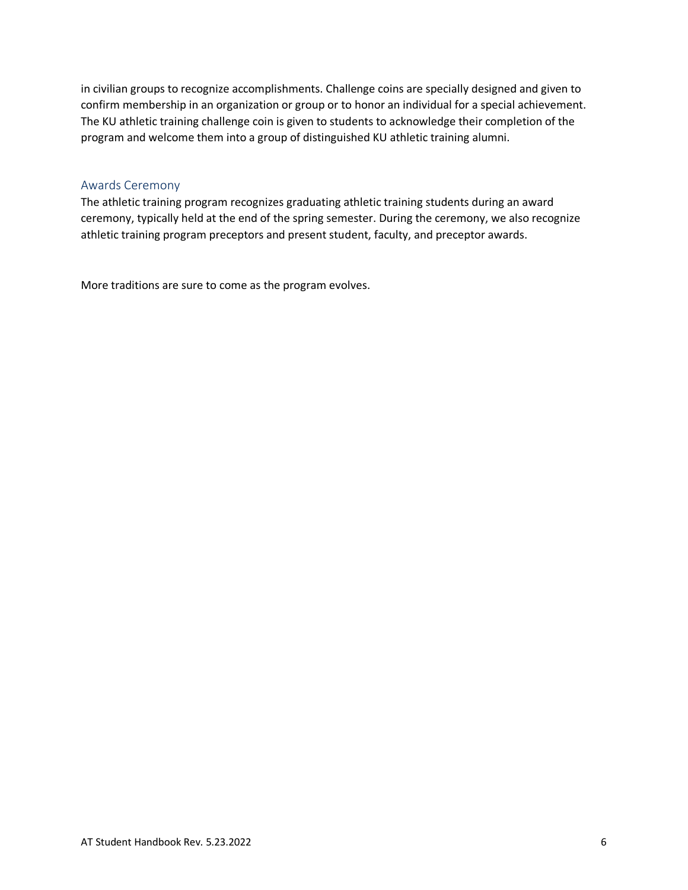in civilian groups to recognize accomplishments. Challenge coins are specially designed and given to confirm membership in an organization or group or to honor an individual for a special achievement. The KU athletic training challenge coin is given to students to acknowledge their completion of the program and welcome them into a group of distinguished KU athletic training alumni.

### Awards Ceremony

The athletic training program recognizes graduating athletic training students during an award ceremony, typically held at the end of the spring semester. During the ceremony, we also recognize athletic training program preceptors and present student, faculty, and preceptor awards.

More traditions are sure to come as the program evolves.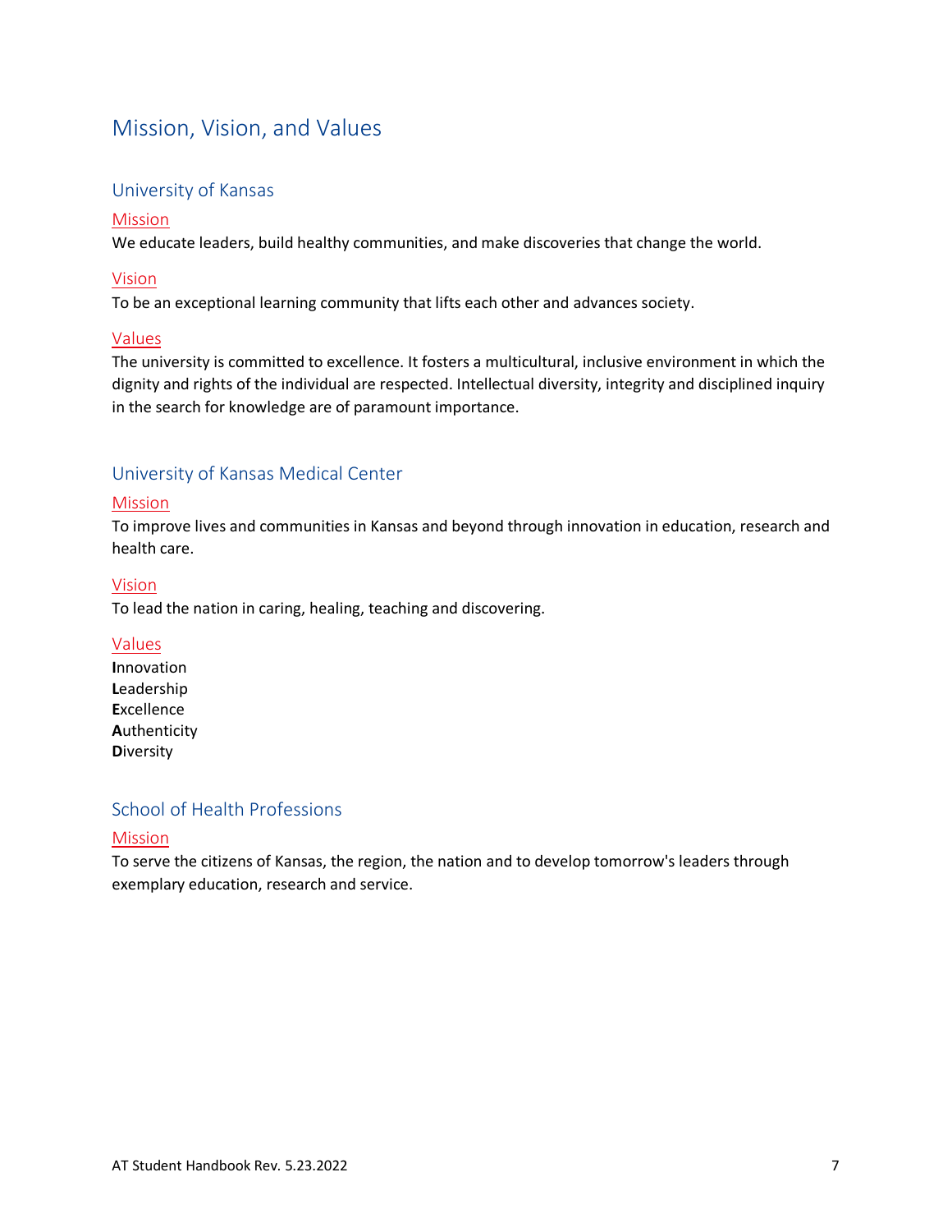# Mission, Vision, and Values

## University of Kansas

### Mission

We educate leaders, build healthy communities, and make discoveries that change the world.

### Vision

To be an exceptional learning community that lifts each other and advances society.

### Values

The university is committed to excellence. It fosters a multicultural, inclusive environment in which the dignity and rights of the individual are respected. Intellectual diversity, integrity and disciplined inquiry in the search for knowledge are of paramount importance.

## University of Kansas Medical Center

### Mission

To improve lives and communities in Kansas and beyond through innovation in education, research and health care.

### Vision

To lead the nation in caring, healing, teaching and discovering.

### Values

**I**nnovation
**L**eadership
**E**xcellence
**A**uthenticity
**D**iversity

## School of Health Professions

### Mission

To serve the citizens of Kansas, the region, the nation and to develop tomorrow's leaders through exemplary education, research and service.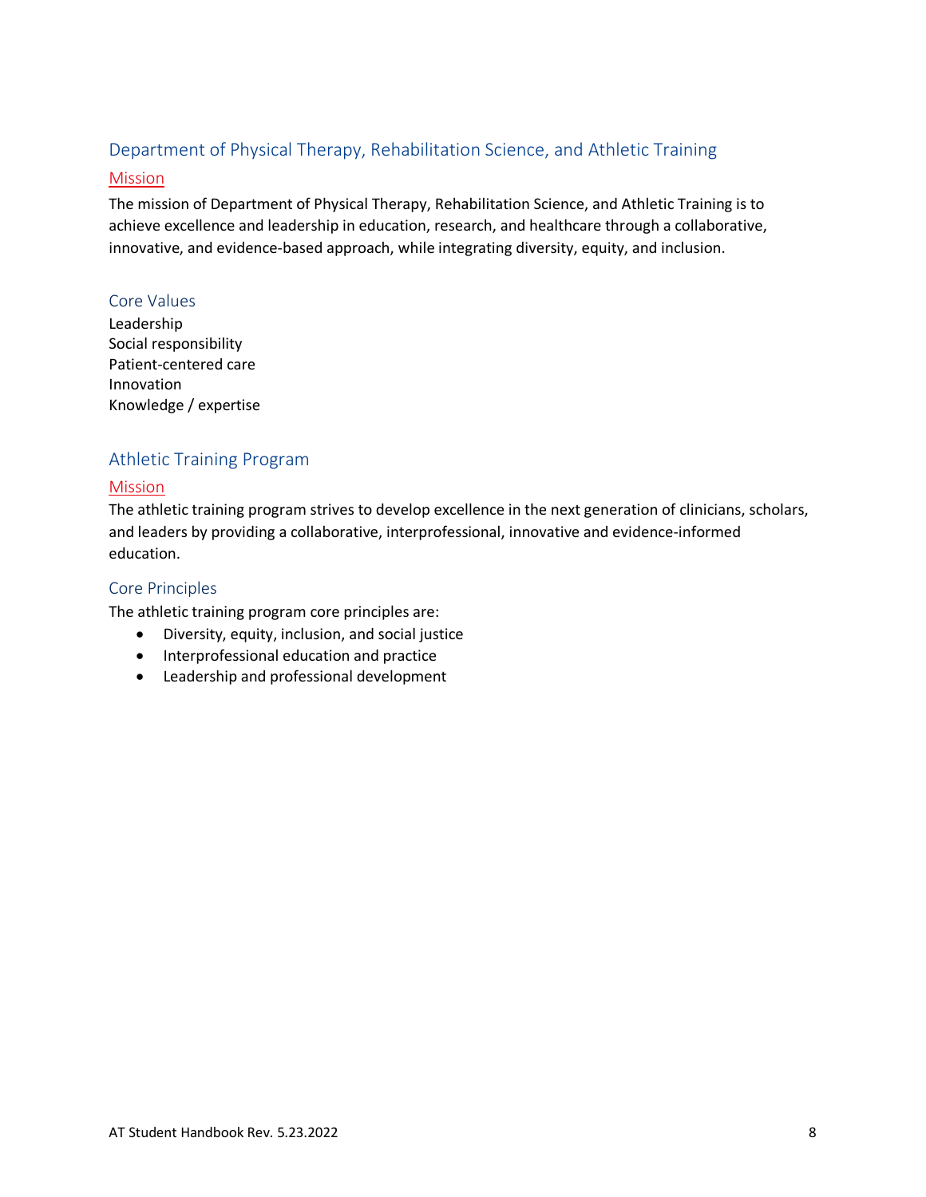## Department of Physical Therapy, Rehabilitation Science, and Athletic Training

### Mission

The mission of Department of Physical Therapy, Rehabilitation Science, and Athletic Training is to achieve excellence and leadership in education, research, and healthcare through a collaborative, innovative, and evidence-based approach, while integrating diversity, equity, and inclusion.

### Core Values

Leadership
Social responsibility
Patient-centered care
Innovation
Knowledge / expertise

## Athletic Training Program

### Mission

The athletic training program strives to develop excellence in the next generation of clinicians, scholars, and leaders by providing a collaborative, interprofessional, innovative and evidence-informed education.

### Core Principles

The athletic training program core principles are:

- Diversity, equity, inclusion, and social justice
- Interprofessional education and practice
- Leadership and professional development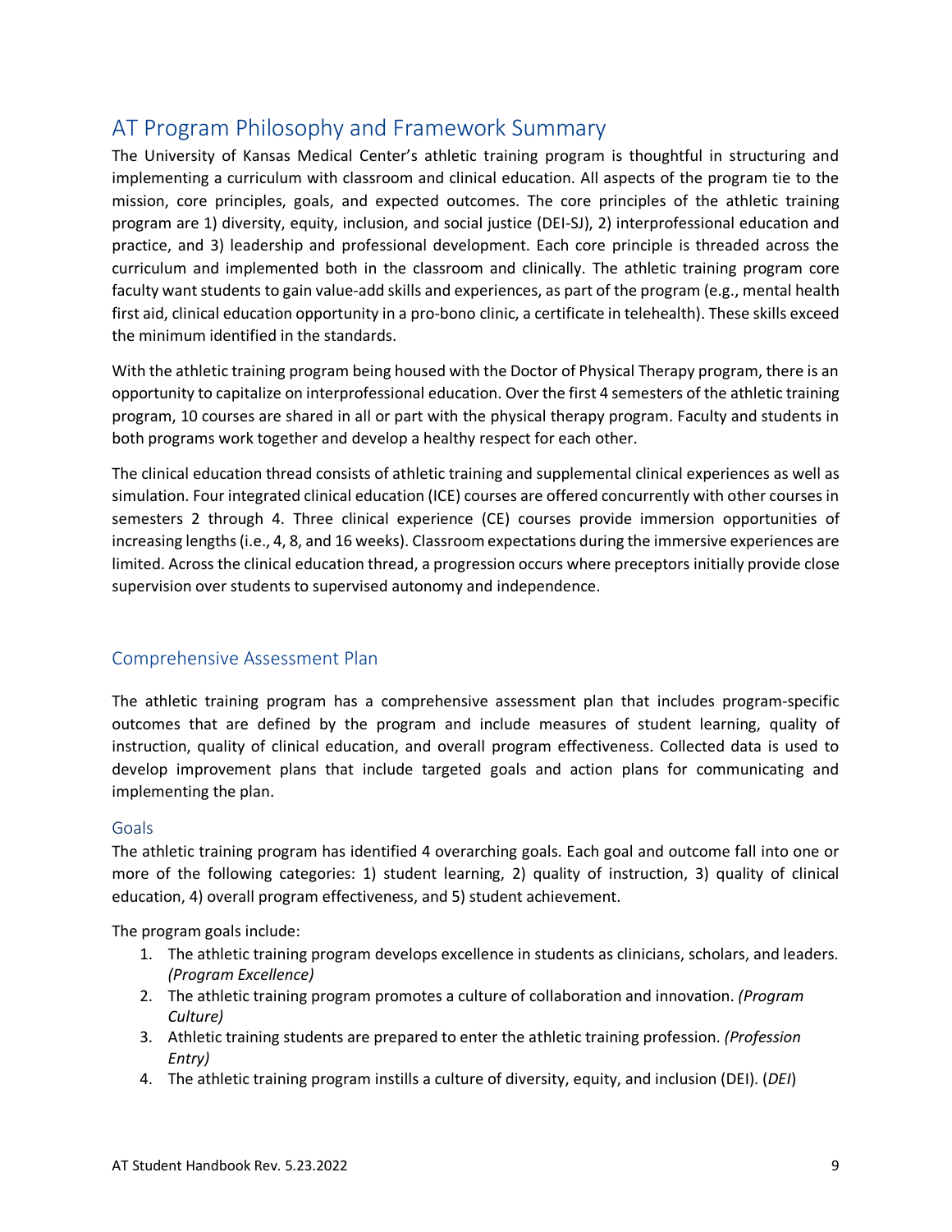## AT Program Philosophy and Framework Summary

The University of Kansas Medical Center's athletic training program is thoughtful in structuring and implementing a curriculum with classroom and clinical education. All aspects of the program tie to the mission, core principles, goals, and expected outcomes. The core principles of the athletic training program are 1) diversity, equity, inclusion, and social justice (DEI-SJ), 2) interprofessional education and practice, and 3) leadership and professional development. Each core principle is threaded across the curriculum and implemented both in the classroom and clinically. The athletic training program core faculty want students to gain value-add skills and experiences, as part of the program (e.g., mental health first aid, clinical education opportunity in a pro-bono clinic, a certificate in telehealth). These skills exceed the minimum identified in the standards.

With the athletic training program being housed with the Doctor of Physical Therapy program, there is an opportunity to capitalize on interprofessional education. Over the first 4 semesters of the athletic training program, 10 courses are shared in all or part with the physical therapy program. Faculty and students in both programs work together and develop a healthy respect for each other.

The clinical education thread consists of athletic training and supplemental clinical experiences as well as simulation. Four integrated clinical education (ICE) courses are offered concurrently with other courses in semesters 2 through 4. Three clinical experience (CE) courses provide immersion opportunities of increasing lengths (i.e., 4, 8, and 16 weeks). Classroom expectations during the immersive experiences are limited. Across the clinical education thread, a progression occurs where preceptors initially provide close supervision over students to supervised autonomy and independence.

### Comprehensive Assessment Plan

The athletic training program has a comprehensive assessment plan that includes program-specific outcomes that are defined by the program and include measures of student learning, quality of instruction, quality of clinical education, and overall program effectiveness. Collected data is used to develop improvement plans that include targeted goals and action plans for communicating and implementing the plan.

#### Goals

The athletic training program has identified 4 overarching goals. Each goal and outcome fall into one or more of the following categories: 1) student learning, 2) quality of instruction, 3) quality of clinical education, 4) overall program effectiveness, and 5) student achievement.

The program goals include:

1. The athletic training program develops excellence in students as clinicians, scholars, and leaders. *(Program Excellence)*
2. The athletic training program promotes a culture of collaboration and innovation. *(Program Culture)*
3. Athletic training students are prepared to enter the athletic training profession. *(Profession Entry)*
4. The athletic training program instills a culture of diversity, equity, and inclusion (DEI). (*DEI*)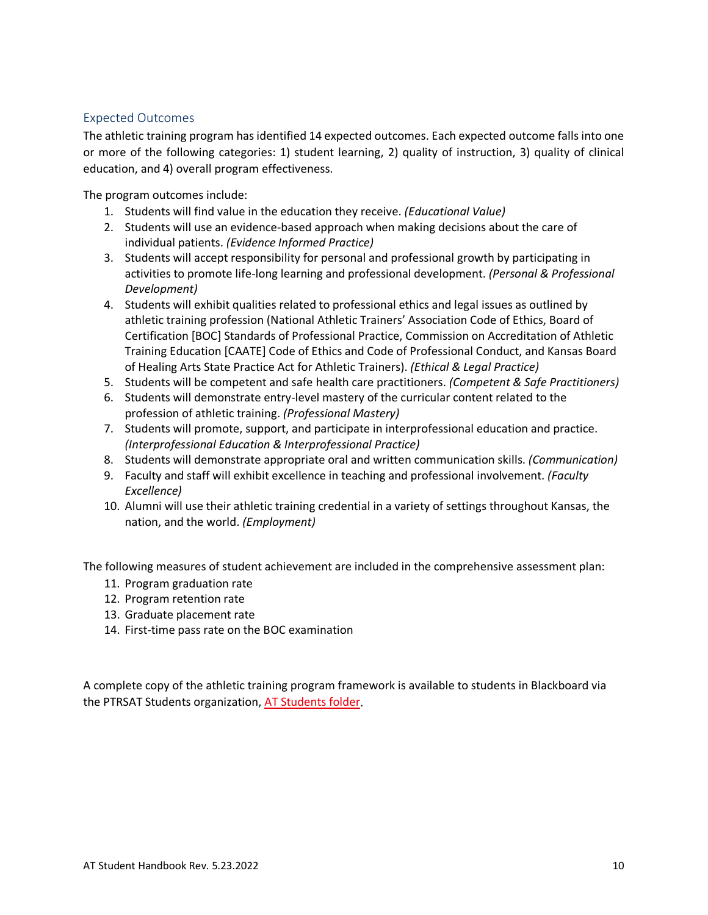## Expected Outcomes

The athletic training program has identified 14 expected outcomes. Each expected outcome falls into one or more of the following categories: 1) student learning, 2) quality of instruction, 3) quality of clinical education, and 4) overall program effectiveness.

The program outcomes include:

1. Students will find value in the education they receive. *(Educational Value)*
2. Students will use an evidence-based approach when making decisions about the care of individual patients. *(Evidence Informed Practice)*
3. Students will accept responsibility for personal and professional growth by participating in activities to promote life-long learning and professional development. *(Personal & Professional Development)*
4. Students will exhibit qualities related to professional ethics and legal issues as outlined by athletic training profession (National Athletic Trainers' Association Code of Ethics, Board of Certification [BOC] Standards of Professional Practice, Commission on Accreditation of Athletic Training Education [CAATE] Code of Ethics and Code of Professional Conduct, and Kansas Board of Healing Arts State Practice Act for Athletic Trainers). *(Ethical & Legal Practice)*
5. Students will be competent and safe health care practitioners. *(Competent & Safe Practitioners)*
6. Students will demonstrate entry-level mastery of the curricular content related to the profession of athletic training. *(Professional Mastery)*
7. Students will promote, support, and participate in interprofessional education and practice. *(Interprofessional Education & Interprofessional Practice)*
8. Students will demonstrate appropriate oral and written communication skills. *(Communication)*
9. Faculty and staff will exhibit excellence in teaching and professional involvement. *(Faculty Excellence)*
10. Alumni will use their athletic training credential in a variety of settings throughout Kansas, the nation, and the world. *(Employment)*

The following measures of student achievement are included in the comprehensive assessment plan:

11. Program graduation rate
12. Program retention rate
13. Graduate placement rate
14. First-time pass rate on the BOC examination

A complete copy of the athletic training program framework is available to students in Blackboard via the PTRSAT Students organization, AT Students folder.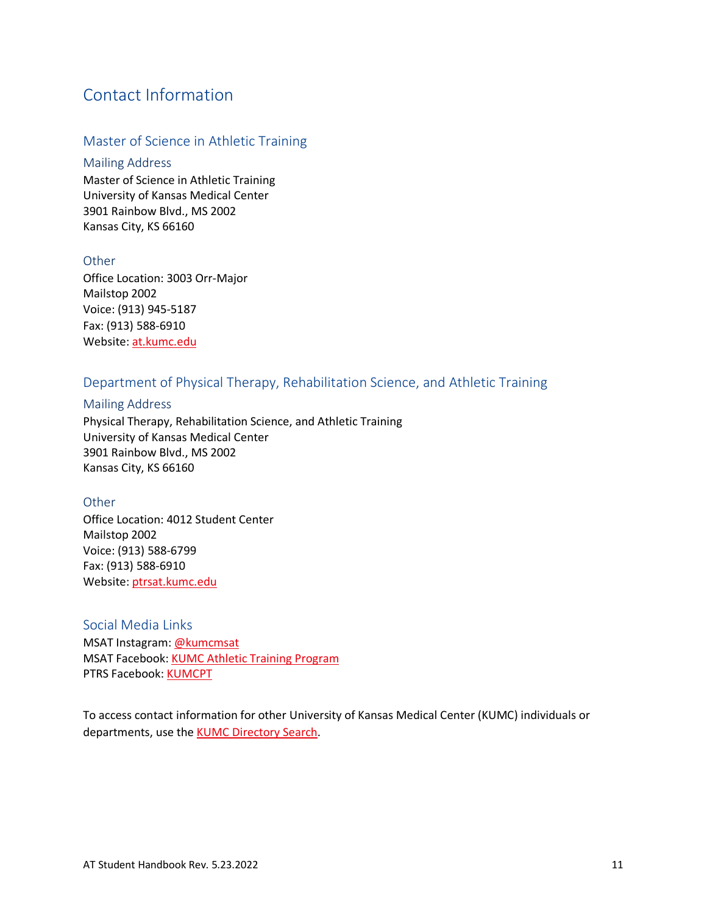# Contact Information

## Master of Science in Athletic Training

### Mailing Address

Master of Science in Athletic Training
University of Kansas Medical Center
3901 Rainbow Blvd., MS 2002
Kansas City, KS 66160

### Other

Office Location: 3003 Orr-Major
Mailstop 2002
Voice: (913) 945-5187
Fax: (913) 588-6910
Website: at.kumc.edu

## Department of Physical Therapy, Rehabilitation Science, and Athletic Training

### Mailing Address

Physical Therapy, Rehabilitation Science, and Athletic Training
University of Kansas Medical Center
3901 Rainbow Blvd., MS 2002
Kansas City, KS 66160

### Other

Office Location: 4012 Student Center
Mailstop 2002
Voice: (913) 588-6799
Fax: (913) 588-6910
Website: ptrsat.kumc.edu

### Social Media Links

MSAT Instagram: @kumcmsat
MSAT Facebook: KUMC Athletic Training Program
PTRS Facebook: KUMCPT

To access contact information for other University of Kansas Medical Center (KUMC) individuals or departments, use the KUMC Directory Search.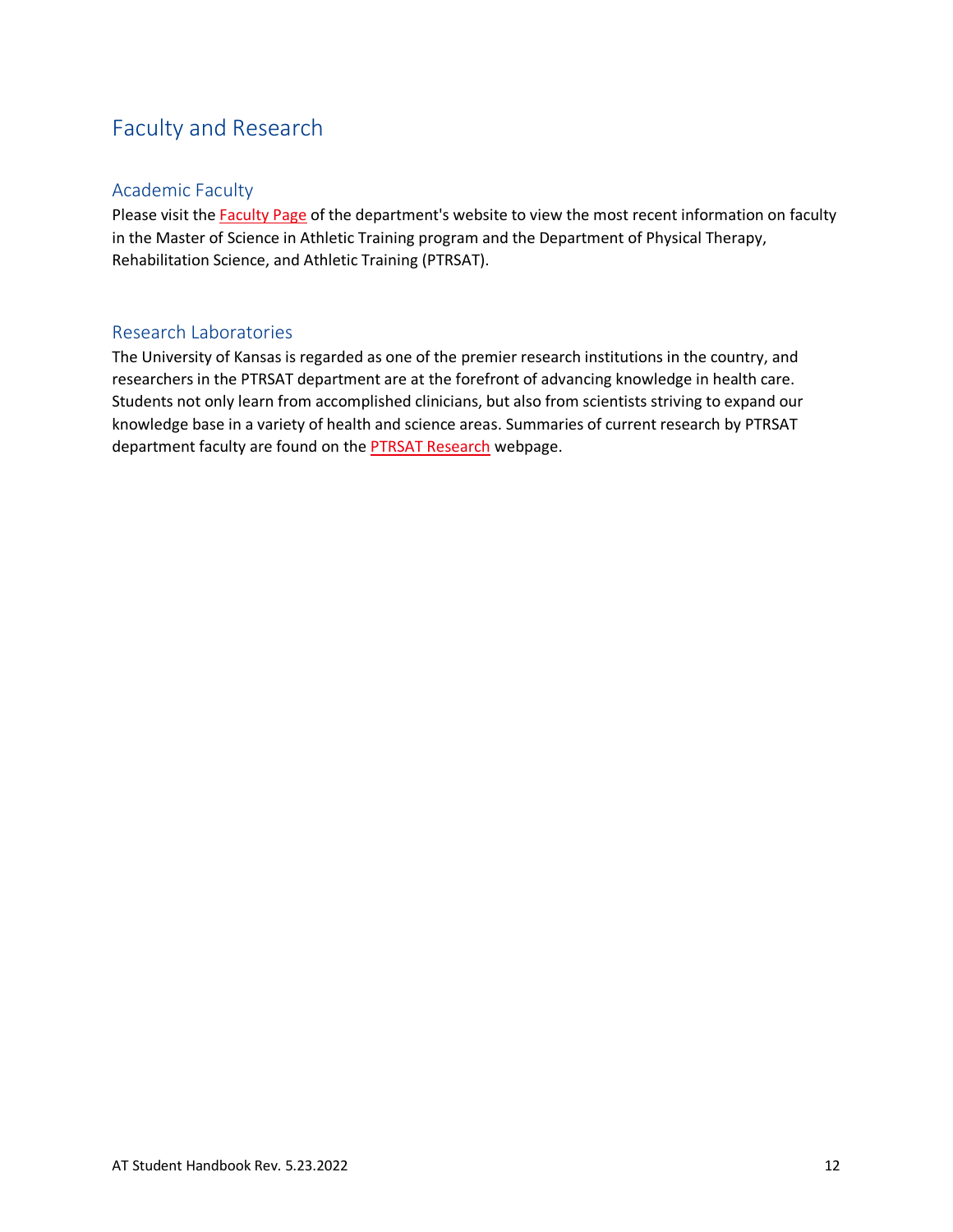# Faculty and Research

## Academic Faculty

Please visit the Faculty Page of the department's website to view the most recent information on faculty in the Master of Science in Athletic Training program and the Department of Physical Therapy, Rehabilitation Science, and Athletic Training (PTRSAT).

## Research Laboratories

The University of Kansas is regarded as one of the premier research institutions in the country, and researchers in the PTRSAT department are at the forefront of advancing knowledge in health care. Students not only learn from accomplished clinicians, but also from scientists striving to expand our knowledge base in a variety of health and science areas. Summaries of current research by PTRSAT department faculty are found on the PTRSAT Research webpage.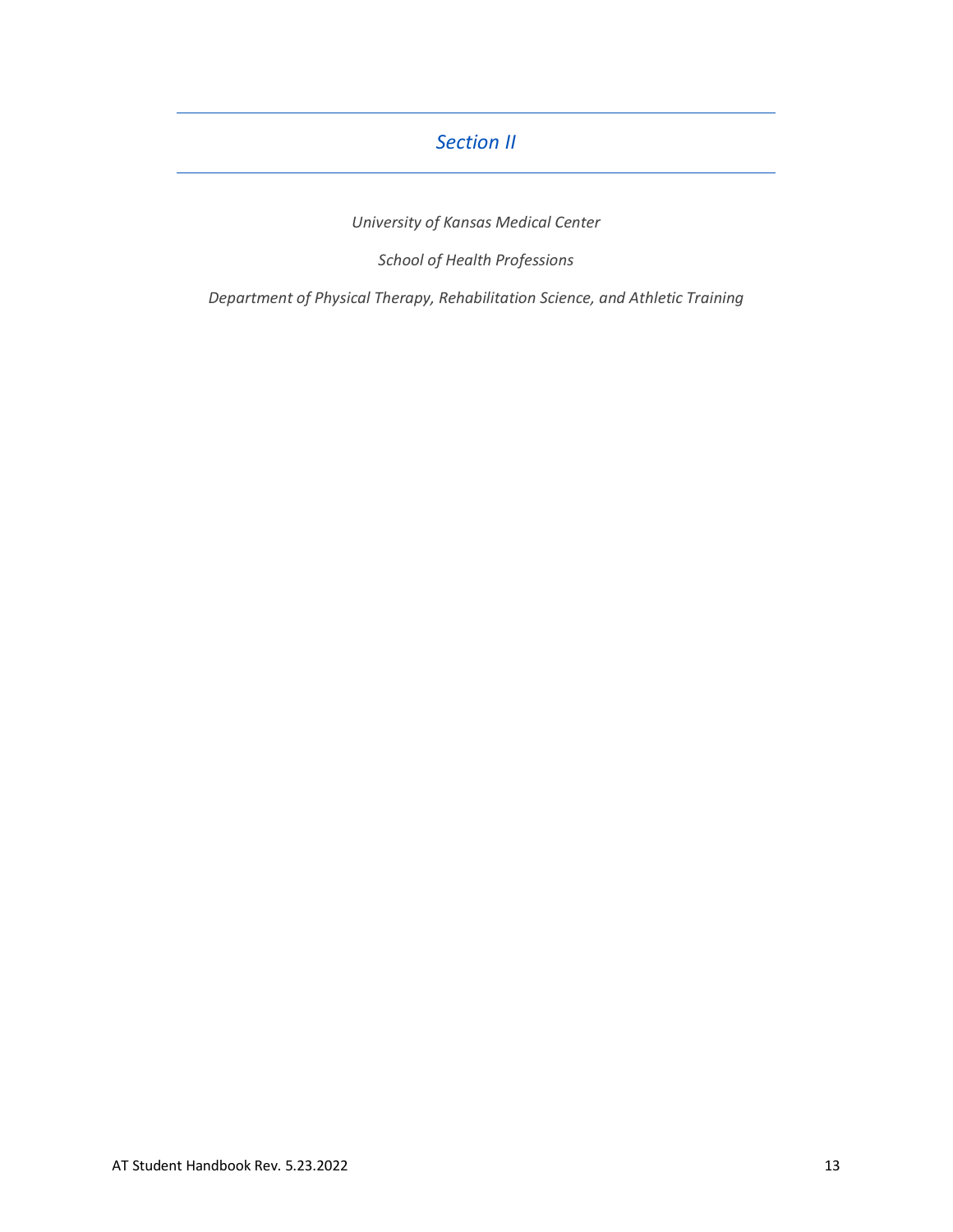# *Section II*

*University of Kansas Medical Center*

*School of Health Professions*

*Department of Physical Therapy, Rehabilitation Science, and Athletic Training*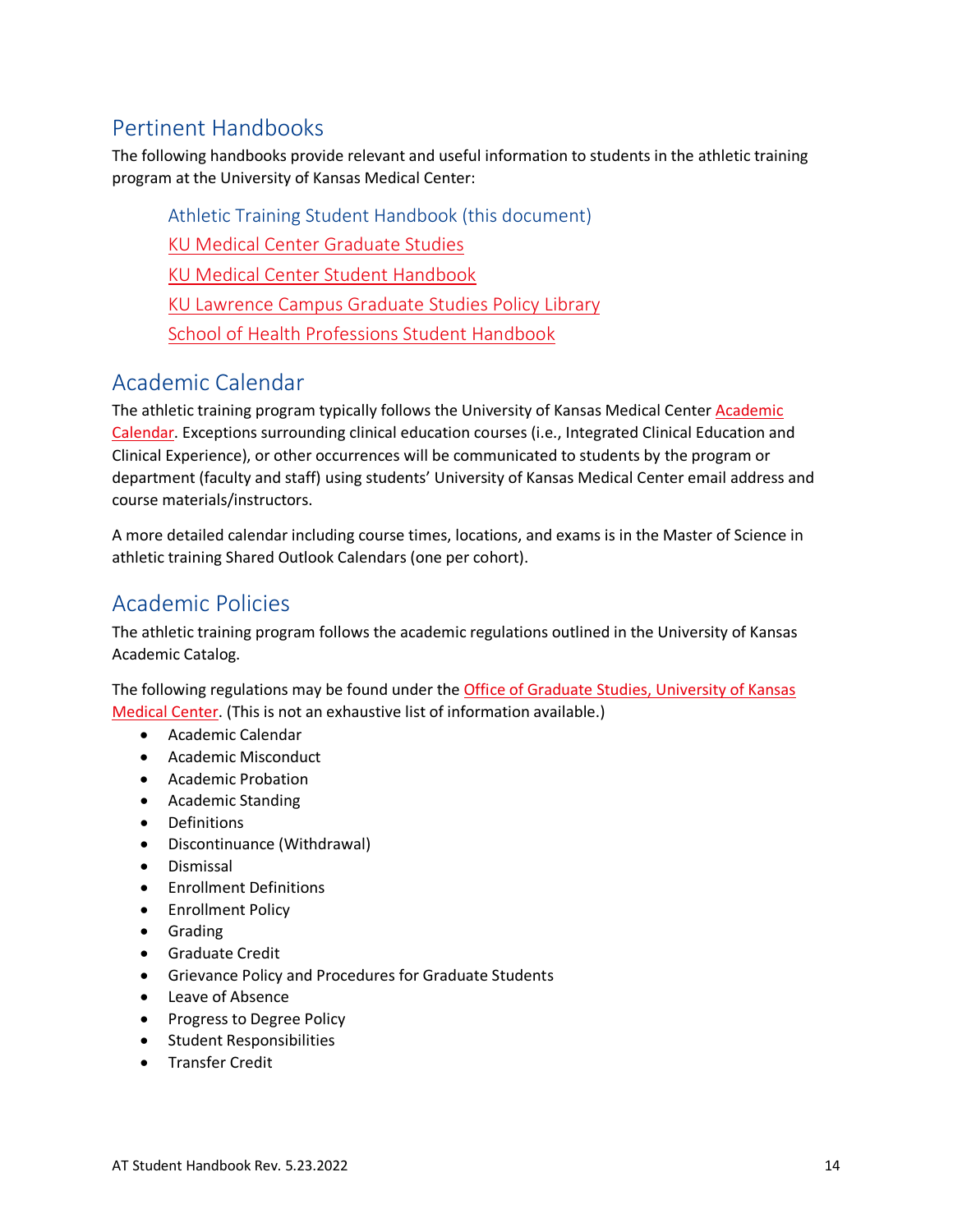## Pertinent Handbooks

The following handbooks provide relevant and useful information to students in the athletic training program at the University of Kansas Medical Center:

Athletic Training Student Handbook (this document)
KU Medical Center Graduate Studies
KU Medical Center Student Handbook
KU Lawrence Campus Graduate Studies Policy Library
School of Health Professions Student Handbook

## Academic Calendar

The athletic training program typically follows the University of Kansas Medical Center Academic Calendar. Exceptions surrounding clinical education courses (i.e., Integrated Clinical Education and Clinical Experience), or other occurrences will be communicated to students by the program or department (faculty and staff) using students' University of Kansas Medical Center email address and course materials/instructors.

A more detailed calendar including course times, locations, and exams is in the Master of Science in athletic training Shared Outlook Calendars (one per cohort).

## Academic Policies

The athletic training program follows the academic regulations outlined in the University of Kansas Academic Catalog.

The following regulations may be found under the Office of Graduate Studies, University of Kansas Medical Center. (This is not an exhaustive list of information available.)

- Academic Calendar
- Academic Misconduct
- Academic Probation
- Academic Standing
- Definitions
- Discontinuance (Withdrawal)
- Dismissal
- Enrollment Definitions
- Enrollment Policy
- Grading
- Graduate Credit
- Grievance Policy and Procedures for Graduate Students
- Leave of Absence
- Progress to Degree Policy
- Student Responsibilities
- Transfer Credit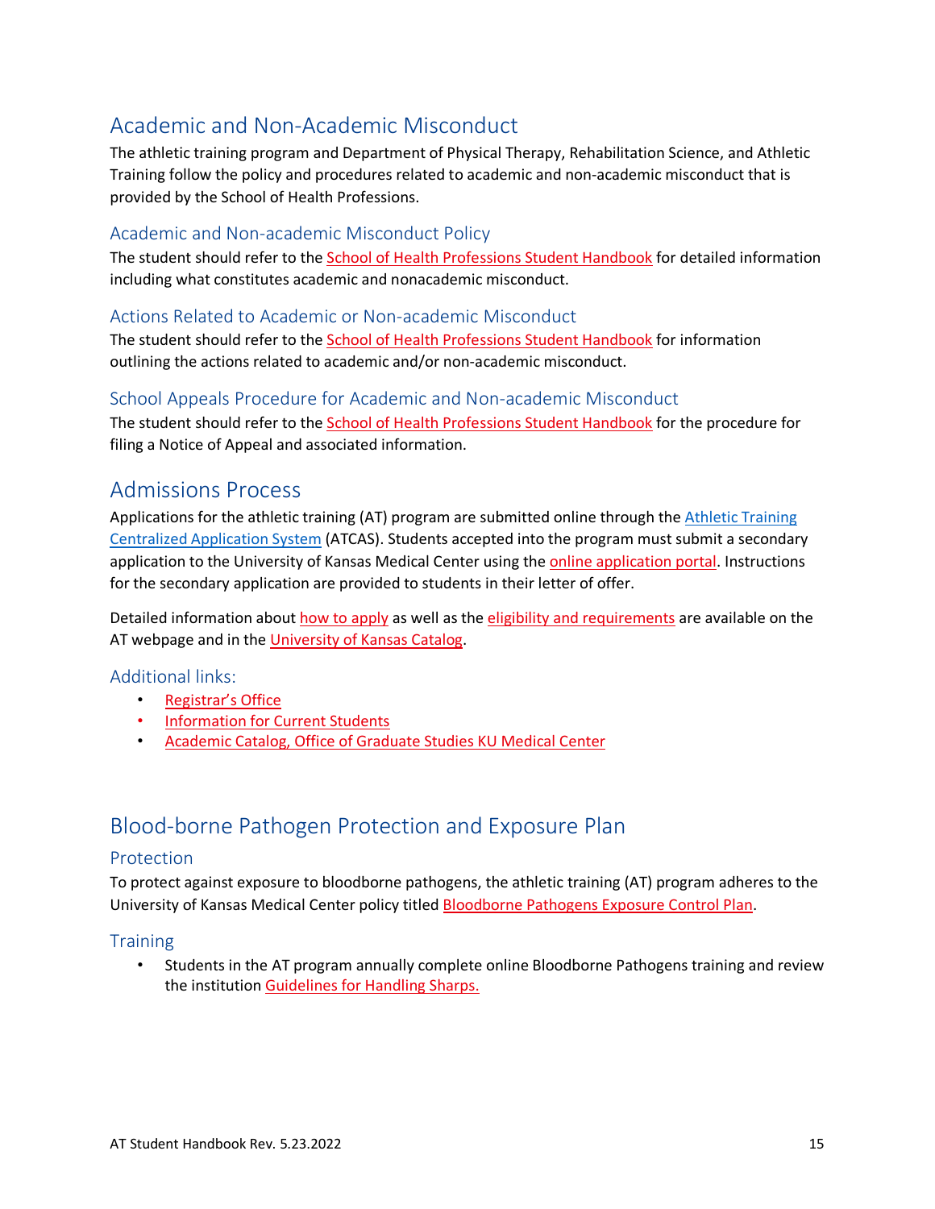# Academic and Non-Academic Misconduct

The athletic training program and Department of Physical Therapy, Rehabilitation Science, and Athletic Training follow the policy and procedures related to academic and non-academic misconduct that is provided by the School of Health Professions.

## Academic and Non-academic Misconduct Policy

The student should refer to the School of Health Professions Student Handbook for detailed information including what constitutes academic and nonacademic misconduct.

## Actions Related to Academic or Non-academic Misconduct

The student should refer to the School of Health Professions Student Handbook for information outlining the actions related to academic and/or non-academic misconduct.

## School Appeals Procedure for Academic and Non-academic Misconduct

The student should refer to the School of Health Professions Student Handbook for the procedure for filing a Notice of Appeal and associated information.

# Admissions Process

Applications for the athletic training (AT) program are submitted online through the Athletic Training Centralized Application System (ATCAS). Students accepted into the program must submit a secondary application to the University of Kansas Medical Center using the online application portal. Instructions for the secondary application are provided to students in their letter of offer.

Detailed information about how to apply as well as the eligibility and requirements are available on the AT webpage and in the University of Kansas Catalog.

## Additional links:

- Registrar's Office
- Information for Current Students
- Academic Catalog, Office of Graduate Studies KU Medical Center

# Blood-borne Pathogen Protection and Exposure Plan

## Protection

To protect against exposure to bloodborne pathogens, the athletic training (AT) program adheres to the University of Kansas Medical Center policy titled Bloodborne Pathogens Exposure Control Plan.

## Training

- Students in the AT program annually complete online Bloodborne Pathogens training and review the institution Guidelines for Handling Sharps.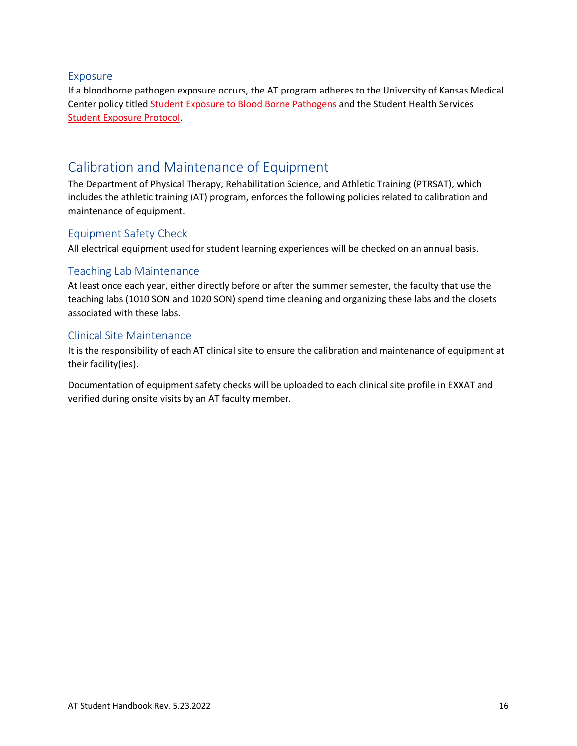### Exposure

If a bloodborne pathogen exposure occurs, the AT program adheres to the University of Kansas Medical Center policy titled Student Exposure to Blood Borne Pathogens and the Student Health Services Student Exposure Protocol.

## Calibration and Maintenance of Equipment

The Department of Physical Therapy, Rehabilitation Science, and Athletic Training (PTRSAT), which includes the athletic training (AT) program, enforces the following policies related to calibration and maintenance of equipment.

### Equipment Safety Check

All electrical equipment used for student learning experiences will be checked on an annual basis.

### Teaching Lab Maintenance

At least once each year, either directly before or after the summer semester, the faculty that use the teaching labs (1010 SON and 1020 SON) spend time cleaning and organizing these labs and the closets associated with these labs.

### Clinical Site Maintenance

It is the responsibility of each AT clinical site to ensure the calibration and maintenance of equipment at their facility(ies).

Documentation of equipment safety checks will be uploaded to each clinical site profile in EXXAT and verified during onsite visits by an AT faculty member.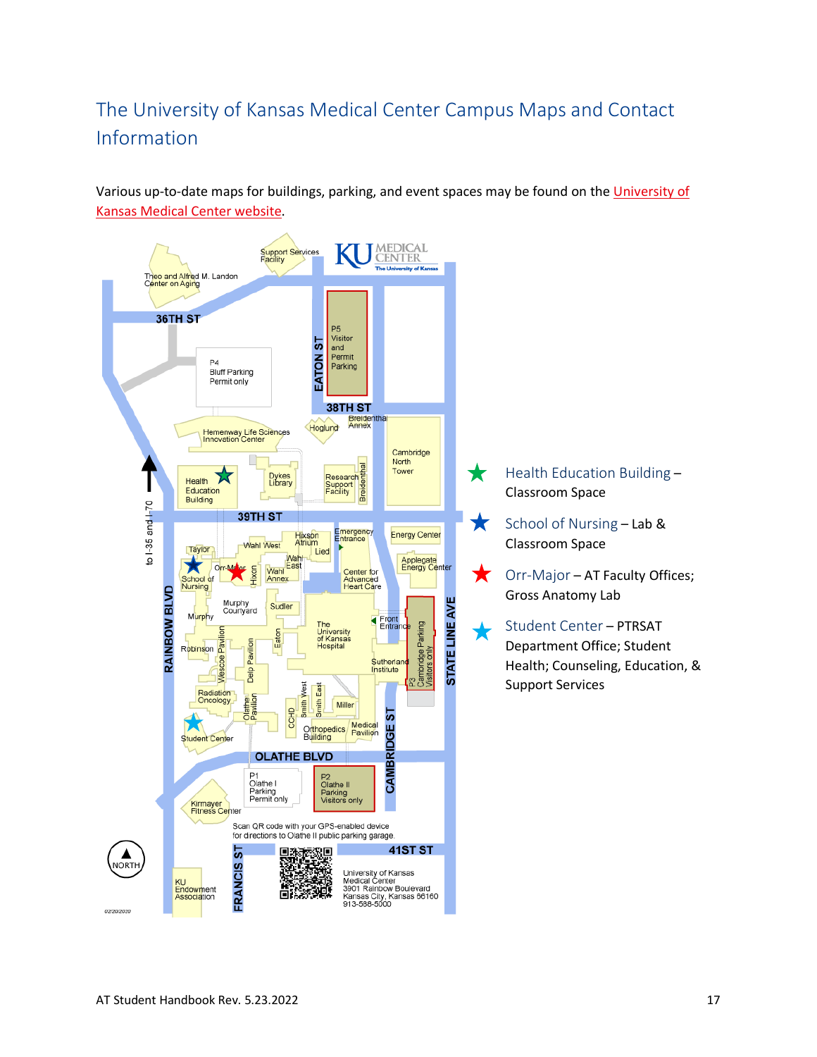# The University of Kansas Medical Center Campus Maps and Contact Information

Various up-to-date maps for buildings, parking, and event spaces may be found on the University of Kansas Medical Center website.

- Health Education Building – Classroom Space
- School of Nursing – Lab & Classroom Space
- Orr-Major – AT Faculty Offices; Gross Anatomy Lab
- Student Center – PTRSAT Department Office; Student Health; Counseling, Education, & Support Services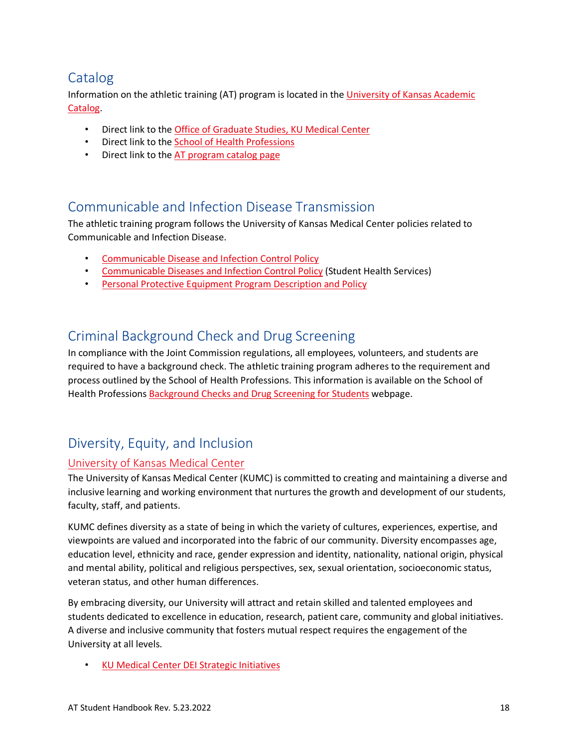## Catalog

Information on the athletic training (AT) program is located in the University of Kansas Academic Catalog.

- Direct link to the Office of Graduate Studies, KU Medical Center
- Direct link to the School of Health Professions
- Direct link to the AT program catalog page

## Communicable and Infection Disease Transmission

The athletic training program follows the University of Kansas Medical Center policies related to Communicable and Infection Disease.

- Communicable Disease and Infection Control Policy
- Communicable Diseases and Infection Control Policy (Student Health Services)
- Personal Protective Equipment Program Description and Policy

## Criminal Background Check and Drug Screening

In compliance with the Joint Commission regulations, all employees, volunteers, and students are required to have a background check. The athletic training program adheres to the requirement and process outlined by the School of Health Professions. This information is available on the School of Health Professions Background Checks and Drug Screening for Students webpage.

## Diversity, Equity, and Inclusion

### University of Kansas Medical Center

The University of Kansas Medical Center (KUMC) is committed to creating and maintaining a diverse and inclusive learning and working environment that nurtures the growth and development of our students, faculty, staff, and patients.

KUMC defines diversity as a state of being in which the variety of cultures, experiences, expertise, and viewpoints are valued and incorporated into the fabric of our community. Diversity encompasses age, education level, ethnicity and race, gender expression and identity, nationality, national origin, physical and mental ability, political and religious perspectives, sex, sexual orientation, socioeconomic status, veteran status, and other human differences.

By embracing diversity, our University will attract and retain skilled and talented employees and students dedicated to excellence in education, research, patient care, community and global initiatives. A diverse and inclusive community that fosters mutual respect requires the engagement of the University at all levels.

- KU Medical Center DEI Strategic Initiatives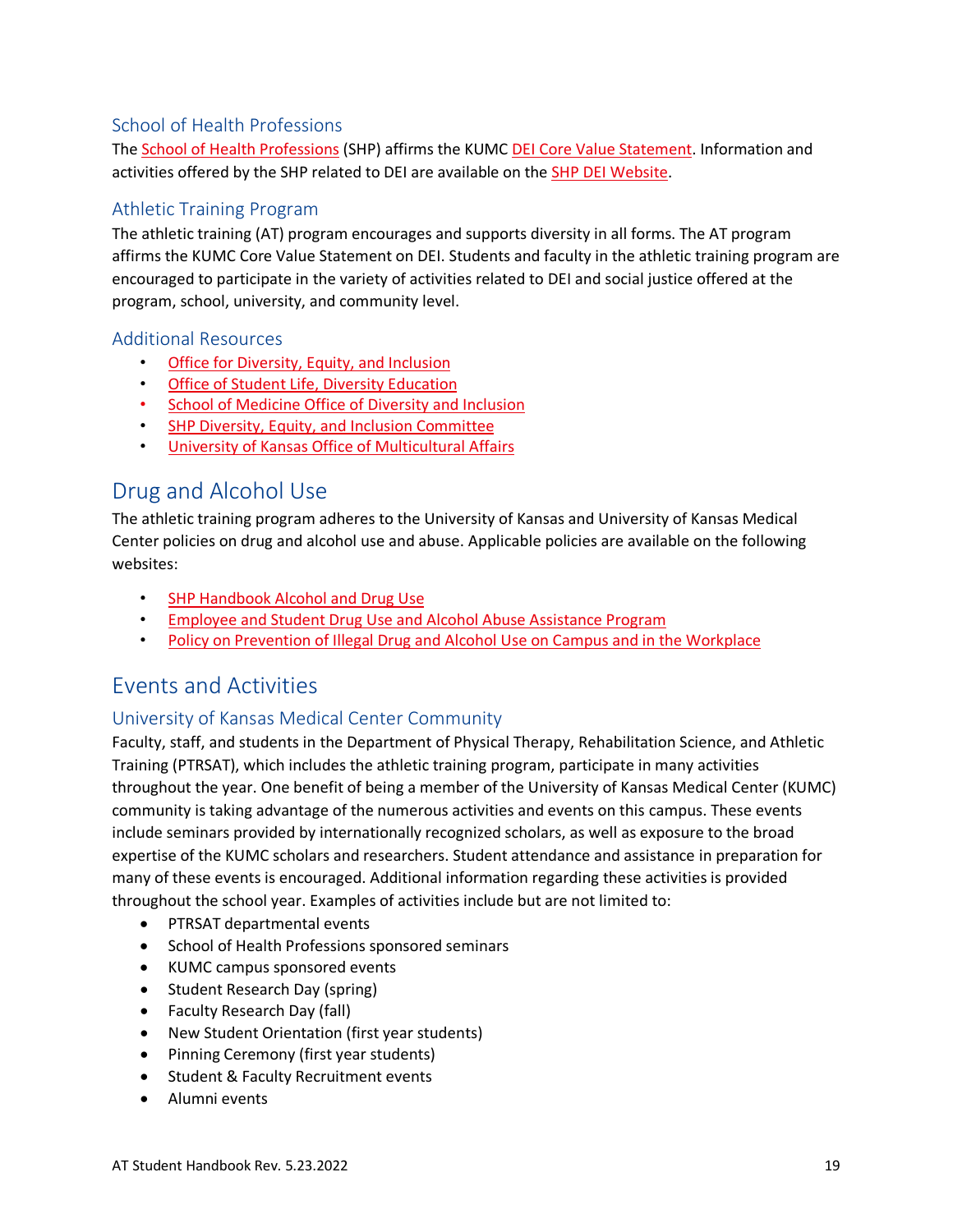### School of Health Professions

The School of Health Professions (SHP) affirms the KUMC DEI Core Value Statement. Information and activities offered by the SHP related to DEI are available on the SHP DEI Website.

### Athletic Training Program

The athletic training (AT) program encourages and supports diversity in all forms. The AT program affirms the KUMC Core Value Statement on DEI. Students and faculty in the athletic training program are encouraged to participate in the variety of activities related to DEI and social justice offered at the program, school, university, and community level.

### Additional Resources

- Office for Diversity, Equity, and Inclusion
- Office of Student Life, Diversity Education
- School of Medicine Office of Diversity and Inclusion
- SHP Diversity, Equity, and Inclusion Committee
- University of Kansas Office of Multicultural Affairs

## Drug and Alcohol Use

The athletic training program adheres to the University of Kansas and University of Kansas Medical Center policies on drug and alcohol use and abuse. Applicable policies are available on the following websites:

- SHP Handbook Alcohol and Drug Use
- Employee and Student Drug Use and Alcohol Abuse Assistance Program
- Policy on Prevention of Illegal Drug and Alcohol Use on Campus and in the Workplace

## Events and Activities

### University of Kansas Medical Center Community

Faculty, staff, and students in the Department of Physical Therapy, Rehabilitation Science, and Athletic Training (PTRSAT), which includes the athletic training program, participate in many activities throughout the year. One benefit of being a member of the University of Kansas Medical Center (KUMC) community is taking advantage of the numerous activities and events on this campus. These events include seminars provided by internationally recognized scholars, as well as exposure to the broad expertise of the KUMC scholars and researchers. Student attendance and assistance in preparation for many of these events is encouraged. Additional information regarding these activities is provided throughout the school year. Examples of activities include but are not limited to:

- PTRSAT departmental events
- School of Health Professions sponsored seminars
- KUMC campus sponsored events
- Student Research Day (spring)
- Faculty Research Day (fall)
- New Student Orientation (first year students)
- Pinning Ceremony (first year students)
- Student & Faculty Recruitment events
- Alumni events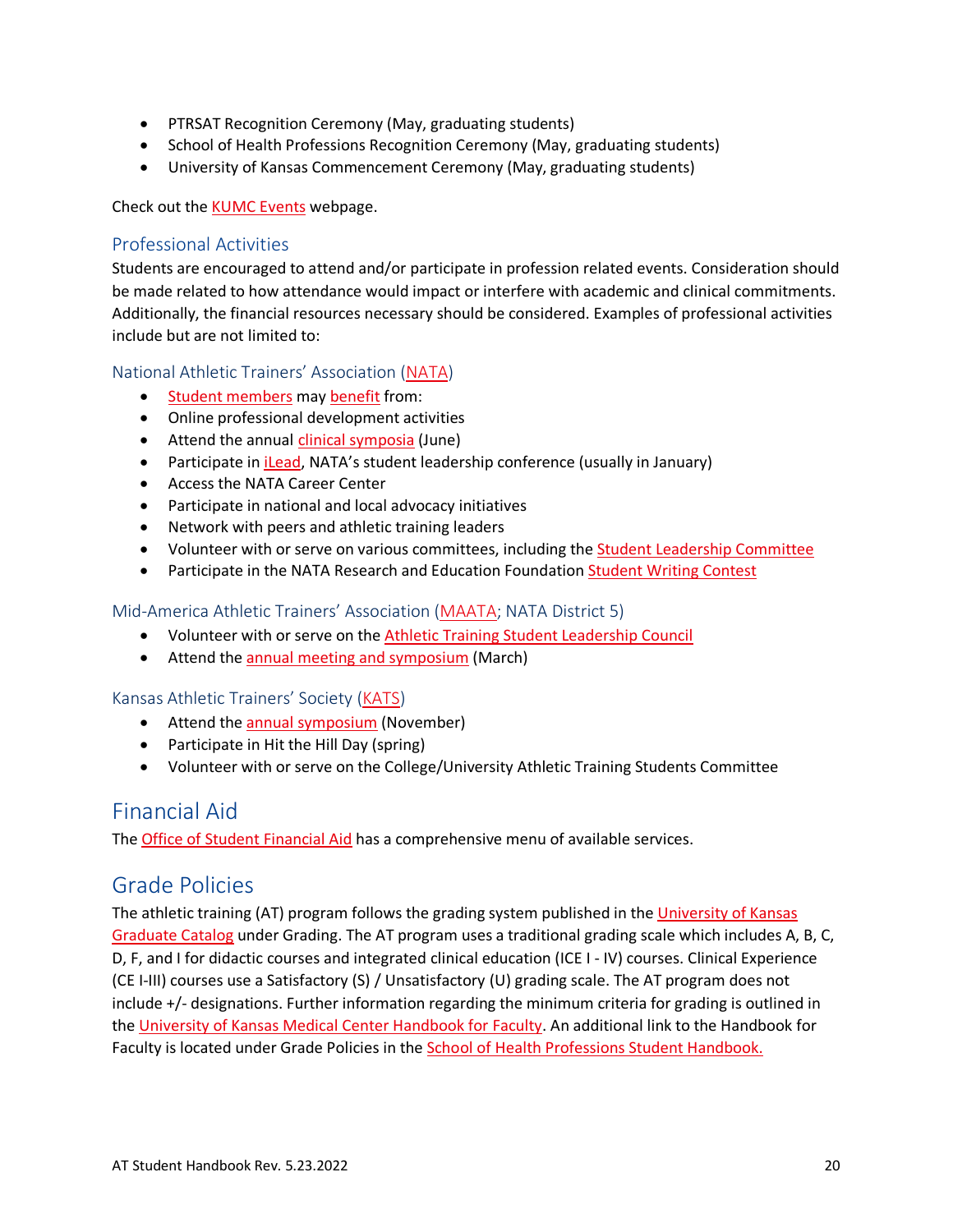- PTRSAT Recognition Ceremony (May, graduating students)
- School of Health Professions Recognition Ceremony (May, graduating students)
- University of Kansas Commencement Ceremony (May, graduating students)

Check out the KUMC Events webpage.

### Professional Activities

Students are encouraged to attend and/or participate in profession related events. Consideration should be made related to how attendance would impact or interfere with academic and clinical commitments. Additionally, the financial resources necessary should be considered. Examples of professional activities include but are not limited to:

#### National Athletic Trainers' Association (NATA)

- Student members may benefit from:
- Online professional development activities
- Attend the annual clinical symposia (June)
- Participate in iLead, NATA's student leadership conference (usually in January)
- Access the NATA Career Center
- Participate in national and local advocacy initiatives
- Network with peers and athletic training leaders
- Volunteer with or serve on various committees, including the Student Leadership Committee
- Participate in the NATA Research and Education Foundation Student Writing Contest

#### Mid-America Athletic Trainers' Association (MAATA; NATA District 5)

- Volunteer with or serve on the Athletic Training Student Leadership Council
- Attend the annual meeting and symposium (March)

#### Kansas Athletic Trainers' Society (KATS)

- Attend the annual symposium (November)
- Participate in Hit the Hill Day (spring)
- Volunteer with or serve on the College/University Athletic Training Students Committee

## Financial Aid

The Office of Student Financial Aid has a comprehensive menu of available services.

## Grade Policies

The athletic training (AT) program follows the grading system published in the University of Kansas Graduate Catalog under Grading. The AT program uses a traditional grading scale which includes A, B, C, D, F, and I for didactic courses and integrated clinical education (ICE I - IV) courses. Clinical Experience (CE I-III) courses use a Satisfactory (S) / Unsatisfactory (U) grading scale. The AT program does not include +/- designations. Further information regarding the minimum criteria for grading is outlined in the University of Kansas Medical Center Handbook for Faculty. An additional link to the Handbook for Faculty is located under Grade Policies in the School of Health Professions Student Handbook.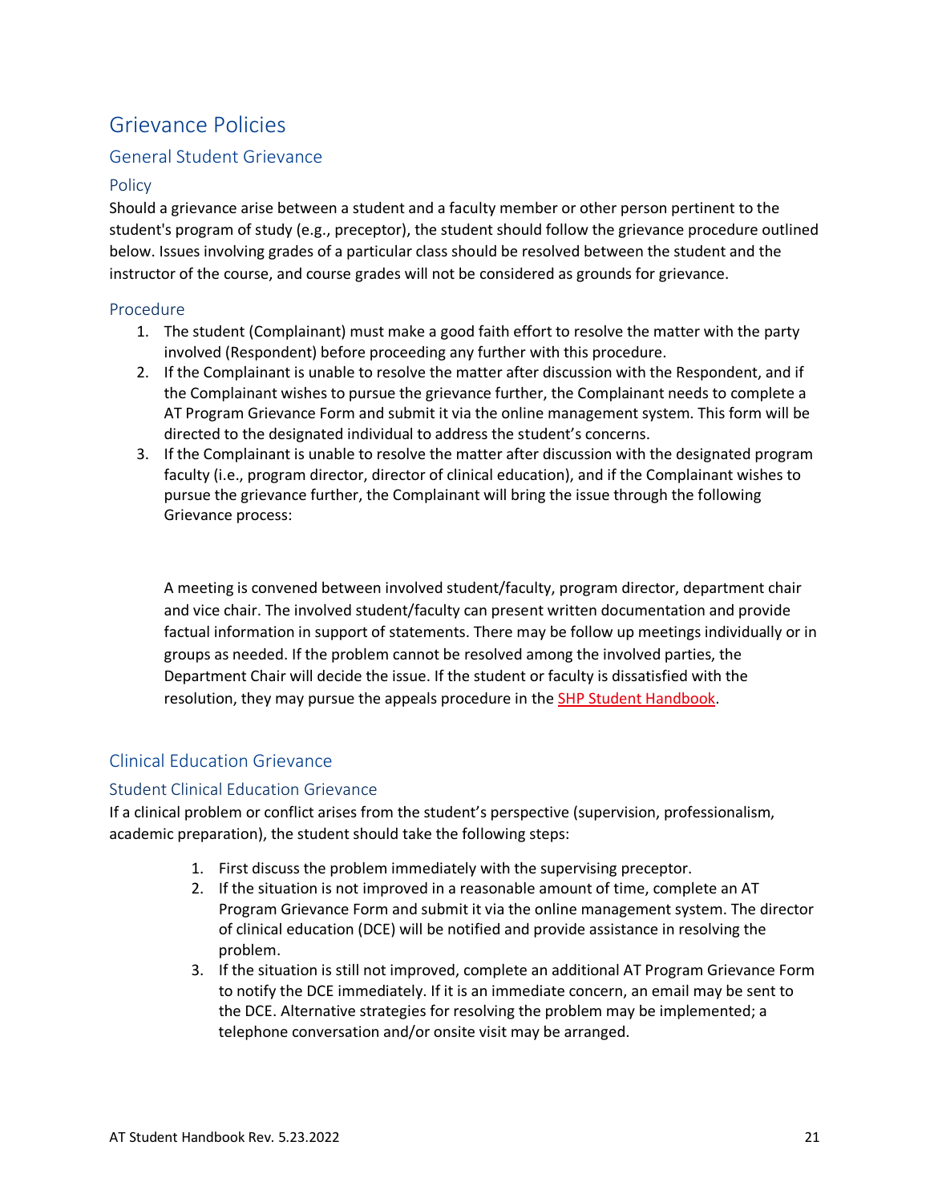# Grievance Policies

## General Student Grievance

### Policy

Should a grievance arise between a student and a faculty member or other person pertinent to the student's program of study (e.g., preceptor), the student should follow the grievance procedure outlined below. Issues involving grades of a particular class should be resolved between the student and the instructor of the course, and course grades will not be considered as grounds for grievance.

### Procedure

1. The student (Complainant) must make a good faith effort to resolve the matter with the party involved (Respondent) before proceeding any further with this procedure.
2. If the Complainant is unable to resolve the matter after discussion with the Respondent, and if the Complainant wishes to pursue the grievance further, the Complainant needs to complete a AT Program Grievance Form and submit it via the online management system. This form will be directed to the designated individual to address the student's concerns.
3. If the Complainant is unable to resolve the matter after discussion with the designated program faculty (i.e., program director, director of clinical education), and if the Complainant wishes to pursue the grievance further, the Complainant will bring the issue through the following Grievance process:

   A meeting is convened between involved student/faculty, program director, department chair and vice chair. The involved student/faculty can present written documentation and provide factual information in support of statements. There may be follow up meetings individually or in groups as needed. If the problem cannot be resolved among the involved parties, the Department Chair will decide the issue. If the student or faculty is dissatisfied with the resolution, they may pursue the appeals procedure in the SHP Student Handbook.

## Clinical Education Grievance

### Student Clinical Education Grievance

If a clinical problem or conflict arises from the student's perspective (supervision, professionalism, academic preparation), the student should take the following steps:

1. First discuss the problem immediately with the supervising preceptor.
2. If the situation is not improved in a reasonable amount of time, complete an AT Program Grievance Form and submit it via the online management system. The director of clinical education (DCE) will be notified and provide assistance in resolving the problem.
3. If the situation is still not improved, complete an additional AT Program Grievance Form to notify the DCE immediately. If it is an immediate concern, an email may be sent to the DCE. Alternative strategies for resolving the problem may be implemented; a telephone conversation and/or onsite visit may be arranged.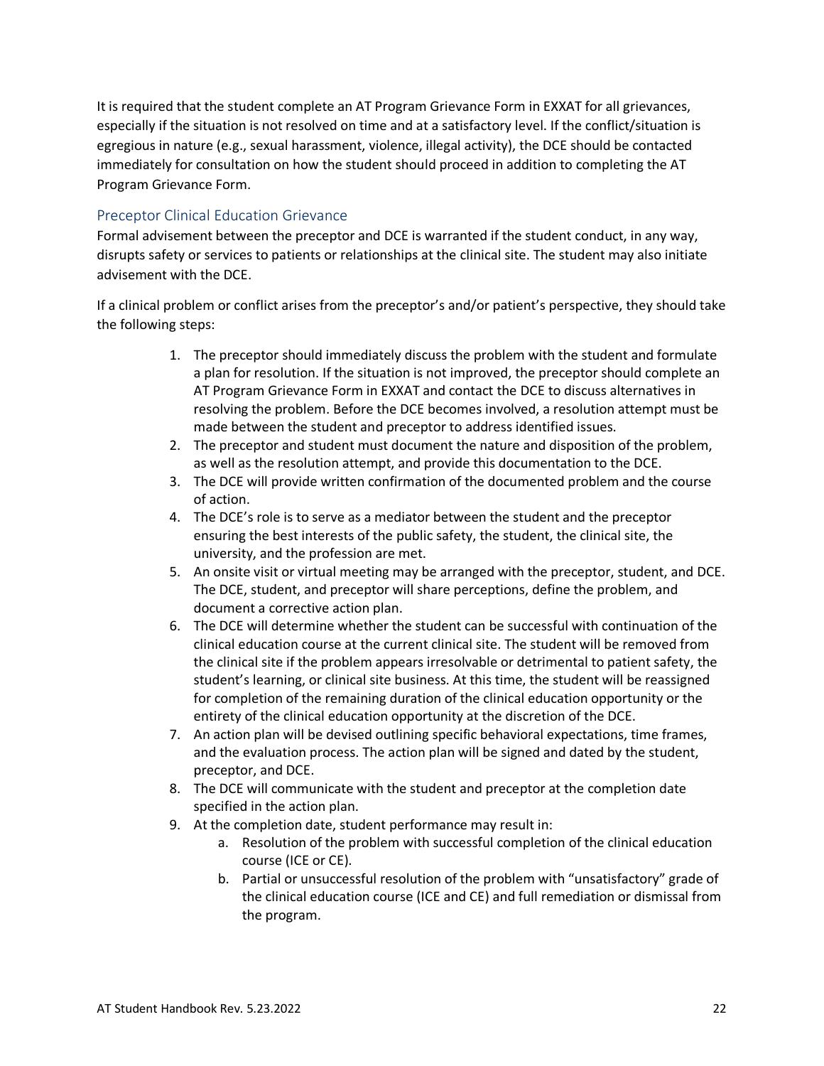It is required that the student complete an AT Program Grievance Form in EXXAT for all grievances, especially if the situation is not resolved on time and at a satisfactory level. If the conflict/situation is egregious in nature (e.g., sexual harassment, violence, illegal activity), the DCE should be contacted immediately for consultation on how the student should proceed in addition to completing the AT Program Grievance Form.

### Preceptor Clinical Education Grievance

Formal advisement between the preceptor and DCE is warranted if the student conduct, in any way, disrupts safety or services to patients or relationships at the clinical site. The student may also initiate advisement with the DCE.

If a clinical problem or conflict arises from the preceptor's and/or patient's perspective, they should take the following steps:

1. The preceptor should immediately discuss the problem with the student and formulate a plan for resolution. If the situation is not improved, the preceptor should complete an AT Program Grievance Form in EXXAT and contact the DCE to discuss alternatives in resolving the problem. Before the DCE becomes involved, a resolution attempt must be made between the student and preceptor to address identified issues.
2. The preceptor and student must document the nature and disposition of the problem, as well as the resolution attempt, and provide this documentation to the DCE.
3. The DCE will provide written confirmation of the documented problem and the course of action.
4. The DCE's role is to serve as a mediator between the student and the preceptor ensuring the best interests of the public safety, the student, the clinical site, the university, and the profession are met.
5. An onsite visit or virtual meeting may be arranged with the preceptor, student, and DCE. The DCE, student, and preceptor will share perceptions, define the problem, and document a corrective action plan.
6. The DCE will determine whether the student can be successful with continuation of the clinical education course at the current clinical site. The student will be removed from the clinical site if the problem appears irresolvable or detrimental to patient safety, the student's learning, or clinical site business. At this time, the student will be reassigned for completion of the remaining duration of the clinical education opportunity or the entirety of the clinical education opportunity at the discretion of the DCE.
7. An action plan will be devised outlining specific behavioral expectations, time frames, and the evaluation process. The action plan will be signed and dated by the student, preceptor, and DCE.
8. The DCE will communicate with the student and preceptor at the completion date specified in the action plan.
9. At the completion date, student performance may result in:
    a. Resolution of the problem with successful completion of the clinical education course (ICE or CE).
    b. Partial or unsuccessful resolution of the problem with "unsatisfactory" grade of the clinical education course (ICE and CE) and full remediation or dismissal from the program.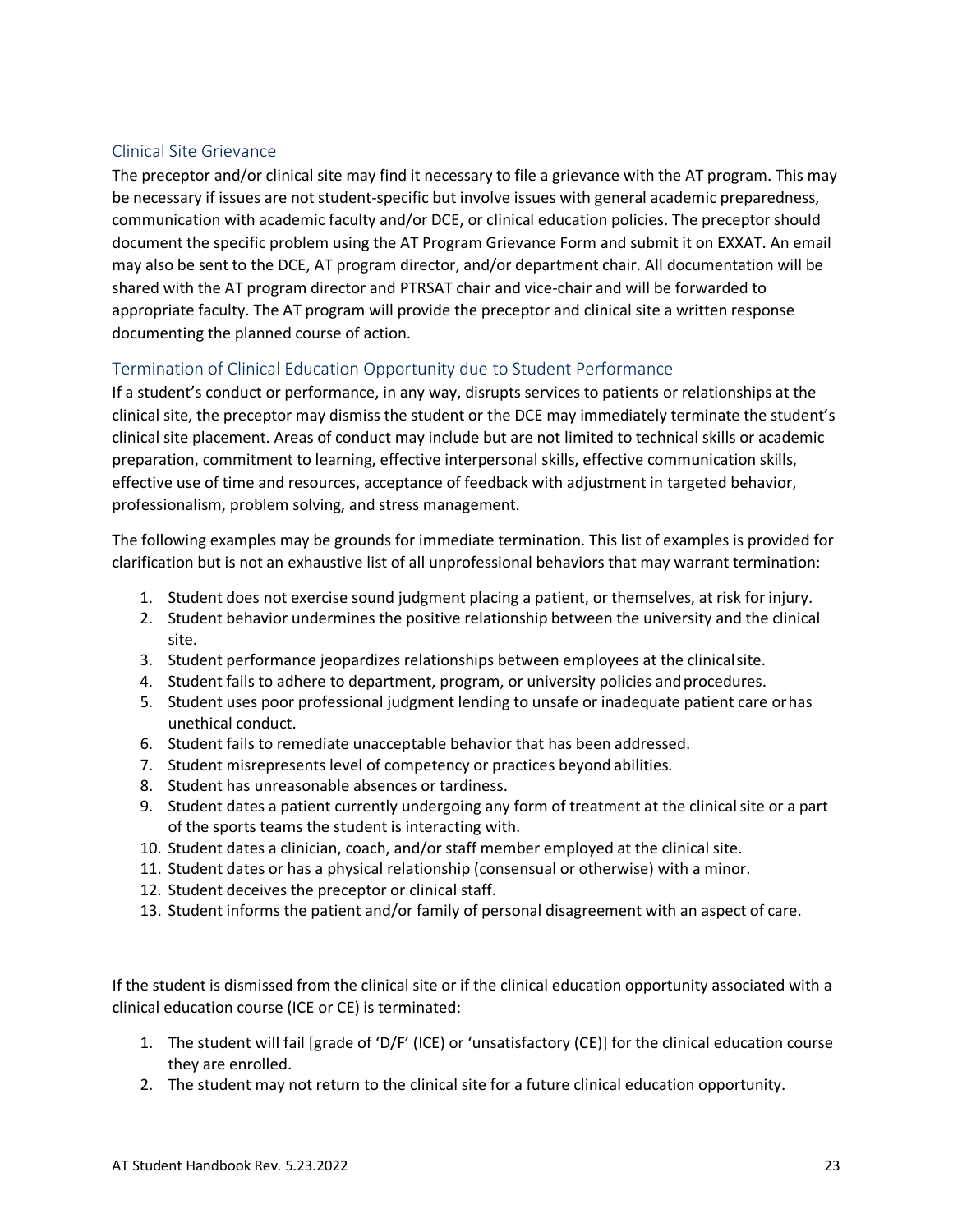## Clinical Site Grievance

The preceptor and/or clinical site may find it necessary to file a grievance with the AT program. This may be necessary if issues are not student-specific but involve issues with general academic preparedness, communication with academic faculty and/or DCE, or clinical education policies. The preceptor should document the specific problem using the AT Program Grievance Form and submit it on EXXAT. An email may also be sent to the DCE, AT program director, and/or department chair. All documentation will be shared with the AT program director and PTRSAT chair and vice-chair and will be forwarded to appropriate faculty. The AT program will provide the preceptor and clinical site a written response documenting the planned course of action.

## Termination of Clinical Education Opportunity due to Student Performance

If a student's conduct or performance, in any way, disrupts services to patients or relationships at the clinical site, the preceptor may dismiss the student or the DCE may immediately terminate the student's clinical site placement. Areas of conduct may include but are not limited to technical skills or academic preparation, commitment to learning, effective interpersonal skills, effective communication skills, effective use of time and resources, acceptance of feedback with adjustment in targeted behavior, professionalism, problem solving, and stress management.

The following examples may be grounds for immediate termination. This list of examples is provided for clarification but is not an exhaustive list of all unprofessional behaviors that may warrant termination:

1. Student does not exercise sound judgment placing a patient, or themselves, at risk for injury.
2. Student behavior undermines the positive relationship between the university and the clinical site.
3. Student performance jeopardizes relationships between employees at the clinical site.
4. Student fails to adhere to department, program, or university policies and procedures.
5. Student uses poor professional judgment lending to unsafe or inadequate patient care or has unethical conduct.
6. Student fails to remediate unacceptable behavior that has been addressed.
7. Student misrepresents level of competency or practices beyond abilities.
8. Student has unreasonable absences or tardiness.
9. Student dates a patient currently undergoing any form of treatment at the clinical site or a part of the sports teams the student is interacting with.
10. Student dates a clinician, coach, and/or staff member employed at the clinical site.
11. Student dates or has a physical relationship (consensual or otherwise) with a minor.
12. Student deceives the preceptor or clinical staff.
13. Student informs the patient and/or family of personal disagreement with an aspect of care.

If the student is dismissed from the clinical site or if the clinical education opportunity associated with a clinical education course (ICE or CE) is terminated:

1. The student will fail [grade of 'D/F' (ICE) or 'unsatisfactory (CE)] for the clinical education course they are enrolled.
2. The student may not return to the clinical site for a future clinical education opportunity.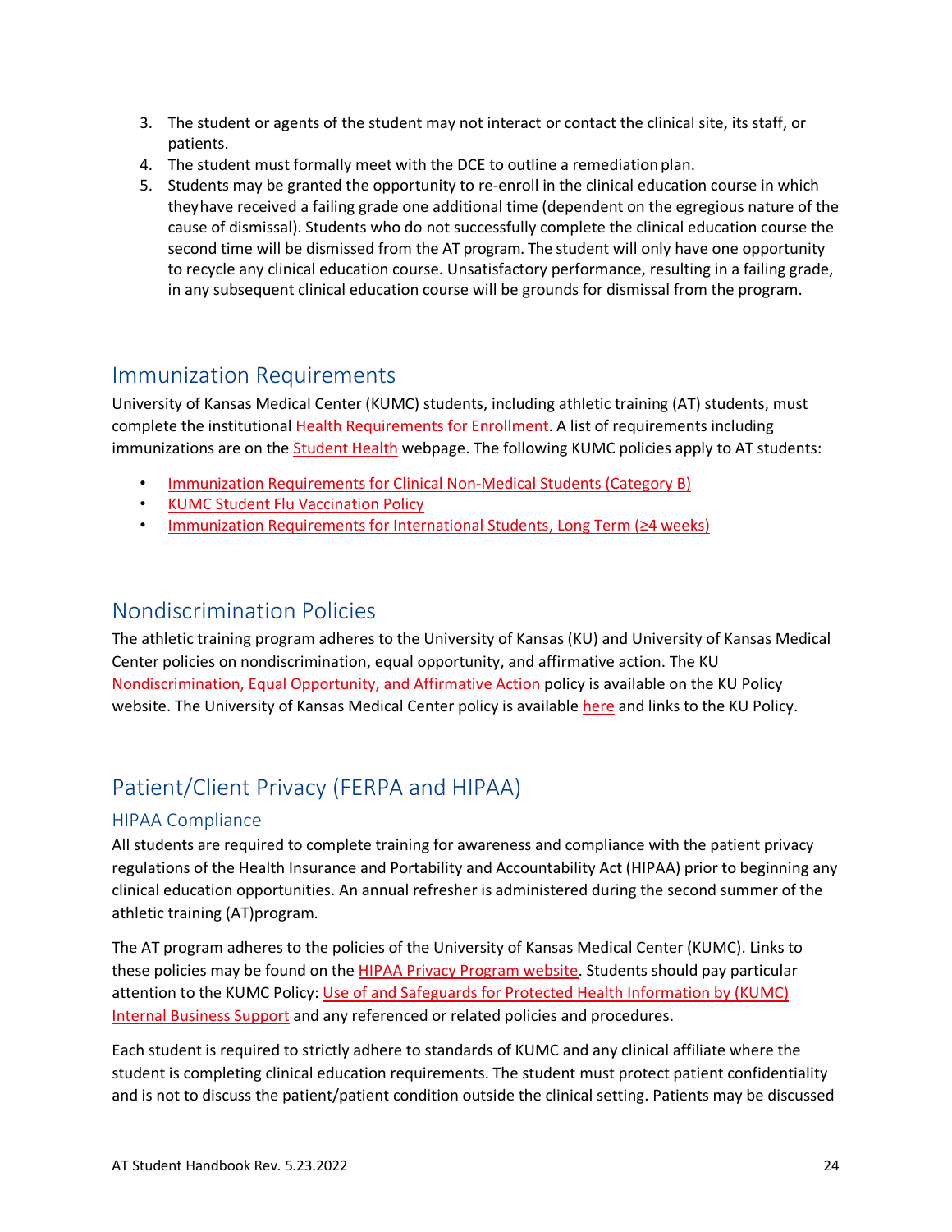3. The student or agents of the student may not interact or contact the clinical site, its staff, or patients.
4. The student must formally meet with the DCE to outline a remediation plan.
5. Students may be granted the opportunity to re-enroll in the clinical education course in which theyhave received a failing grade one additional time (dependent on the egregious nature of the cause of dismissal). Students who do not successfully complete the clinical education course the second time will be dismissed from the AT program. The student will only have one opportunity to recycle any clinical education course. Unsatisfactory performance, resulting in a failing grade, in any subsequent clinical education course will be grounds for dismissal from the program.

## Immunization Requirements

University of Kansas Medical Center (KUMC) students, including athletic training (AT) students, must complete the institutional Health Requirements for Enrollment. A list of requirements including immunizations are on the Student Health webpage. The following KUMC policies apply to AT students:

- Immunization Requirements for Clinical Non-Medical Students (Category B)
- KUMC Student Flu Vaccination Policy
- Immunization Requirements for International Students, Long Term (≥4 weeks)

## Nondiscrimination Policies

The athletic training program adheres to the University of Kansas (KU) and University of Kansas Medical Center policies on nondiscrimination, equal opportunity, and affirmative action. The KU Nondiscrimination, Equal Opportunity, and Affirmative Action policy is available on the KU Policy website. The University of Kansas Medical Center policy is available here and links to the KU Policy.

## Patient/Client Privacy (FERPA and HIPAA)

### HIPAA Compliance

All students are required to complete training for awareness and compliance with the patient privacy regulations of the Health Insurance and Portability and Accountability Act (HIPAA) prior to beginning any clinical education opportunities. An annual refresher is administered during the second summer of the athletic training (AT)program.

The AT program adheres to the policies of the University of Kansas Medical Center (KUMC). Links to these policies may be found on the HIPAA Privacy Program website. Students should pay particular attention to the KUMC Policy: Use of and Safeguards for Protected Health Information by (KUMC) Internal Business Support and any referenced or related policies and procedures.

Each student is required to strictly adhere to standards of KUMC and any clinical affiliate where the student is completing clinical education requirements. The student must protect patient confidentiality and is not to discuss the patient/patient condition outside the clinical setting. Patients may be discussed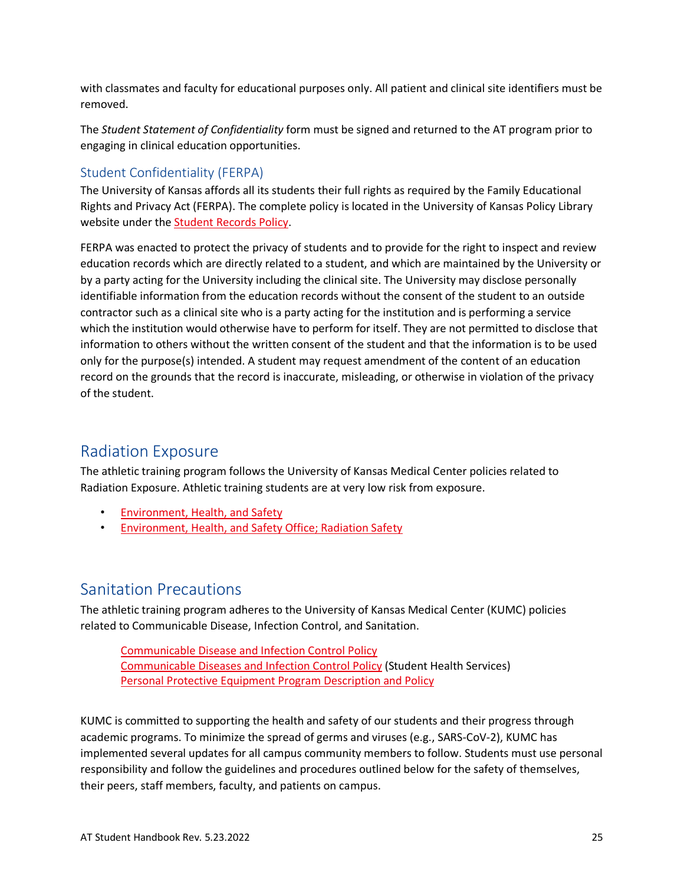with classmates and faculty for educational purposes only. All patient and clinical site identifiers must be removed.

The *Student Statement of Confidentiality* form must be signed and returned to the AT program prior to engaging in clinical education opportunities.

### Student Confidentiality (FERPA)

The University of Kansas affords all its students their full rights as required by the Family Educational Rights and Privacy Act (FERPA). The complete policy is located in the University of Kansas Policy Library website under the Student Records Policy.

FERPA was enacted to protect the privacy of students and to provide for the right to inspect and review education records which are directly related to a student, and which are maintained by the University or by a party acting for the University including the clinical site. The University may disclose personally identifiable information from the education records without the consent of the student to an outside contractor such as a clinical site who is a party acting for the institution and is performing a service which the institution would otherwise have to perform for itself. They are not permitted to disclose that information to others without the written consent of the student and that the information is to be used only for the purpose(s) intended. A student may request amendment of the content of an education record on the grounds that the record is inaccurate, misleading, or otherwise in violation of the privacy of the student.

## Radiation Exposure

The athletic training program follows the University of Kansas Medical Center policies related to Radiation Exposure. Athletic training students are at very low risk from exposure.

- Environment, Health, and Safety
- Environment, Health, and Safety Office; Radiation Safety

## Sanitation Precautions

The athletic training program adheres to the University of Kansas Medical Center (KUMC) policies related to Communicable Disease, Infection Control, and Sanitation.

Communicable Disease and Infection Control Policy
Communicable Diseases and Infection Control Policy (Student Health Services)
Personal Protective Equipment Program Description and Policy

KUMC is committed to supporting the health and safety of our students and their progress through academic programs. To minimize the spread of germs and viruses (e.g., SARS-CoV-2), KUMC has implemented several updates for all campus community members to follow. Students must use personal responsibility and follow the guidelines and procedures outlined below for the safety of themselves, their peers, staff members, faculty, and patients on campus.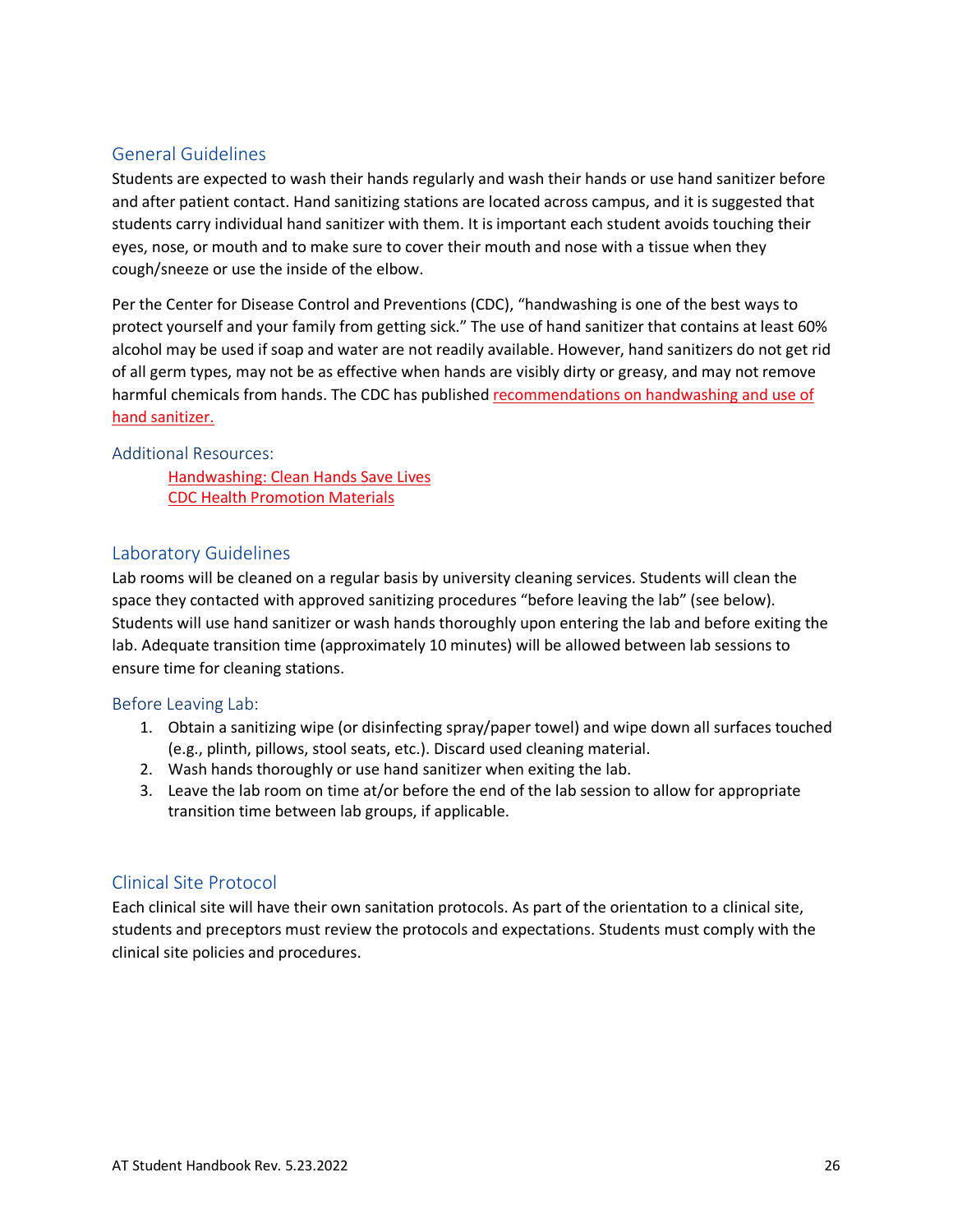## General Guidelines

Students are expected to wash their hands regularly and wash their hands or use hand sanitizer before and after patient contact. Hand sanitizing stations are located across campus, and it is suggested that students carry individual hand sanitizer with them. It is important each student avoids touching their eyes, nose, or mouth and to make sure to cover their mouth and nose with a tissue when they cough/sneeze or use the inside of the elbow.

Per the Center for Disease Control and Preventions (CDC), "handwashing is one of the best ways to protect yourself and your family from getting sick." The use of hand sanitizer that contains at least 60% alcohol may be used if soap and water are not readily available. However, hand sanitizers do not get rid of all germ types, may not be as effective when hands are visibly dirty or greasy, and may not remove harmful chemicals from hands. The CDC has published recommendations on handwashing and use of hand sanitizer.

### Additional Resources:

Handwashing: Clean Hands Save Lives
CDC Health Promotion Materials

## Laboratory Guidelines

Lab rooms will be cleaned on a regular basis by university cleaning services. Students will clean the space they contacted with approved sanitizing procedures "before leaving the lab" (see below). Students will use hand sanitizer or wash hands thoroughly upon entering the lab and before exiting the lab. Adequate transition time (approximately 10 minutes) will be allowed between lab sessions to ensure time for cleaning stations.

### Before Leaving Lab:

1. Obtain a sanitizing wipe (or disinfecting spray/paper towel) and wipe down all surfaces touched (e.g., plinth, pillows, stool seats, etc.). Discard used cleaning material.
2. Wash hands thoroughly or use hand sanitizer when exiting the lab.
3. Leave the lab room on time at/or before the end of the lab session to allow for appropriate transition time between lab groups, if applicable.

## Clinical Site Protocol

Each clinical site will have their own sanitation protocols. As part of the orientation to a clinical site, students and preceptors must review the protocols and expectations. Students must comply with the clinical site policies and procedures.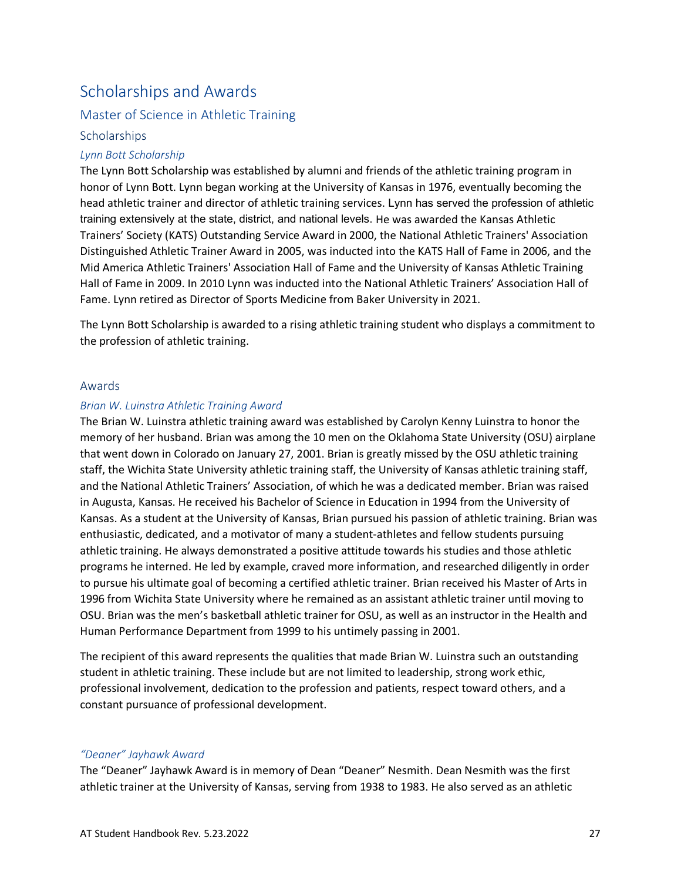# Scholarships and Awards

## Master of Science in Athletic Training

### Scholarships

#### *Lynn Bott Scholarship*

The Lynn Bott Scholarship was established by alumni and friends of the athletic training program in honor of Lynn Bott. Lynn began working at the University of Kansas in 1976, eventually becoming the head athletic trainer and director of athletic training services. Lynn has served the profession of athletic training extensively at the state, district, and national levels. He was awarded the Kansas Athletic Trainers' Society (KATS) Outstanding Service Award in 2000, the National Athletic Trainers' Association Distinguished Athletic Trainer Award in 2005, was inducted into the KATS Hall of Fame in 2006, and the Mid America Athletic Trainers' Association Hall of Fame and the University of Kansas Athletic Training Hall of Fame in 2009. In 2010 Lynn was inducted into the National Athletic Trainers' Association Hall of Fame. Lynn retired as Director of Sports Medicine from Baker University in 2021.

The Lynn Bott Scholarship is awarded to a rising athletic training student who displays a commitment to the profession of athletic training.

### Awards

#### *Brian W. Luinstra Athletic Training Award*

The Brian W. Luinstra athletic training award was established by Carolyn Kenny Luinstra to honor the memory of her husband. Brian was among the 10 men on the Oklahoma State University (OSU) airplane that went down in Colorado on January 27, 2001. Brian is greatly missed by the OSU athletic training staff, the Wichita State University athletic training staff, the University of Kansas athletic training staff, and the National Athletic Trainers' Association, of which he was a dedicated member. Brian was raised in Augusta, Kansas. He received his Bachelor of Science in Education in 1994 from the University of Kansas. As a student at the University of Kansas, Brian pursued his passion of athletic training. Brian was enthusiastic, dedicated, and a motivator of many a student-athletes and fellow students pursuing athletic training. He always demonstrated a positive attitude towards his studies and those athletic programs he interned. He led by example, craved more information, and researched diligently in order to pursue his ultimate goal of becoming a certified athletic trainer. Brian received his Master of Arts in 1996 from Wichita State University where he remained as an assistant athletic trainer until moving to OSU. Brian was the men's basketball athletic trainer for OSU, as well as an instructor in the Health and Human Performance Department from 1999 to his untimely passing in 2001.

The recipient of this award represents the qualities that made Brian W. Luinstra such an outstanding student in athletic training. These include but are not limited to leadership, strong work ethic, professional involvement, dedication to the profession and patients, respect toward others, and a constant pursuance of professional development.

#### *"Deaner" Jayhawk Award*

The "Deaner" Jayhawk Award is in memory of Dean "Deaner" Nesmith. Dean Nesmith was the first athletic trainer at the University of Kansas, serving from 1938 to 1983. He also served as an athletic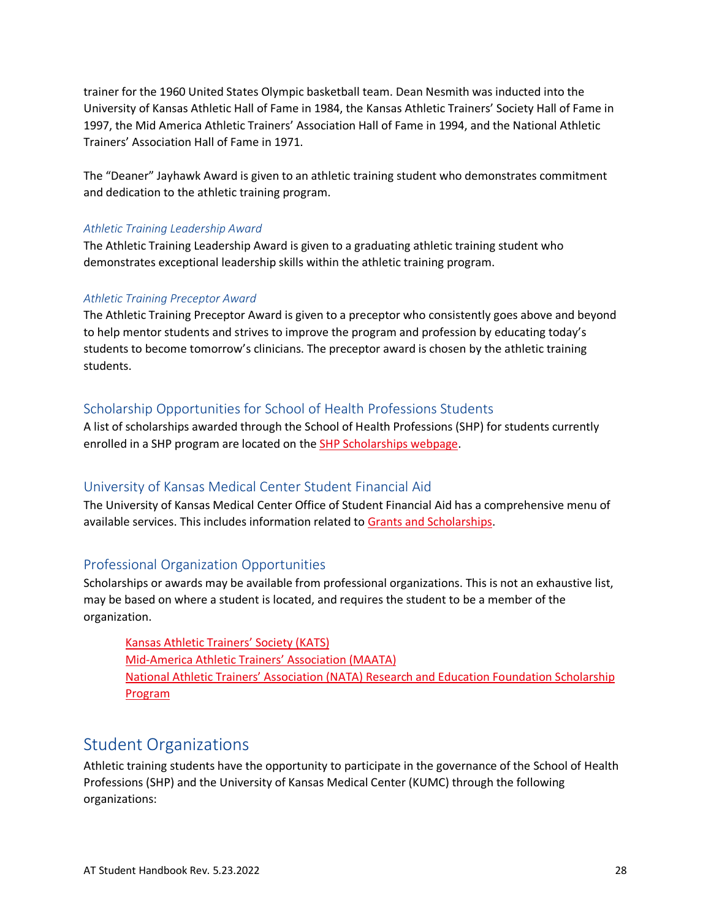trainer for the 1960 United States Olympic basketball team. Dean Nesmith was inducted into the University of Kansas Athletic Hall of Fame in 1984, the Kansas Athletic Trainers' Society Hall of Fame in 1997, the Mid America Athletic Trainers' Association Hall of Fame in 1994, and the National Athletic Trainers' Association Hall of Fame in 1971.

The "Deaner" Jayhawk Award is given to an athletic training student who demonstrates commitment and dedication to the athletic training program.

#### *Athletic Training Leadership Award*

The Athletic Training Leadership Award is given to a graduating athletic training student who demonstrates exceptional leadership skills within the athletic training program.

#### *Athletic Training Preceptor Award*

The Athletic Training Preceptor Award is given to a preceptor who consistently goes above and beyond to help mentor students and strives to improve the program and profession by educating today's students to become tomorrow's clinicians. The preceptor award is chosen by the athletic training students.

### Scholarship Opportunities for School of Health Professions Students

A list of scholarships awarded through the School of Health Professions (SHP) for students currently enrolled in a SHP program are located on the SHP Scholarships webpage.

### University of Kansas Medical Center Student Financial Aid

The University of Kansas Medical Center Office of Student Financial Aid has a comprehensive menu of available services. This includes information related to Grants and Scholarships.

### Professional Organization Opportunities

Scholarships or awards may be available from professional organizations. This is not an exhaustive list, may be based on where a student is located, and requires the student to be a member of the organization.

- Kansas Athletic Trainers' Society (KATS)
- Mid-America Athletic Trainers' Association (MAATA)
- National Athletic Trainers' Association (NATA) Research and Education Foundation Scholarship Program

## Student Organizations

Athletic training students have the opportunity to participate in the governance of the School of Health Professions (SHP) and the University of Kansas Medical Center (KUMC) through the following organizations: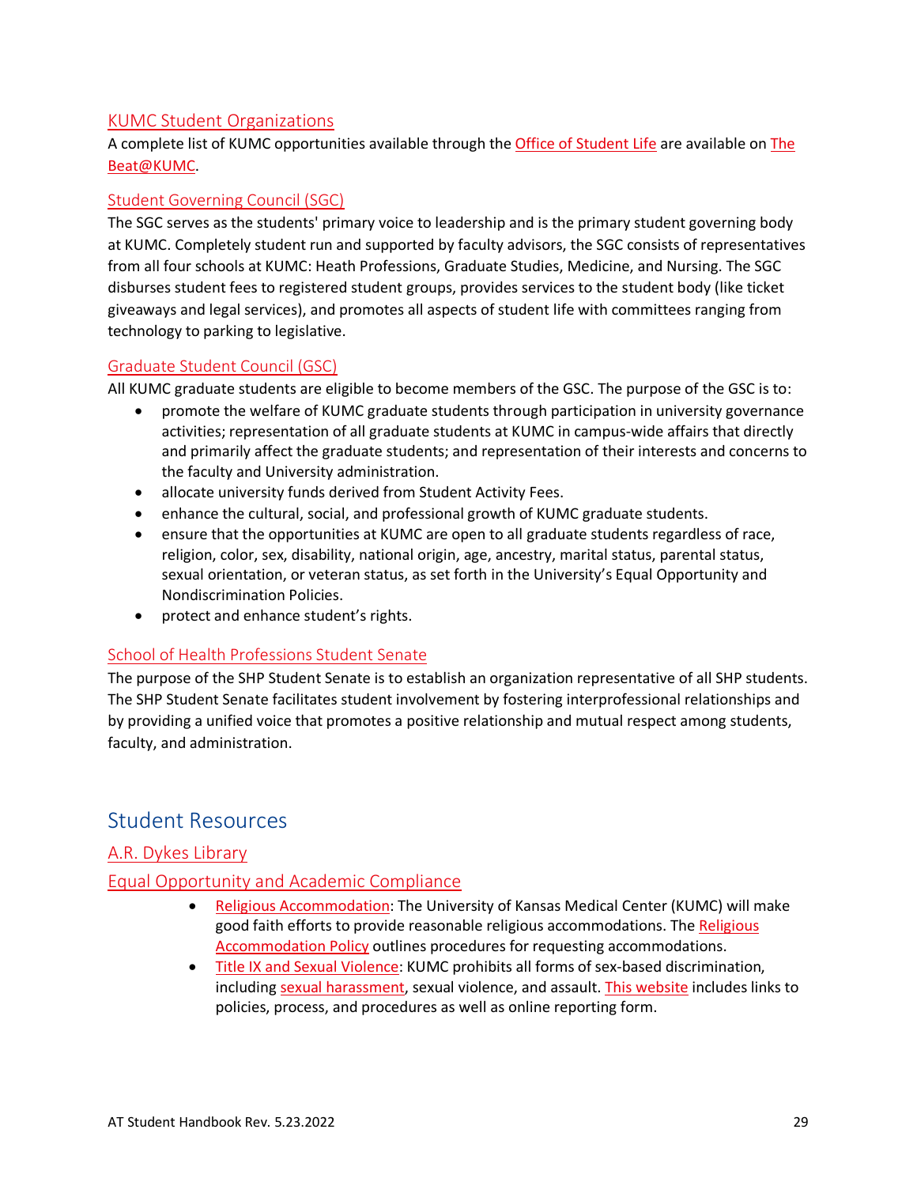### KUMC Student Organizations

A complete list of KUMC opportunities available through the Office of Student Life are available on The Beat@KUMC.

### Student Governing Council (SGC)

The SGC serves as the students' primary voice to leadership and is the primary student governing body at KUMC. Completely student run and supported by faculty advisors, the SGC consists of representatives from all four schools at KUMC: Heath Professions, Graduate Studies, Medicine, and Nursing. The SGC disburses student fees to registered student groups, provides services to the student body (like ticket giveaways and legal services), and promotes all aspects of student life with committees ranging from technology to parking to legislative.

### Graduate Student Council (GSC)

All KUMC graduate students are eligible to become members of the GSC. The purpose of the GSC is to:

- promote the welfare of KUMC graduate students through participation in university governance activities; representation of all graduate students at KUMC in campus-wide affairs that directly and primarily affect the graduate students; and representation of their interests and concerns to the faculty and University administration.
- allocate university funds derived from Student Activity Fees.
- enhance the cultural, social, and professional growth of KUMC graduate students.
- ensure that the opportunities at KUMC are open to all graduate students regardless of race, religion, color, sex, disability, national origin, age, ancestry, marital status, parental status, sexual orientation, or veteran status, as set forth in the University's Equal Opportunity and Nondiscrimination Policies.
- protect and enhance student's rights.

### School of Health Professions Student Senate

The purpose of the SHP Student Senate is to establish an organization representative of all SHP students. The SHP Student Senate facilitates student involvement by fostering interprofessional relationships and by providing a unified voice that promotes a positive relationship and mutual respect among students, faculty, and administration.

## Student Resources

### A.R. Dykes Library

### Equal Opportunity and Academic Compliance

- Religious Accommodation: The University of Kansas Medical Center (KUMC) will make good faith efforts to provide reasonable religious accommodations. The Religious Accommodation Policy outlines procedures for requesting accommodations.
- Title IX and Sexual Violence: KUMC prohibits all forms of sex-based discrimination, including sexual harassment, sexual violence, and assault. This website includes links to policies, process, and procedures as well as online reporting form.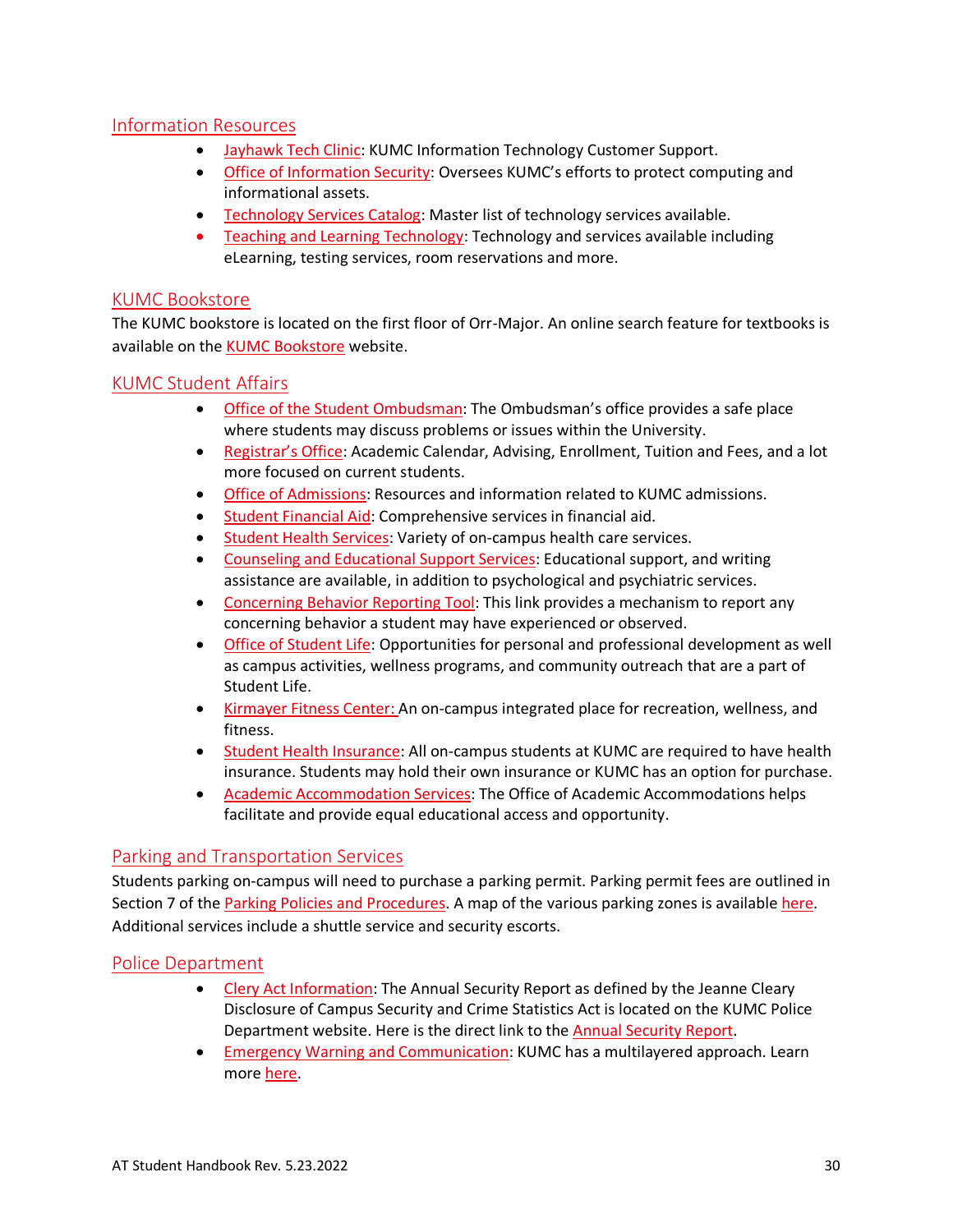## Information Resources

- Jayhawk Tech Clinic: KUMC Information Technology Customer Support.
- Office of Information Security: Oversees KUMC's efforts to protect computing and informational assets.
- Technology Services Catalog: Master list of technology services available.
- Teaching and Learning Technology: Technology and services available including eLearning, testing services, room reservations and more.

## KUMC Bookstore

The KUMC bookstore is located on the first floor of Orr-Major. An online search feature for textbooks is available on the KUMC Bookstore website.

## KUMC Student Affairs

- Office of the Student Ombudsman: The Ombudsman's office provides a safe place where students may discuss problems or issues within the University.
- Registrar's Office: Academic Calendar, Advising, Enrollment, Tuition and Fees, and a lot more focused on current students.
- Office of Admissions: Resources and information related to KUMC admissions.
- Student Financial Aid: Comprehensive services in financial aid.
- Student Health Services: Variety of on-campus health care services.
- Counseling and Educational Support Services: Educational support, and writing assistance are available, in addition to psychological and psychiatric services.
- Concerning Behavior Reporting Tool: This link provides a mechanism to report any concerning behavior a student may have experienced or observed.
- Office of Student Life: Opportunities for personal and professional development as well as campus activities, wellness programs, and community outreach that are a part of Student Life.
- Kirmayer Fitness Center: An on-campus integrated place for recreation, wellness, and fitness.
- Student Health Insurance: All on-campus students at KUMC are required to have health insurance. Students may hold their own insurance or KUMC has an option for purchase.
- Academic Accommodation Services: The Office of Academic Accommodations helps facilitate and provide equal educational access and opportunity.

## Parking and Transportation Services

Students parking on-campus will need to purchase a parking permit. Parking permit fees are outlined in Section 7 of the Parking Policies and Procedures. A map of the various parking zones is available here. Additional services include a shuttle service and security escorts.

## Police Department

- Clery Act Information: The Annual Security Report as defined by the Jeanne Cleary Disclosure of Campus Security and Crime Statistics Act is located on the KUMC Police Department website. Here is the direct link to the Annual Security Report.
- Emergency Warning and Communication: KUMC has a multilayered approach. Learn more here.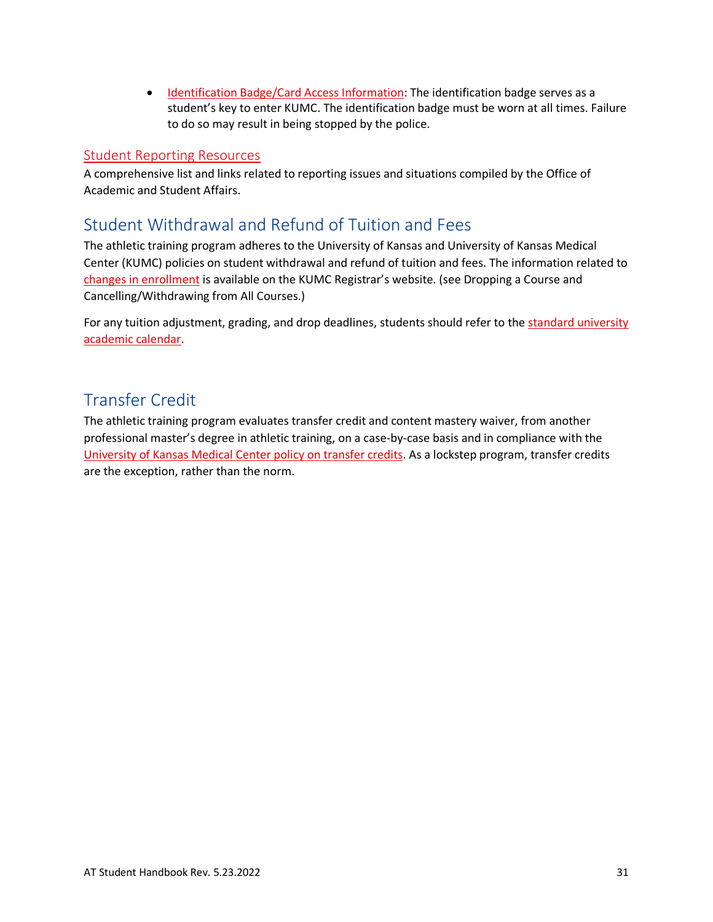- Identification Badge/Card Access Information: The identification badge serves as a student's key to enter KUMC. The identification badge must be worn at all times. Failure to do so may result in being stopped by the police.

### Student Reporting Resources

A comprehensive list and links related to reporting issues and situations compiled by the Office of Academic and Student Affairs.

## Student Withdrawal and Refund of Tuition and Fees

The athletic training program adheres to the University of Kansas and University of Kansas Medical Center (KUMC) policies on student withdrawal and refund of tuition and fees. The information related to changes in enrollment is available on the KUMC Registrar's website. (see Dropping a Course and Cancelling/Withdrawing from All Courses.)

For any tuition adjustment, grading, and drop deadlines, students should refer to the standard university academic calendar.

## Transfer Credit

The athletic training program evaluates transfer credit and content mastery waiver, from another professional master's degree in athletic training, on a case-by-case basis and in compliance with the University of Kansas Medical Center policy on transfer credits. As a lockstep program, transfer credits are the exception, rather than the norm.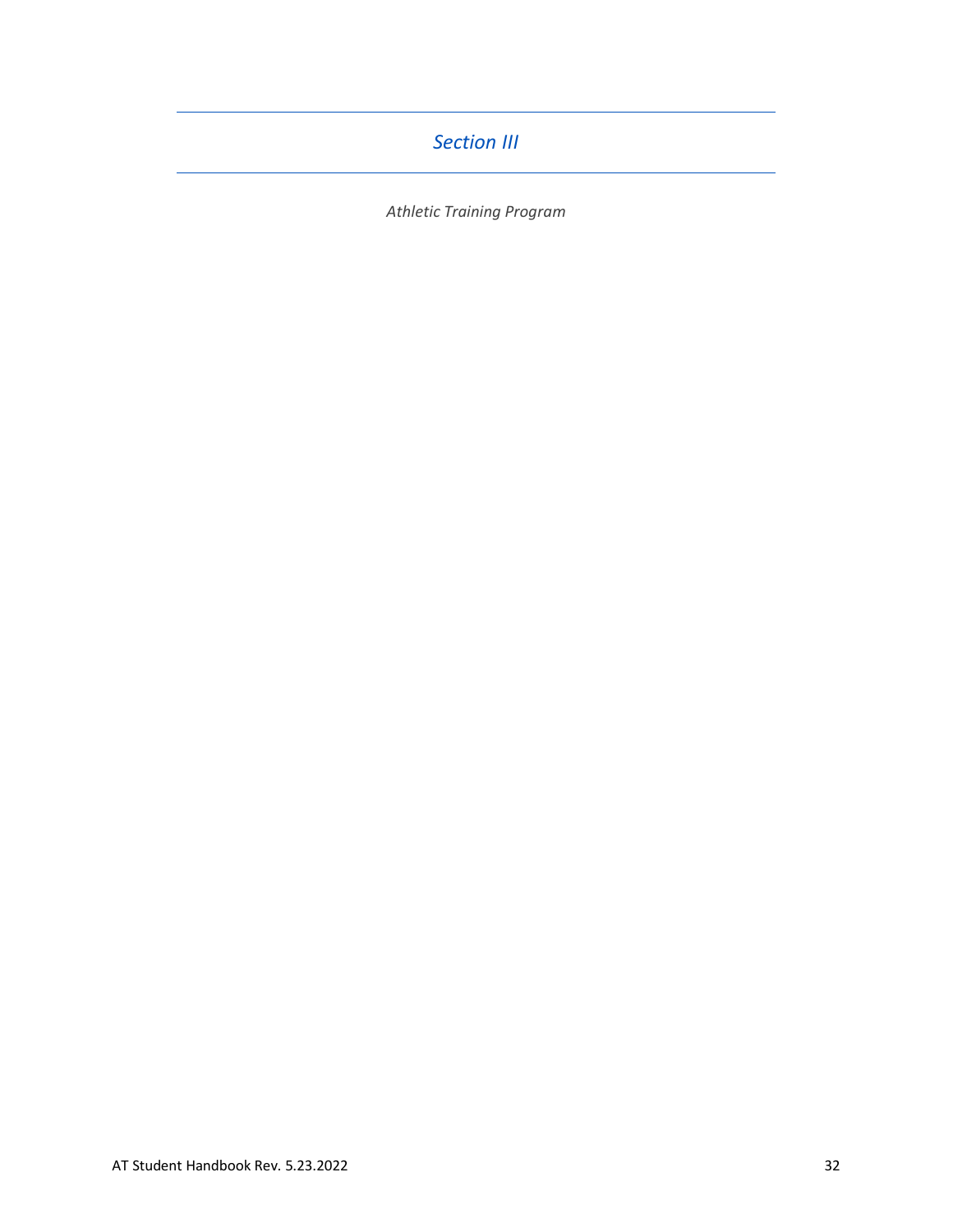# *Section III*

*Athletic Training Program*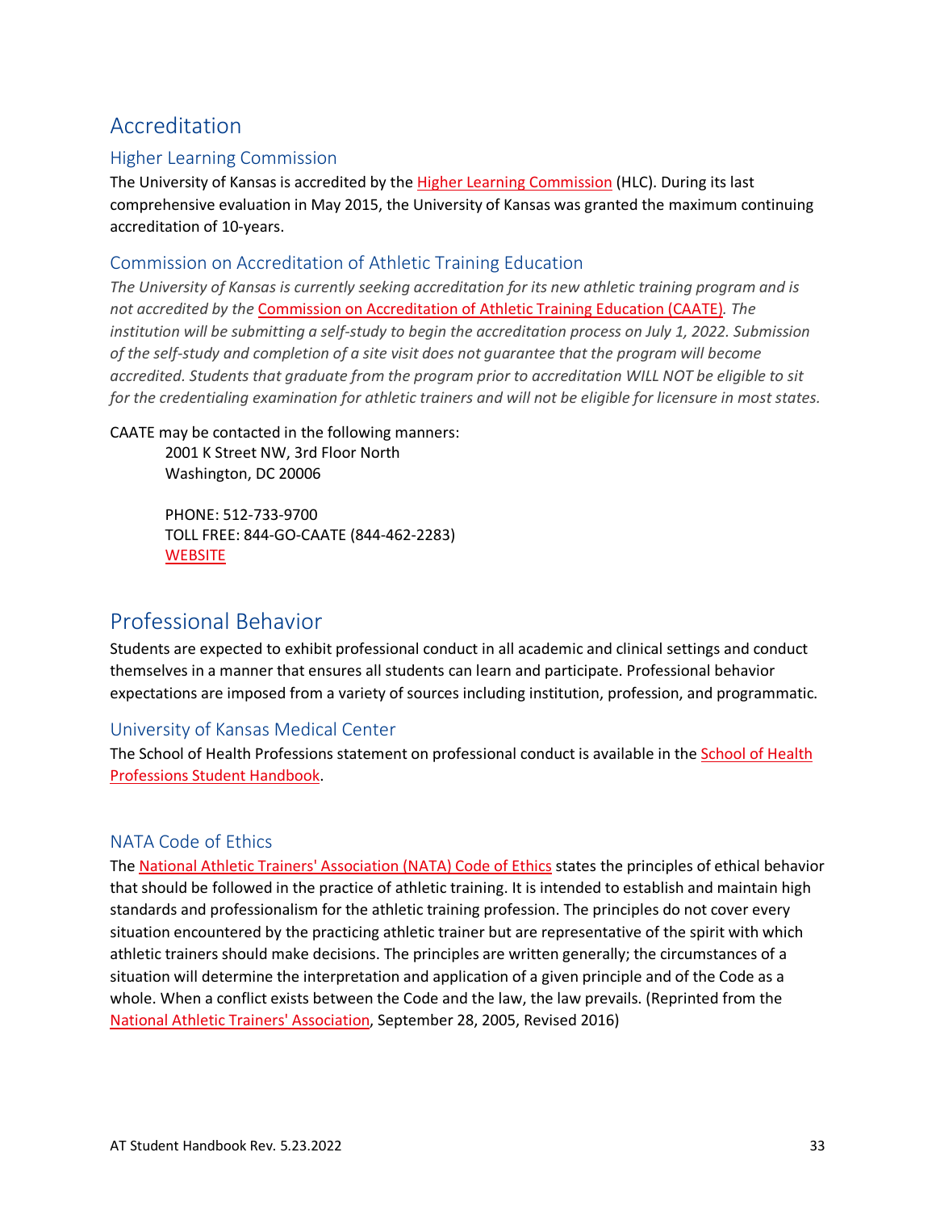# Accreditation

## Higher Learning Commission

The University of Kansas is accredited by the Higher Learning Commission (HLC). During its last comprehensive evaluation in May 2015, the University of Kansas was granted the maximum continuing accreditation of 10-years.

## Commission on Accreditation of Athletic Training Education

*The University of Kansas is currently seeking accreditation for its new athletic training program and is not accredited by the Commission on Accreditation of Athletic Training Education (CAATE). The institution will be submitting a self-study to begin the accreditation process on July 1, 2022. Submission of the self-study and completion of a site visit does not guarantee that the program will become accredited. Students that graduate from the program prior to accreditation WILL NOT be eligible to sit for the credentialing examination for athletic trainers and will not be eligible for licensure in most states.*

CAATE may be contacted in the following manners:

> 2001 K Street NW, 3rd Floor North
> Washington, DC 20006
>
> PHONE: 512-733-9700
> TOLL FREE: 844-GO-CAATE (844-462-2283)
> WEBSITE

# Professional Behavior

Students are expected to exhibit professional conduct in all academic and clinical settings and conduct themselves in a manner that ensures all students can learn and participate. Professional behavior expectations are imposed from a variety of sources including institution, profession, and programmatic.

## University of Kansas Medical Center

The School of Health Professions statement on professional conduct is available in the School of Health Professions Student Handbook.

## NATA Code of Ethics

The National Athletic Trainers' Association (NATA) Code of Ethics states the principles of ethical behavior that should be followed in the practice of athletic training. It is intended to establish and maintain high standards and professionalism for the athletic training profession. The principles do not cover every situation encountered by the practicing athletic trainer but are representative of the spirit with which athletic trainers should make decisions. The principles are written generally; the circumstances of a situation will determine the interpretation and application of a given principle and of the Code as a whole. When a conflict exists between the Code and the law, the law prevails. (Reprinted from the National Athletic Trainers' Association, September 28, 2005, Revised 2016)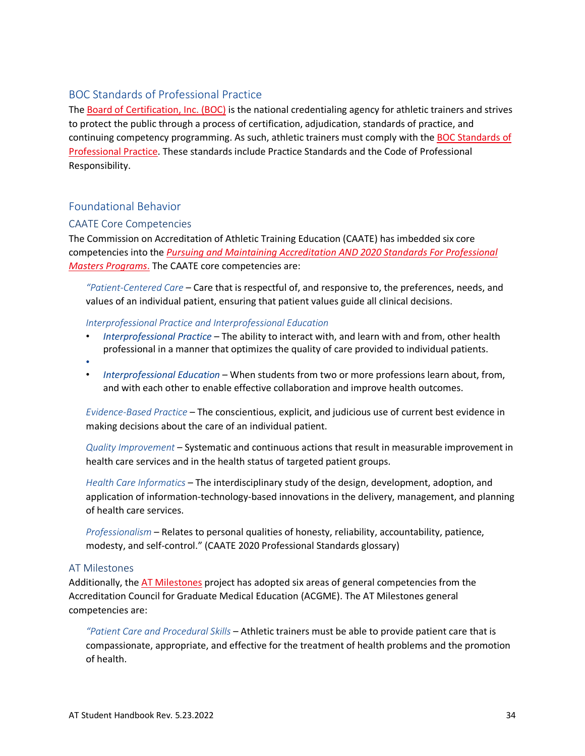## BOC Standards of Professional Practice

The Board of Certification, Inc. (BOC) is the national credentialing agency for athletic trainers and strives to protect the public through a process of certification, adjudication, standards of practice, and continuing competency programming. As such, athletic trainers must comply with the BOC Standards of Professional Practice. These standards include Practice Standards and the Code of Professional Responsibility.

## Foundational Behavior

### CAATE Core Competencies

The Commission on Accreditation of Athletic Training Education (CAATE) has imbedded six core competencies into the *Pursuing and Maintaining Accreditation AND 2020 Standards For Professional Masters Programs*. The CAATE core competencies are:

> *"Patient-Centered Care* – Care that is respectful of, and responsive to, the preferences, needs, and values of an individual patient, ensuring that patient values guide all clinical decisions.
>
> *Interprofessional Practice and Interprofessional Education*
>
> - *Interprofessional Practice* – The ability to interact with, and learn with and from, other health professional in a manner that optimizes the quality of care provided to individual patients.
> - *Interprofessional Education* – When students from two or more professions learn about, from, and with each other to enable effective collaboration and improve health outcomes.
>
> *Evidence-Based Practice* – The conscientious, explicit, and judicious use of current best evidence in making decisions about the care of an individual patient.
>
> *Quality Improvement* – Systematic and continuous actions that result in measurable improvement in health care services and in the health status of targeted patient groups.
>
> *Health Care Informatics* – The interdisciplinary study of the design, development, adoption, and application of information-technology-based innovations in the delivery, management, and planning of health care services.
>
> *Professionalism* – Relates to personal qualities of honesty, reliability, accountability, patience, modesty, and self-control." (CAATE 2020 Professional Standards glossary)

### AT Milestones

Additionally, the AT Milestones project has adopted six areas of general competencies from the Accreditation Council for Graduate Medical Education (ACGME). The AT Milestones general competencies are:

> *"Patient Care and Procedural Skills* – Athletic trainers must be able to provide patient care that is compassionate, appropriate, and effective for the treatment of health problems and the promotion of health.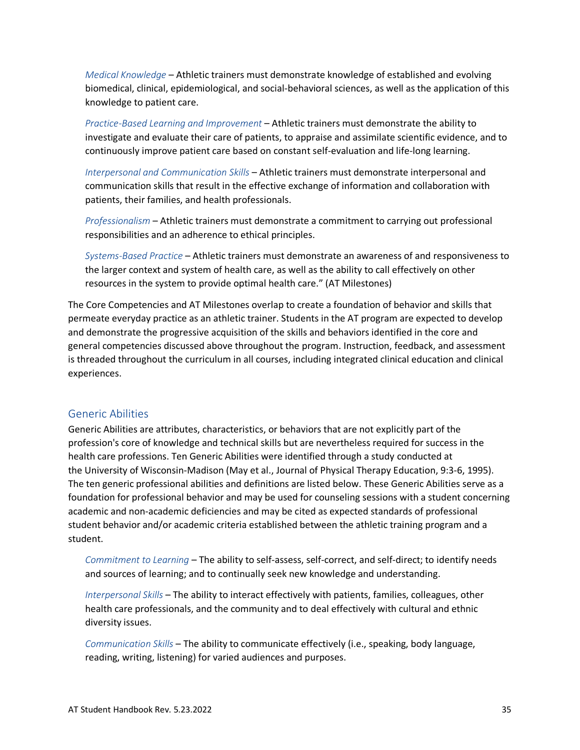*Medical Knowledge* – Athletic trainers must demonstrate knowledge of established and evolving biomedical, clinical, epidemiological, and social-behavioral sciences, as well as the application of this knowledge to patient care.

*Practice-Based Learning and Improvement* – Athletic trainers must demonstrate the ability to investigate and evaluate their care of patients, to appraise and assimilate scientific evidence, and to continuously improve patient care based on constant self-evaluation and life-long learning.

*Interpersonal and Communication Skills* – Athletic trainers must demonstrate interpersonal and communication skills that result in the effective exchange of information and collaboration with patients, their families, and health professionals.

*Professionalism* – Athletic trainers must demonstrate a commitment to carrying out professional responsibilities and an adherence to ethical principles.

*Systems-Based Practice* – Athletic trainers must demonstrate an awareness of and responsiveness to the larger context and system of health care, as well as the ability to call effectively on other resources in the system to provide optimal health care." (AT Milestones)

The Core Competencies and AT Milestones overlap to create a foundation of behavior and skills that permeate everyday practice as an athletic trainer. Students in the AT program are expected to develop and demonstrate the progressive acquisition of the skills and behaviors identified in the core and general competencies discussed above throughout the program. Instruction, feedback, and assessment is threaded throughout the curriculum in all courses, including integrated clinical education and clinical experiences.

## Generic Abilities

Generic Abilities are attributes, characteristics, or behaviors that are not explicitly part of the profession's core of knowledge and technical skills but are nevertheless required for success in the health care professions. Ten Generic Abilities were identified through a study conducted at the University of Wisconsin-Madison (May et al., Journal of Physical Therapy Education, 9:3-6, 1995). The ten generic professional abilities and definitions are listed below. These Generic Abilities serve as a foundation for professional behavior and may be used for counseling sessions with a student concerning academic and non-academic deficiencies and may be cited as expected standards of professional student behavior and/or academic criteria established between the athletic training program and a student.

*Commitment to Learning* – The ability to self-assess, self-correct, and self-direct; to identify needs and sources of learning; and to continually seek new knowledge and understanding.

*Interpersonal Skills* – The ability to interact effectively with patients, families, colleagues, other health care professionals, and the community and to deal effectively with cultural and ethnic diversity issues.

*Communication Skills* – The ability to communicate effectively (i.e., speaking, body language, reading, writing, listening) for varied audiences and purposes.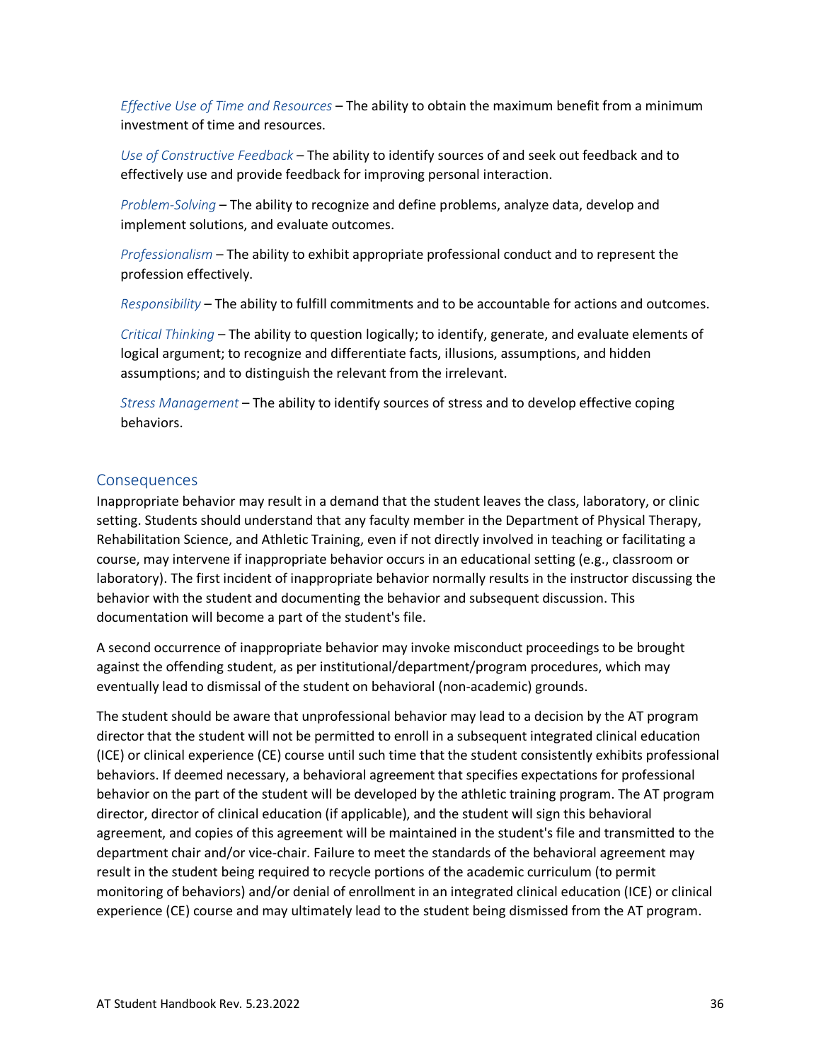*Effective Use of Time and Resources* – The ability to obtain the maximum benefit from a minimum investment of time and resources.

*Use of Constructive Feedback* – The ability to identify sources of and seek out feedback and to effectively use and provide feedback for improving personal interaction.

*Problem-Solving* – The ability to recognize and define problems, analyze data, develop and implement solutions, and evaluate outcomes.

*Professionalism* – The ability to exhibit appropriate professional conduct and to represent the profession effectively.

*Responsibility* – The ability to fulfill commitments and to be accountable for actions and outcomes.

*Critical Thinking* – The ability to question logically; to identify, generate, and evaluate elements of logical argument; to recognize and differentiate facts, illusions, assumptions, and hidden assumptions; and to distinguish the relevant from the irrelevant.

*Stress Management* – The ability to identify sources of stress and to develop effective coping behaviors.

## Consequences

Inappropriate behavior may result in a demand that the student leaves the class, laboratory, or clinic setting. Students should understand that any faculty member in the Department of Physical Therapy, Rehabilitation Science, and Athletic Training, even if not directly involved in teaching or facilitating a course, may intervene if inappropriate behavior occurs in an educational setting (e.g., classroom or laboratory). The first incident of inappropriate behavior normally results in the instructor discussing the behavior with the student and documenting the behavior and subsequent discussion. This documentation will become a part of the student's file.

A second occurrence of inappropriate behavior may invoke misconduct proceedings to be brought against the offending student, as per institutional/department/program procedures, which may eventually lead to dismissal of the student on behavioral (non-academic) grounds.

The student should be aware that unprofessional behavior may lead to a decision by the AT program director that the student will not be permitted to enroll in a subsequent integrated clinical education (ICE) or clinical experience (CE) course until such time that the student consistently exhibits professional behaviors. If deemed necessary, a behavioral agreement that specifies expectations for professional behavior on the part of the student will be developed by the athletic training program. The AT program director, director of clinical education (if applicable), and the student will sign this behavioral agreement, and copies of this agreement will be maintained in the student's file and transmitted to the department chair and/or vice-chair. Failure to meet the standards of the behavioral agreement may result in the student being required to recycle portions of the academic curriculum (to permit monitoring of behaviors) and/or denial of enrollment in an integrated clinical education (ICE) or clinical experience (CE) course and may ultimately lead to the student being dismissed from the AT program.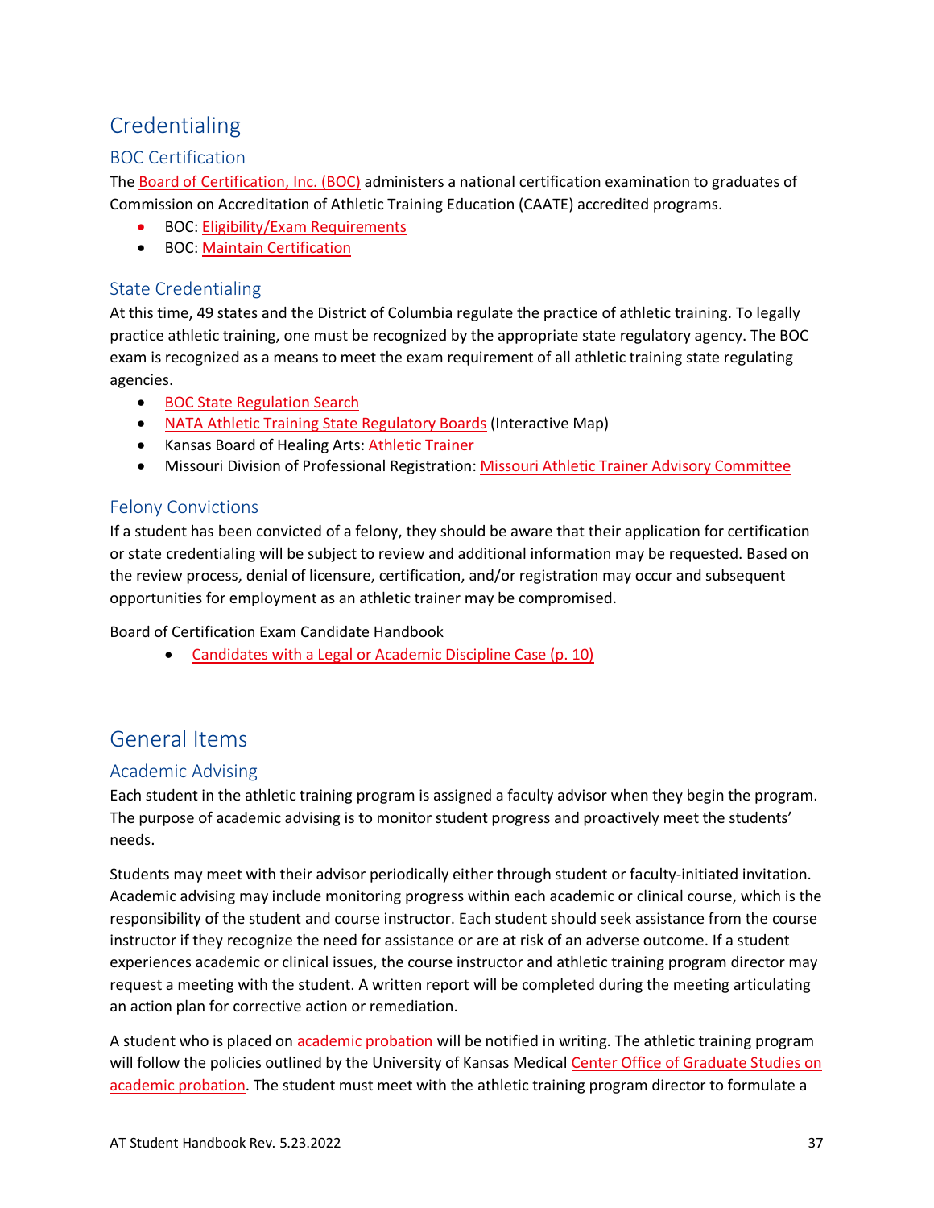# Credentialing

## BOC Certification

The Board of Certification, Inc. (BOC) administers a national certification examination to graduates of Commission on Accreditation of Athletic Training Education (CAATE) accredited programs.

- BOC: Eligibility/Exam Requirements
- BOC: Maintain Certification

## State Credentialing

At this time, 49 states and the District of Columbia regulate the practice of athletic training. To legally practice athletic training, one must be recognized by the appropriate state regulatory agency. The BOC exam is recognized as a means to meet the exam requirement of all athletic training state regulating agencies.

- BOC State Regulation Search
- NATA Athletic Training State Regulatory Boards (Interactive Map)
- Kansas Board of Healing Arts: Athletic Trainer
- Missouri Division of Professional Registration: Missouri Athletic Trainer Advisory Committee

## Felony Convictions

If a student has been convicted of a felony, they should be aware that their application for certification or state credentialing will be subject to review and additional information may be requested. Based on the review process, denial of licensure, certification, and/or registration may occur and subsequent opportunities for employment as an athletic trainer may be compromised.

Board of Certification Exam Candidate Handbook

- Candidates with a Legal or Academic Discipline Case (p. 10)

# General Items

## Academic Advising

Each student in the athletic training program is assigned a faculty advisor when they begin the program. The purpose of academic advising is to monitor student progress and proactively meet the students' needs.

Students may meet with their advisor periodically either through student or faculty-initiated invitation. Academic advising may include monitoring progress within each academic or clinical course, which is the responsibility of the student and course instructor. Each student should seek assistance from the course instructor if they recognize the need for assistance or are at risk of an adverse outcome. If a student experiences academic or clinical issues, the course instructor and athletic training program director may request a meeting with the student. A written report will be completed during the meeting articulating an action plan for corrective action or remediation.

A student who is placed on academic probation will be notified in writing. The athletic training program will follow the policies outlined by the University of Kansas Medical Center Office of Graduate Studies on academic probation. The student must meet with the athletic training program director to formulate a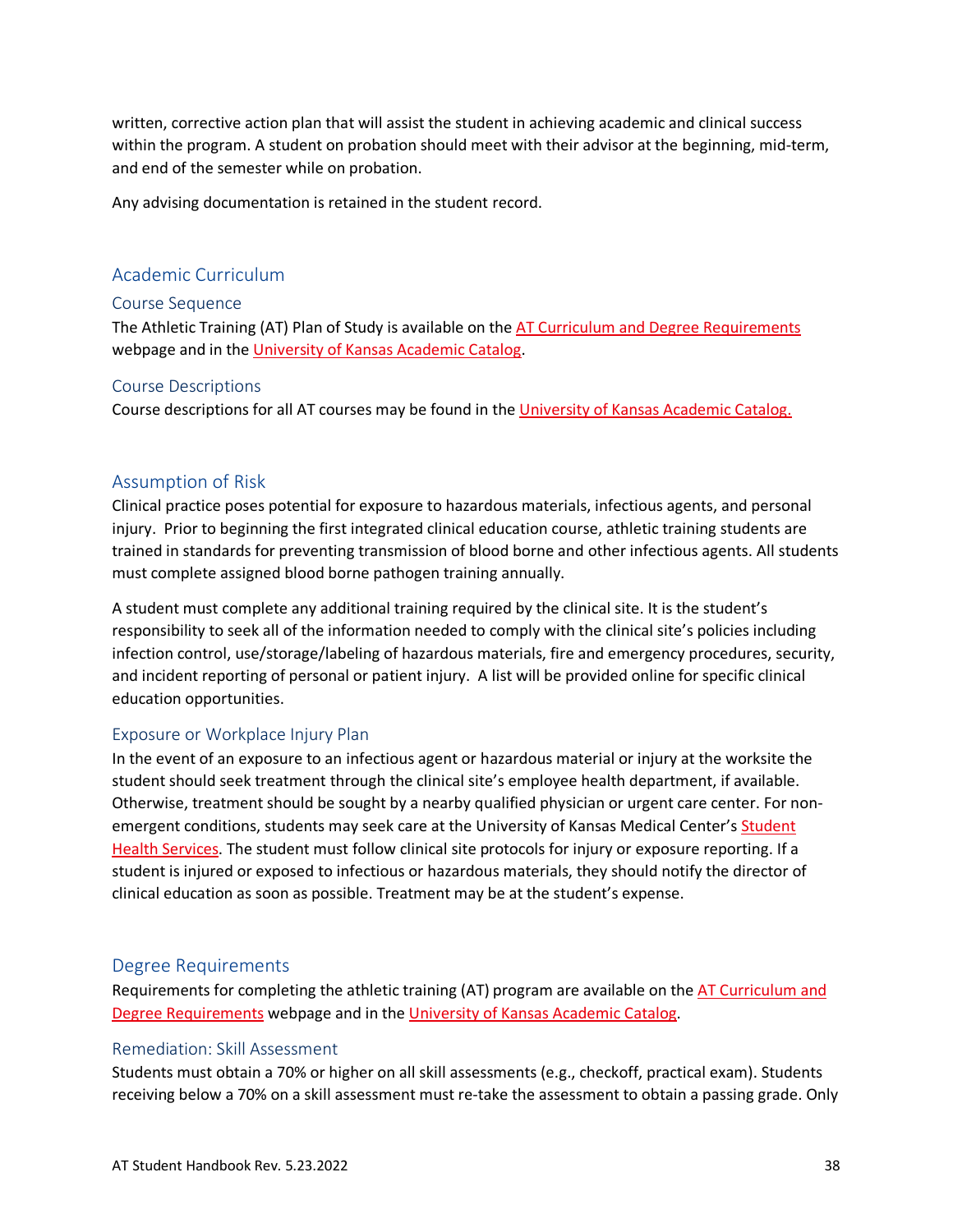written, corrective action plan that will assist the student in achieving academic and clinical success within the program. A student on probation should meet with their advisor at the beginning, mid-term, and end of the semester while on probation.

Any advising documentation is retained in the student record.

## Academic Curriculum

### Course Sequence

The Athletic Training (AT) Plan of Study is available on the AT Curriculum and Degree Requirements webpage and in the University of Kansas Academic Catalog.

### Course Descriptions

Course descriptions for all AT courses may be found in the University of Kansas Academic Catalog.

## Assumption of Risk

Clinical practice poses potential for exposure to hazardous materials, infectious agents, and personal injury. Prior to beginning the first integrated clinical education course, athletic training students are trained in standards for preventing transmission of blood borne and other infectious agents. All students must complete assigned blood borne pathogen training annually.

A student must complete any additional training required by the clinical site. It is the student's responsibility to seek all of the information needed to comply with the clinical site's policies including infection control, use/storage/labeling of hazardous materials, fire and emergency procedures, security, and incident reporting of personal or patient injury. A list will be provided online for specific clinical education opportunities.

### Exposure or Workplace Injury Plan

In the event of an exposure to an infectious agent or hazardous material or injury at the worksite the student should seek treatment through the clinical site's employee health department, if available. Otherwise, treatment should be sought by a nearby qualified physician or urgent care center. For non-emergent conditions, students may seek care at the University of Kansas Medical Center's Student Health Services. The student must follow clinical site protocols for injury or exposure reporting. If a student is injured or exposed to infectious or hazardous materials, they should notify the director of clinical education as soon as possible. Treatment may be at the student's expense.

## Degree Requirements

Requirements for completing the athletic training (AT) program are available on the AT Curriculum and Degree Requirements webpage and in the University of Kansas Academic Catalog.

### Remediation: Skill Assessment

Students must obtain a 70% or higher on all skill assessments (e.g., checkoff, practical exam). Students receiving below a 70% on a skill assessment must re-take the assessment to obtain a passing grade. Only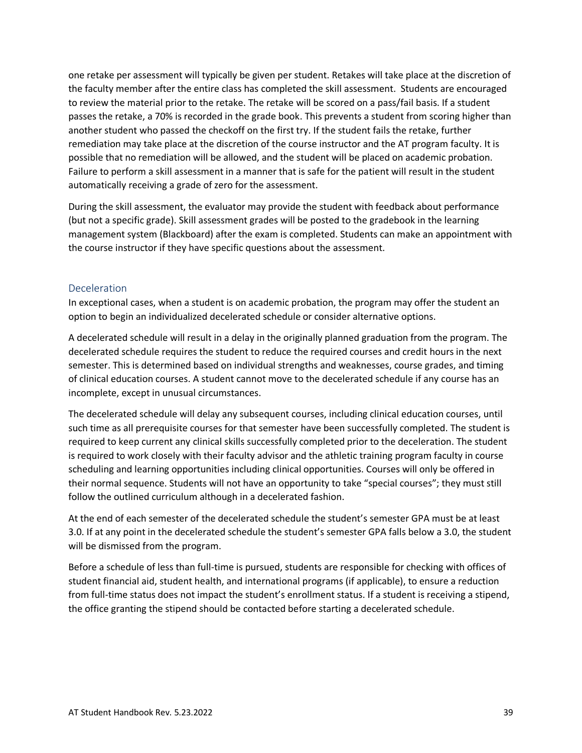one retake per assessment will typically be given per student. Retakes will take place at the discretion of the faculty member after the entire class has completed the skill assessment. Students are encouraged to review the material prior to the retake. The retake will be scored on a pass/fail basis. If a student passes the retake, a 70% is recorded in the grade book. This prevents a student from scoring higher than another student who passed the checkoff on the first try. If the student fails the retake, further remediation may take place at the discretion of the course instructor and the AT program faculty. It is possible that no remediation will be allowed, and the student will be placed on academic probation. Failure to perform a skill assessment in a manner that is safe for the patient will result in the student automatically receiving a grade of zero for the assessment.

During the skill assessment, the evaluator may provide the student with feedback about performance (but not a specific grade). Skill assessment grades will be posted to the gradebook in the learning management system (Blackboard) after the exam is completed. Students can make an appointment with the course instructor if they have specific questions about the assessment.

## Deceleration

In exceptional cases, when a student is on academic probation, the program may offer the student an option to begin an individualized decelerated schedule or consider alternative options.

A decelerated schedule will result in a delay in the originally planned graduation from the program. The decelerated schedule requires the student to reduce the required courses and credit hours in the next semester. This is determined based on individual strengths and weaknesses, course grades, and timing of clinical education courses. A student cannot move to the decelerated schedule if any course has an incomplete, except in unusual circumstances.

The decelerated schedule will delay any subsequent courses, including clinical education courses, until such time as all prerequisite courses for that semester have been successfully completed. The student is required to keep current any clinical skills successfully completed prior to the deceleration. The student is required to work closely with their faculty advisor and the athletic training program faculty in course scheduling and learning opportunities including clinical opportunities. Courses will only be offered in their normal sequence. Students will not have an opportunity to take "special courses"; they must still follow the outlined curriculum although in a decelerated fashion.

At the end of each semester of the decelerated schedule the student's semester GPA must be at least 3.0. If at any point in the decelerated schedule the student's semester GPA falls below a 3.0, the student will be dismissed from the program.

Before a schedule of less than full-time is pursued, students are responsible for checking with offices of student financial aid, student health, and international programs (if applicable), to ensure a reduction from full-time status does not impact the student's enrollment status. If a student is receiving a stipend, the office granting the stipend should be contacted before starting a decelerated schedule.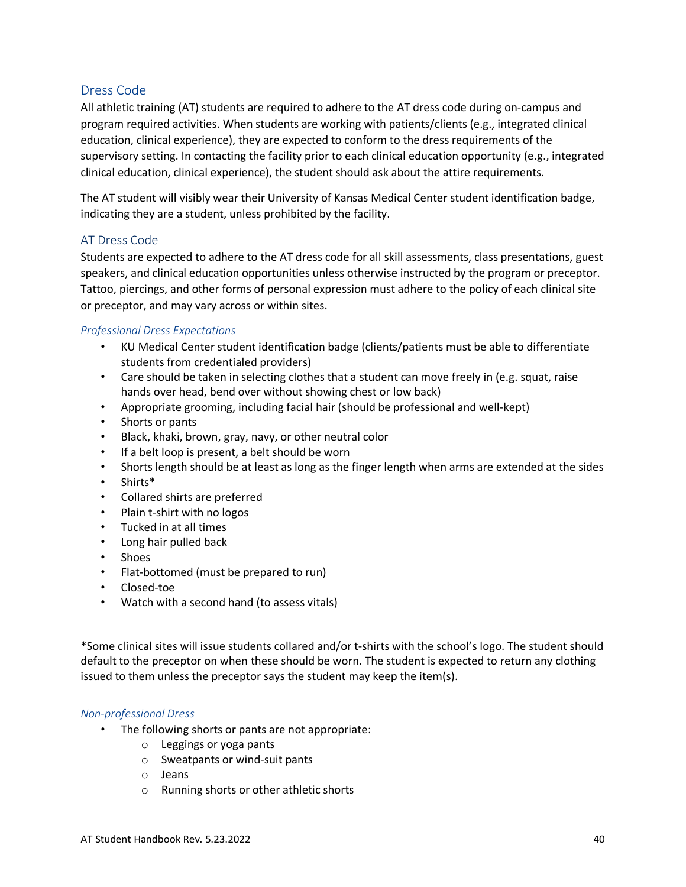## Dress Code

All athletic training (AT) students are required to adhere to the AT dress code during on-campus and program required activities. When students are working with patients/clients (e.g., integrated clinical education, clinical experience), they are expected to conform to the dress requirements of the supervisory setting. In contacting the facility prior to each clinical education opportunity (e.g., integrated clinical education, clinical experience), the student should ask about the attire requirements.

The AT student will visibly wear their University of Kansas Medical Center student identification badge, indicating they are a student, unless prohibited by the facility.

### AT Dress Code

Students are expected to adhere to the AT dress code for all skill assessments, class presentations, guest speakers, and clinical education opportunities unless otherwise instructed by the program or preceptor. Tattoo, piercings, and other forms of personal expression must adhere to the policy of each clinical site or preceptor, and may vary across or within sites.

#### *Professional Dress Expectations*

- KU Medical Center student identification badge (clients/patients must be able to differentiate students from credentialed providers)
- Care should be taken in selecting clothes that a student can move freely in (e.g. squat, raise hands over head, bend over without showing chest or low back)
- Appropriate grooming, including facial hair (should be professional and well-kept)
- Shorts or pants
- Black, khaki, brown, gray, navy, or other neutral color
- If a belt loop is present, a belt should be worn
- Shorts length should be at least as long as the finger length when arms are extended at the sides
- Shirts*
- Collared shirts are preferred
- Plain t-shirt with no logos
- Tucked in at all times
- Long hair pulled back
- Shoes
- Flat-bottomed (must be prepared to run)
- Closed-toe
- Watch with a second hand (to assess vitals)

*Some clinical sites will issue students collared and/or t-shirts with the school's logo. The student should default to the preceptor on when these should be worn. The student is expected to return any clothing issued to them unless the preceptor says the student may keep the item(s).

#### *Non-professional Dress*

- The following shorts or pants are not appropriate:
  - Leggings or yoga pants
  - Sweatpants or wind-suit pants
  - Jeans
  - Running shorts or other athletic shorts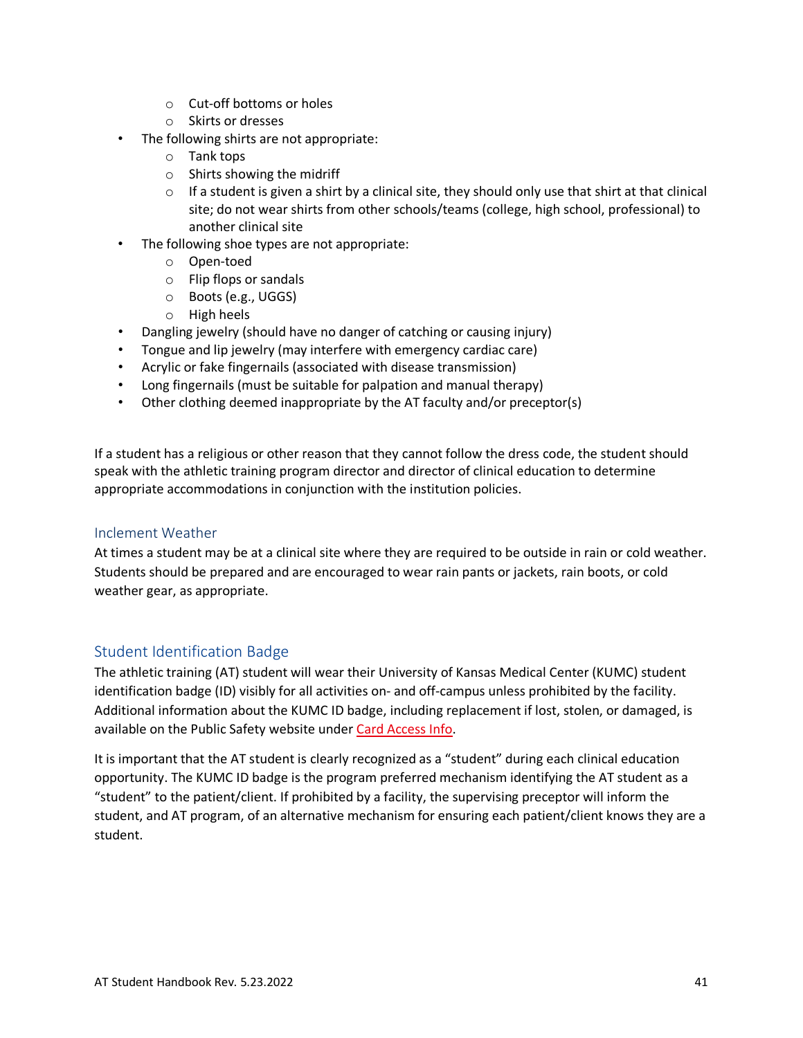- Cut-off bottoms or holes
  - Skirts or dresses
- The following shirts are not appropriate:
  - Tank tops
  - Shirts showing the midriff
  - If a student is given a shirt by a clinical site, they should only use that shirt at that clinical site; do not wear shirts from other schools/teams (college, high school, professional) to another clinical site
- The following shoe types are not appropriate:
  - Open-toed
  - Flip flops or sandals
  - Boots (e.g., UGGS)
  - High heels
- Dangling jewelry (should have no danger of catching or causing injury)
- Tongue and lip jewelry (may interfere with emergency cardiac care)
- Acrylic or fake fingernails (associated with disease transmission)
- Long fingernails (must be suitable for palpation and manual therapy)
- Other clothing deemed inappropriate by the AT faculty and/or preceptor(s)

If a student has a religious or other reason that they cannot follow the dress code, the student should speak with the athletic training program director and director of clinical education to determine appropriate accommodations in conjunction with the institution policies.

### Inclement Weather

At times a student may be at a clinical site where they are required to be outside in rain or cold weather. Students should be prepared and are encouraged to wear rain pants or jackets, rain boots, or cold weather gear, as appropriate.

## Student Identification Badge

The athletic training (AT) student will wear their University of Kansas Medical Center (KUMC) student identification badge (ID) visibly for all activities on- and off-campus unless prohibited by the facility. Additional information about the KUMC ID badge, including replacement if lost, stolen, or damaged, is available on the Public Safety website under Card Access Info.

It is important that the AT student is clearly recognized as a "student" during each clinical education opportunity. The KUMC ID badge is the program preferred mechanism identifying the AT student as a "student" to the patient/client. If prohibited by a facility, the supervising preceptor will inform the student, and AT program, of an alternative mechanism for ensuring each patient/client knows they are a student.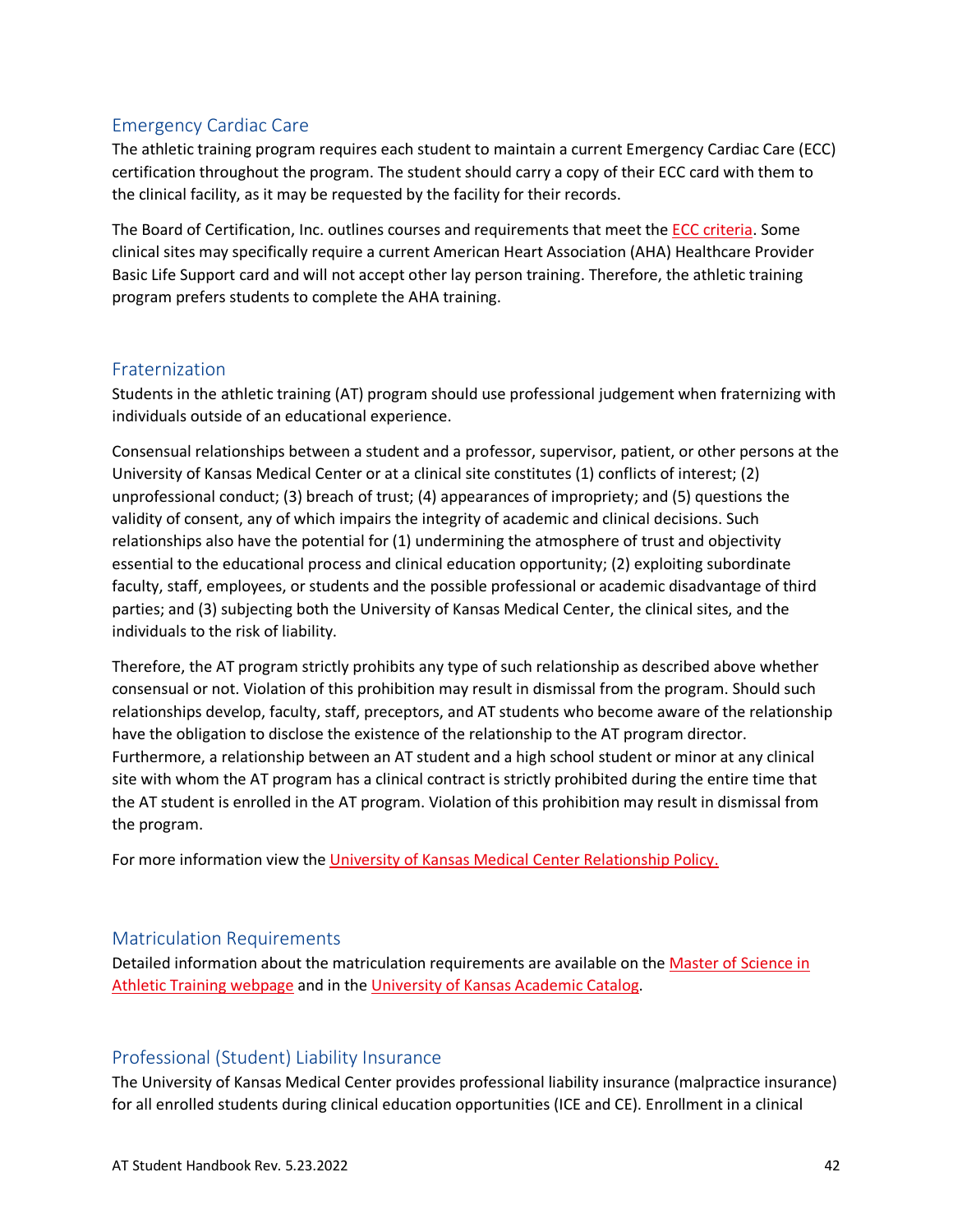## Emergency Cardiac Care

The athletic training program requires each student to maintain a current Emergency Cardiac Care (ECC) certification throughout the program. The student should carry a copy of their ECC card with them to the clinical facility, as it may be requested by the facility for their records.

The Board of Certification, Inc. outlines courses and requirements that meet the ECC criteria. Some clinical sites may specifically require a current American Heart Association (AHA) Healthcare Provider Basic Life Support card and will not accept other lay person training. Therefore, the athletic training program prefers students to complete the AHA training.

## Fraternization

Students in the athletic training (AT) program should use professional judgement when fraternizing with individuals outside of an educational experience.

Consensual relationships between a student and a professor, supervisor, patient, or other persons at the University of Kansas Medical Center or at a clinical site constitutes (1) conflicts of interest; (2) unprofessional conduct; (3) breach of trust; (4) appearances of impropriety; and (5) questions the validity of consent, any of which impairs the integrity of academic and clinical decisions. Such relationships also have the potential for (1) undermining the atmosphere of trust and objectivity essential to the educational process and clinical education opportunity; (2) exploiting subordinate faculty, staff, employees, or students and the possible professional or academic disadvantage of third parties; and (3) subjecting both the University of Kansas Medical Center, the clinical sites, and the individuals to the risk of liability.

Therefore, the AT program strictly prohibits any type of such relationship as described above whether consensual or not. Violation of this prohibition may result in dismissal from the program. Should such relationships develop, faculty, staff, preceptors, and AT students who become aware of the relationship have the obligation to disclose the existence of the relationship to the AT program director. Furthermore, a relationship between an AT student and a high school student or minor at any clinical site with whom the AT program has a clinical contract is strictly prohibited during the entire time that the AT student is enrolled in the AT program. Violation of this prohibition may result in dismissal from the program.

For more information view the University of Kansas Medical Center Relationship Policy.

## Matriculation Requirements

Detailed information about the matriculation requirements are available on the Master of Science in Athletic Training webpage and in the University of Kansas Academic Catalog.

## Professional (Student) Liability Insurance

The University of Kansas Medical Center provides professional liability insurance (malpractice insurance) for all enrolled students during clinical education opportunities (ICE and CE). Enrollment in a clinical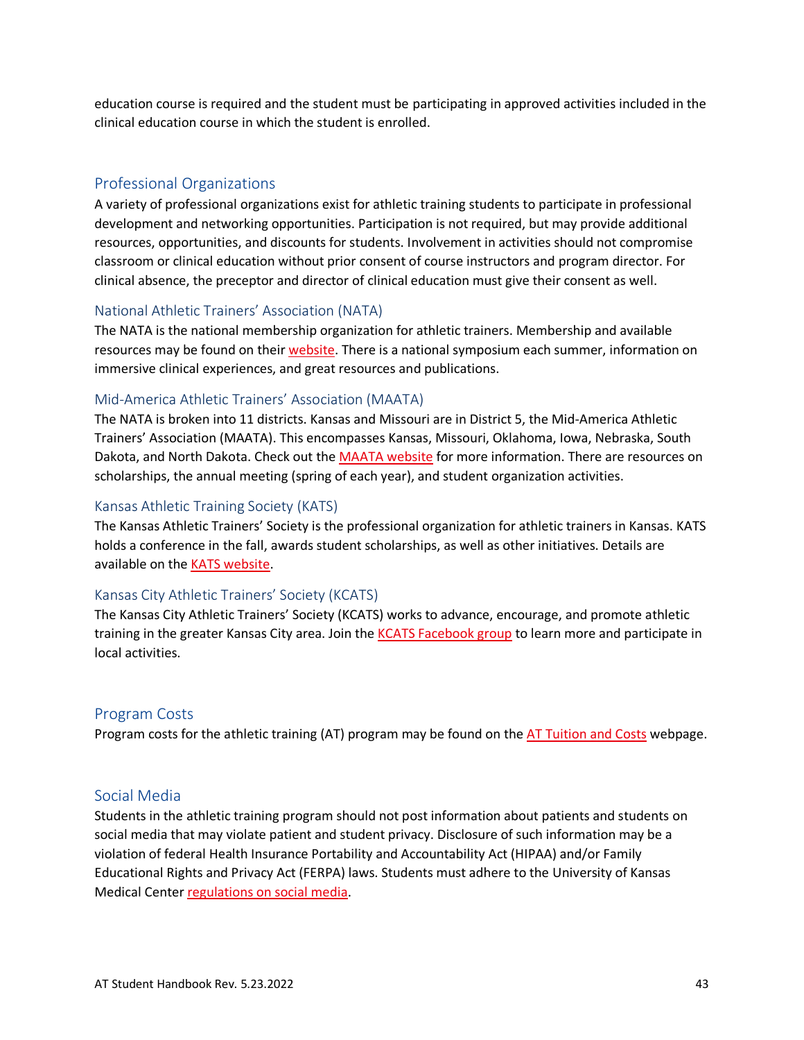education course is required and the student must be participating in approved activities included in the clinical education course in which the student is enrolled.

## Professional Organizations

A variety of professional organizations exist for athletic training students to participate in professional development and networking opportunities. Participation is not required, but may provide additional resources, opportunities, and discounts for students. Involvement in activities should not compromise classroom or clinical education without prior consent of course instructors and program director. For clinical absence, the preceptor and director of clinical education must give their consent as well.

### National Athletic Trainers' Association (NATA)

The NATA is the national membership organization for athletic trainers. Membership and available resources may be found on their website. There is a national symposium each summer, information on immersive clinical experiences, and great resources and publications.

### Mid-America Athletic Trainers' Association (MAATA)

The NATA is broken into 11 districts. Kansas and Missouri are in District 5, the Mid-America Athletic Trainers' Association (MAATA). This encompasses Kansas, Missouri, Oklahoma, Iowa, Nebraska, South Dakota, and North Dakota. Check out the MAATA website for more information. There are resources on scholarships, the annual meeting (spring of each year), and student organization activities.

### Kansas Athletic Training Society (KATS)

The Kansas Athletic Trainers' Society is the professional organization for athletic trainers in Kansas. KATS holds a conference in the fall, awards student scholarships, as well as other initiatives. Details are available on the KATS website.

### Kansas City Athletic Trainers' Society (KCATS)

The Kansas City Athletic Trainers' Society (KCATS) works to advance, encourage, and promote athletic training in the greater Kansas City area. Join the KCATS Facebook group to learn more and participate in local activities.

## Program Costs

Program costs for the athletic training (AT) program may be found on the AT Tuition and Costs webpage.

## Social Media

Students in the athletic training program should not post information about patients and students on social media that may violate patient and student privacy. Disclosure of such information may be a violation of federal Health Insurance Portability and Accountability Act (HIPAA) and/or Family Educational Rights and Privacy Act (FERPA) laws. Students must adhere to the University of Kansas Medical Center regulations on social media.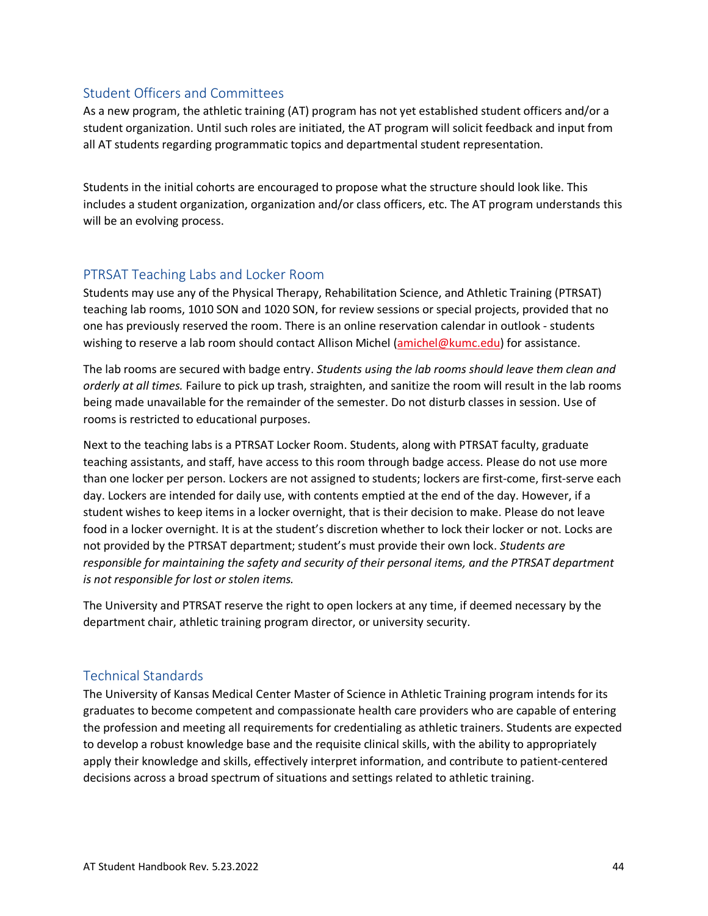## Student Officers and Committees

As a new program, the athletic training (AT) program has not yet established student officers and/or a student organization. Until such roles are initiated, the AT program will solicit feedback and input from all AT students regarding programmatic topics and departmental student representation.

Students in the initial cohorts are encouraged to propose what the structure should look like. This includes a student organization, organization and/or class officers, etc. The AT program understands this will be an evolving process.

## PTRSAT Teaching Labs and Locker Room

Students may use any of the Physical Therapy, Rehabilitation Science, and Athletic Training (PTRSAT) teaching lab rooms, 1010 SON and 1020 SON, for review sessions or special projects, provided that no one has previously reserved the room. There is an online reservation calendar in outlook - students wishing to reserve a lab room should contact Allison Michel (amichel@kumc.edu) for assistance.

The lab rooms are secured with badge entry. *Students using the lab rooms should leave them clean and orderly at all times.* Failure to pick up trash, straighten, and sanitize the room will result in the lab rooms being made unavailable for the remainder of the semester. Do not disturb classes in session. Use of rooms is restricted to educational purposes.

Next to the teaching labs is a PTRSAT Locker Room. Students, along with PTRSAT faculty, graduate teaching assistants, and staff, have access to this room through badge access. Please do not use more than one locker per person. Lockers are not assigned to students; lockers are first-come, first-serve each day. Lockers are intended for daily use, with contents emptied at the end of the day. However, if a student wishes to keep items in a locker overnight, that is their decision to make. Please do not leave food in a locker overnight. It is at the student's discretion whether to lock their locker or not. Locks are not provided by the PTRSAT department; student's must provide their own lock. *Students are responsible for maintaining the safety and security of their personal items, and the PTRSAT department is not responsible for lost or stolen items.*

The University and PTRSAT reserve the right to open lockers at any time, if deemed necessary by the department chair, athletic training program director, or university security.

## Technical Standards

The University of Kansas Medical Center Master of Science in Athletic Training program intends for its graduates to become competent and compassionate health care providers who are capable of entering the profession and meeting all requirements for credentialing as athletic trainers. Students are expected to develop a robust knowledge base and the requisite clinical skills, with the ability to appropriately apply their knowledge and skills, effectively interpret information, and contribute to patient-centered decisions across a broad spectrum of situations and settings related to athletic training.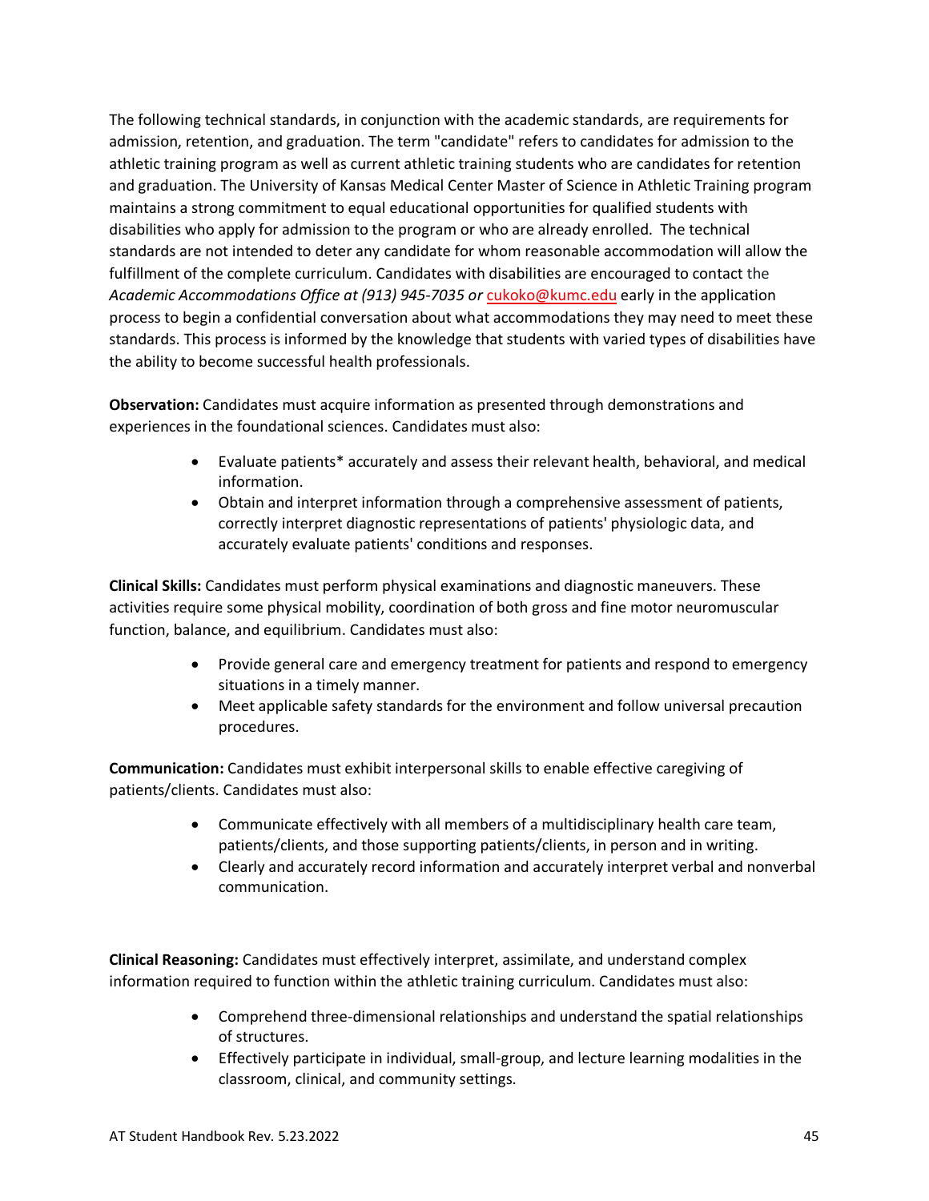The following technical standards, in conjunction with the academic standards, are requirements for admission, retention, and graduation. The term "candidate" refers to candidates for admission to the athletic training program as well as current athletic training students who are candidates for retention and graduation. The University of Kansas Medical Center Master of Science in Athletic Training program maintains a strong commitment to equal educational opportunities for qualified students with disabilities who apply for admission to the program or who are already enrolled. The technical standards are not intended to deter any candidate for whom reasonable accommodation will allow the fulfillment of the complete curriculum. Candidates with disabilities are encouraged to contact the *Academic Accommodations Office at (913) 945-7035 or* cukoko@kumc.edu early in the application process to begin a confidential conversation about what accommodations they may need to meet these standards. This process is informed by the knowledge that students with varied types of disabilities have the ability to become successful health professionals.

**Observation:** Candidates must acquire information as presented through demonstrations and experiences in the foundational sciences. Candidates must also:

- Evaluate patients* accurately and assess their relevant health, behavioral, and medical information.
- Obtain and interpret information through a comprehensive assessment of patients, correctly interpret diagnostic representations of patients' physiologic data, and accurately evaluate patients' conditions and responses.

**Clinical Skills:** Candidates must perform physical examinations and diagnostic maneuvers. These activities require some physical mobility, coordination of both gross and fine motor neuromuscular function, balance, and equilibrium. Candidates must also:

- Provide general care and emergency treatment for patients and respond to emergency situations in a timely manner.
- Meet applicable safety standards for the environment and follow universal precaution procedures.

**Communication:** Candidates must exhibit interpersonal skills to enable effective caregiving of patients/clients. Candidates must also:

- Communicate effectively with all members of a multidisciplinary health care team, patients/clients, and those supporting patients/clients, in person and in writing.
- Clearly and accurately record information and accurately interpret verbal and nonverbal communication.

**Clinical Reasoning:** Candidates must effectively interpret, assimilate, and understand complex information required to function within the athletic training curriculum. Candidates must also:

- Comprehend three-dimensional relationships and understand the spatial relationships of structures.
- Effectively participate in individual, small-group, and lecture learning modalities in the classroom, clinical, and community settings.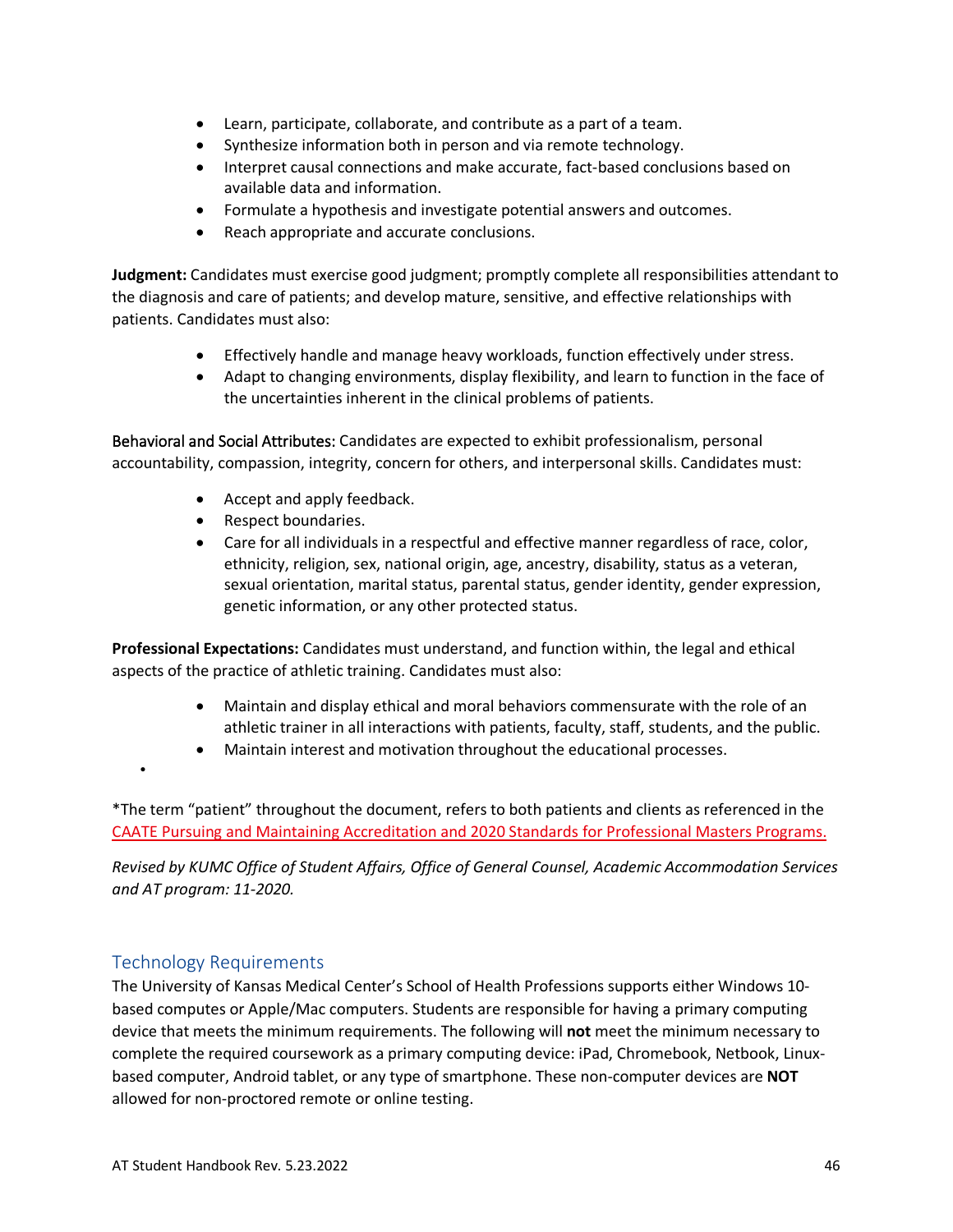- Learn, participate, collaborate, and contribute as a part of a team.
- Synthesize information both in person and via remote technology.
- Interpret causal connections and make accurate, fact-based conclusions based on available data and information.
- Formulate a hypothesis and investigate potential answers and outcomes.
- Reach appropriate and accurate conclusions.

**Judgment:** Candidates must exercise good judgment; promptly complete all responsibilities attendant to the diagnosis and care of patients; and develop mature, sensitive, and effective relationships with patients. Candidates must also:

- Effectively handle and manage heavy workloads, function effectively under stress.
- Adapt to changing environments, display flexibility, and learn to function in the face of the uncertainties inherent in the clinical problems of patients.

Behavioral and Social Attributes: Candidates are expected to exhibit professionalism, personal accountability, compassion, integrity, concern for others, and interpersonal skills. Candidates must:

- Accept and apply feedback.
- Respect boundaries.
- Care for all individuals in a respectful and effective manner regardless of race, color, ethnicity, religion, sex, national origin, age, ancestry, disability, status as a veteran, sexual orientation, marital status, parental status, gender identity, gender expression, genetic information, or any other protected status.

**Professional Expectations:** Candidates must understand, and function within, the legal and ethical aspects of the practice of athletic training. Candidates must also:

- Maintain and display ethical and moral behaviors commensurate with the role of an athletic trainer in all interactions with patients, faculty, staff, students, and the public.
- Maintain interest and motivation throughout the educational processes.

*The term "patient" throughout the document, refers to both patients and clients as referenced in the CAATE Pursuing and Maintaining Accreditation and 2020 Standards for Professional Masters Programs.

*Revised by KUMC Office of Student Affairs, Office of General Counsel, Academic Accommodation Services and AT program: 11-2020.*

## Technology Requirements

The University of Kansas Medical Center's School of Health Professions supports either Windows 10-based computes or Apple/Mac computers. Students are responsible for having a primary computing device that meets the minimum requirements. The following will **not** meet the minimum necessary to complete the required coursework as a primary computing device: iPad, Chromebook, Netbook, Linux-based computer, Android tablet, or any type of smartphone. These non-computer devices are **NOT** allowed for non-proctored remote or online testing.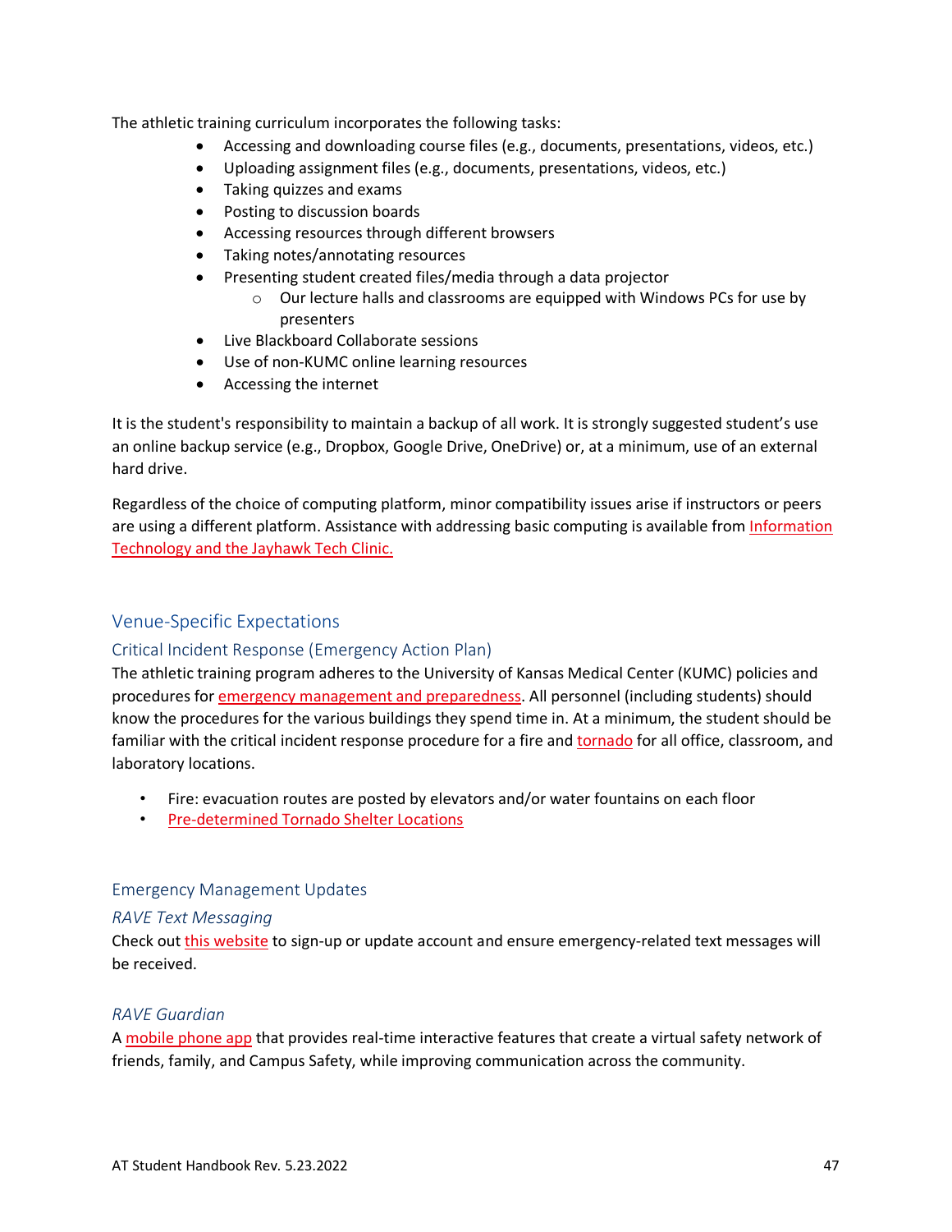The athletic training curriculum incorporates the following tasks:

- Accessing and downloading course files (e.g., documents, presentations, videos, etc.)
- Uploading assignment files (e.g., documents, presentations, videos, etc.)
- Taking quizzes and exams
- Posting to discussion boards
- Accessing resources through different browsers
- Taking notes/annotating resources
- Presenting student created files/media through a data projector
  - Our lecture halls and classrooms are equipped with Windows PCs for use by presenters
- Live Blackboard Collaborate sessions
- Use of non-KUMC online learning resources
- Accessing the internet

It is the student's responsibility to maintain a backup of all work. It is strongly suggested student's use an online backup service (e.g., Dropbox, Google Drive, OneDrive) or, at a minimum, use of an external hard drive.

Regardless of the choice of computing platform, minor compatibility issues arise if instructors or peers are using a different platform. Assistance with addressing basic computing is available from Information Technology and the Jayhawk Tech Clinic.

## Venue-Specific Expectations

### Critical Incident Response (Emergency Action Plan)

The athletic training program adheres to the University of Kansas Medical Center (KUMC) policies and procedures for emergency management and preparedness. All personnel (including students) should know the procedures for the various buildings they spend time in. At a minimum, the student should be familiar with the critical incident response procedure for a fire and tornado for all office, classroom, and laboratory locations.

- Fire: evacuation routes are posted by elevators and/or water fountains on each floor
- Pre-determined Tornado Shelter Locations

### Emergency Management Updates

#### *RAVE Text Messaging*

Check out this website to sign-up or update account and ensure emergency-related text messages will be received.

#### *RAVE Guardian*

A mobile phone app that provides real-time interactive features that create a virtual safety network of friends, family, and Campus Safety, while improving communication across the community.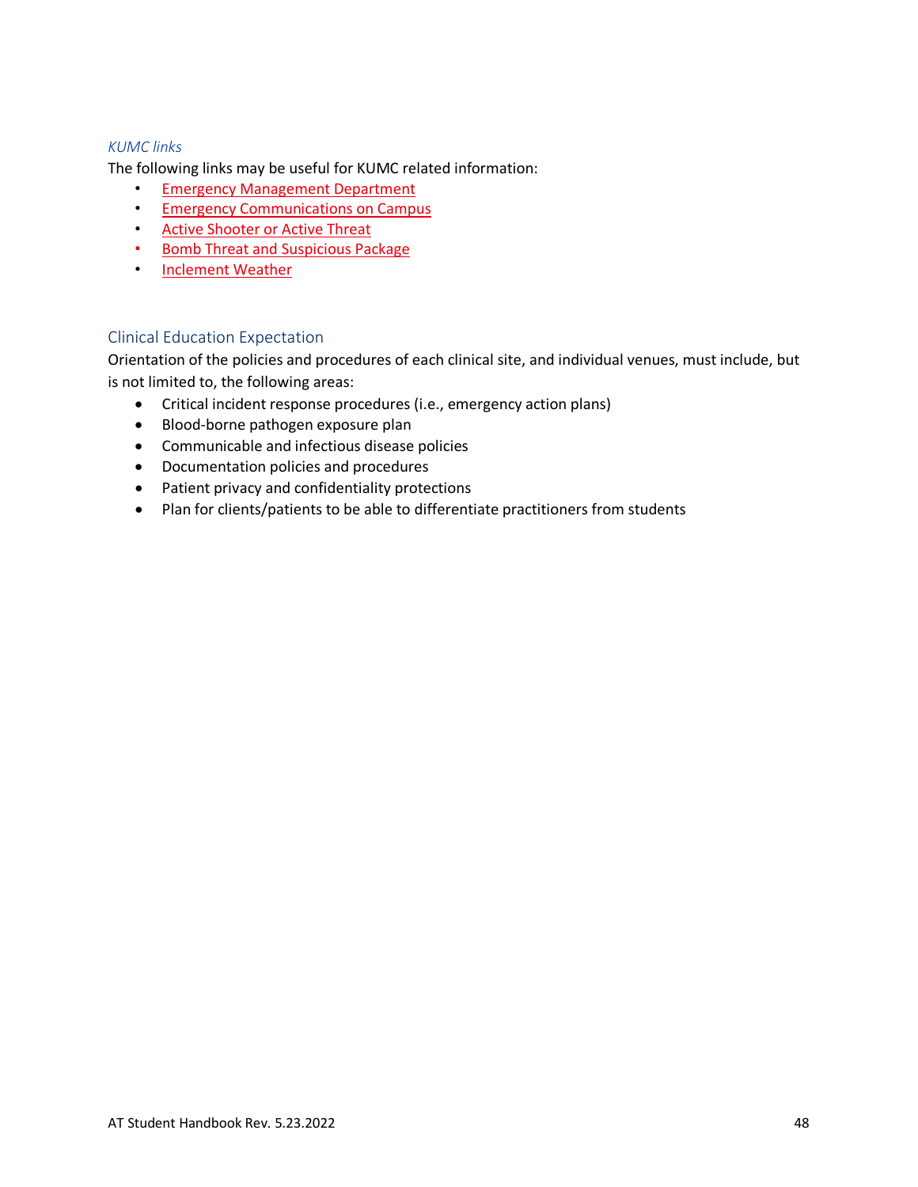### *KUMC links*

The following links may be useful for KUMC related information:

- Emergency Management Department
- Emergency Communications on Campus
- Active Shooter or Active Threat
- Bomb Threat and Suspicious Package
- Inclement Weather

## Clinical Education Expectation

Orientation of the policies and procedures of each clinical site, and individual venues, must include, but is not limited to, the following areas:

- Critical incident response procedures (i.e., emergency action plans)
- Blood-borne pathogen exposure plan
- Communicable and infectious disease policies
- Documentation policies and procedures
- Patient privacy and confidentiality protections
- Plan for clients/patients to be able to differentiate practitioners from students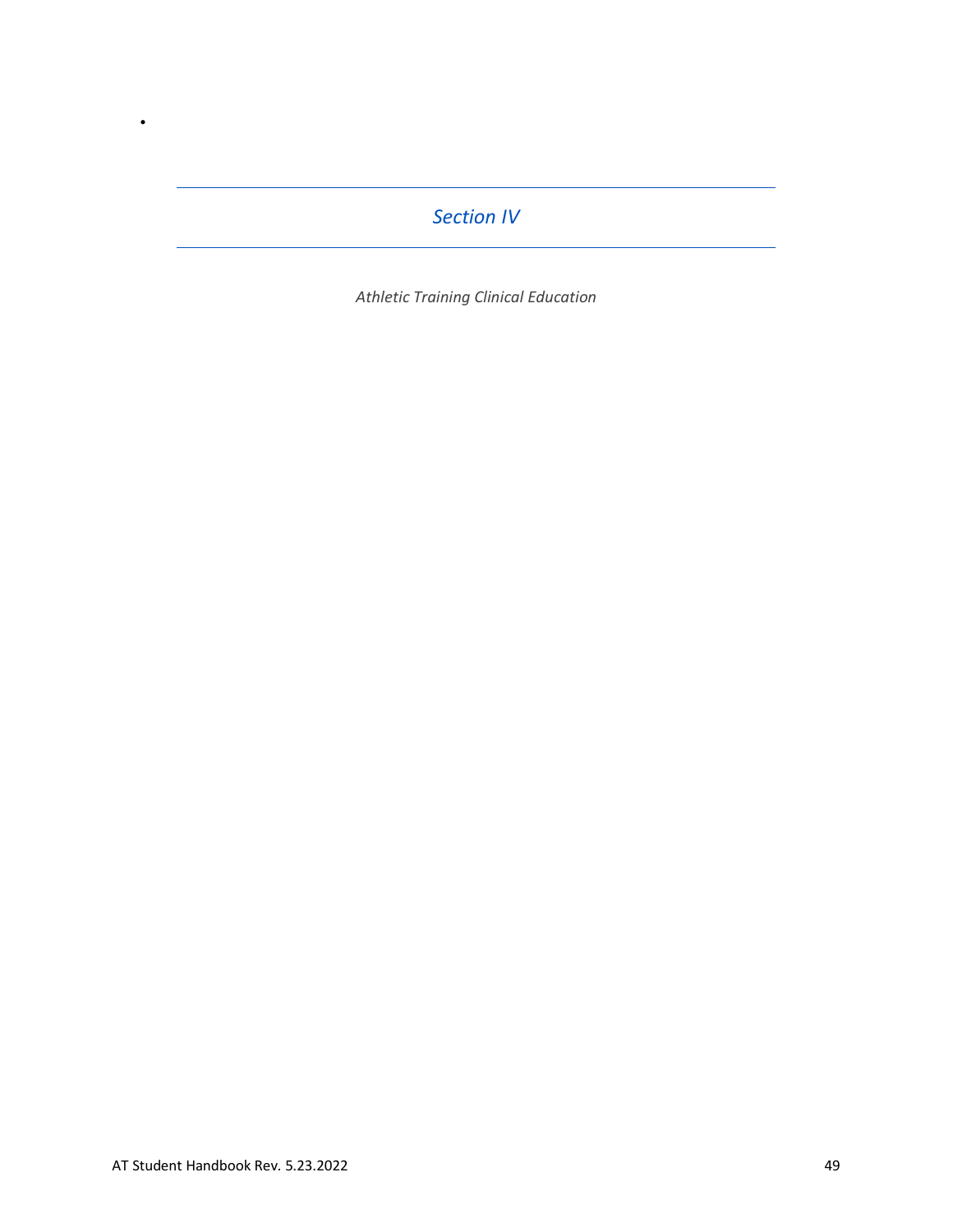# *Section IV*

*Athletic Training Clinical Education*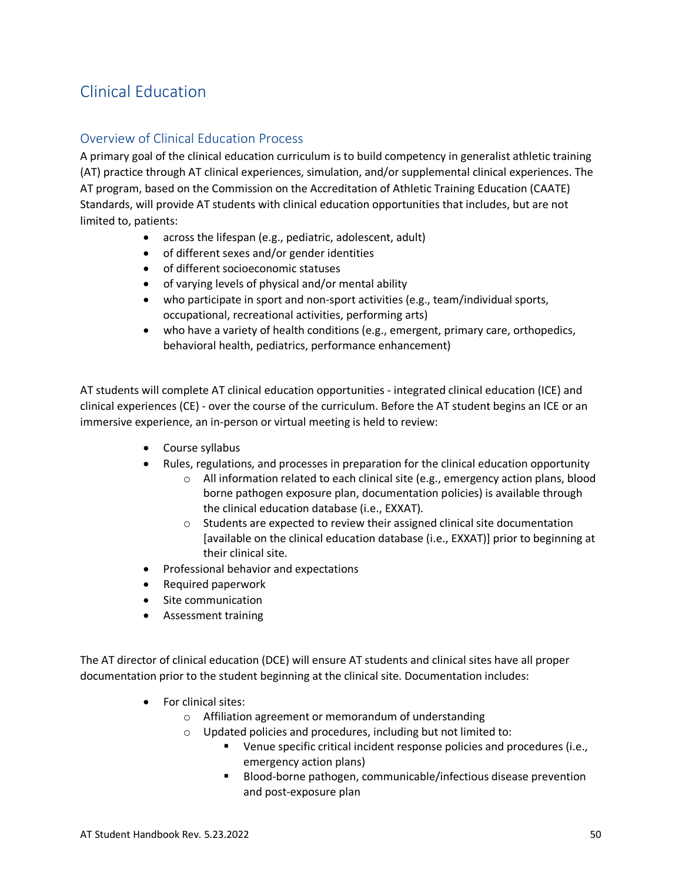# Clinical Education

## Overview of Clinical Education Process

A primary goal of the clinical education curriculum is to build competency in generalist athletic training (AT) practice through AT clinical experiences, simulation, and/or supplemental clinical experiences. The AT program, based on the Commission on the Accreditation of Athletic Training Education (CAATE) Standards, will provide AT students with clinical education opportunities that includes, but are not limited to, patients:

- across the lifespan (e.g., pediatric, adolescent, adult)
- of different sexes and/or gender identities
- of different socioeconomic statuses
- of varying levels of physical and/or mental ability
- who participate in sport and non-sport activities (e.g., team/individual sports, occupational, recreational activities, performing arts)
- who have a variety of health conditions (e.g., emergent, primary care, orthopedics, behavioral health, pediatrics, performance enhancement)

AT students will complete AT clinical education opportunities - integrated clinical education (ICE) and clinical experiences (CE) - over the course of the curriculum. Before the AT student begins an ICE or an immersive experience, an in-person or virtual meeting is held to review:

- Course syllabus
- Rules, regulations, and processes in preparation for the clinical education opportunity
  - All information related to each clinical site (e.g., emergency action plans, blood borne pathogen exposure plan, documentation policies) is available through the clinical education database (i.e., EXXAT).
  - Students are expected to review their assigned clinical site documentation [available on the clinical education database (i.e., EXXAT)] prior to beginning at their clinical site.
- Professional behavior and expectations
- Required paperwork
- Site communication
- Assessment training

The AT director of clinical education (DCE) will ensure AT students and clinical sites have all proper documentation prior to the student beginning at the clinical site. Documentation includes:

- For clinical sites:
  - Affiliation agreement or memorandum of understanding
  - Updated policies and procedures, including but not limited to:
    - Venue specific critical incident response policies and procedures (i.e., emergency action plans)
    - Blood-borne pathogen, communicable/infectious disease prevention and post-exposure plan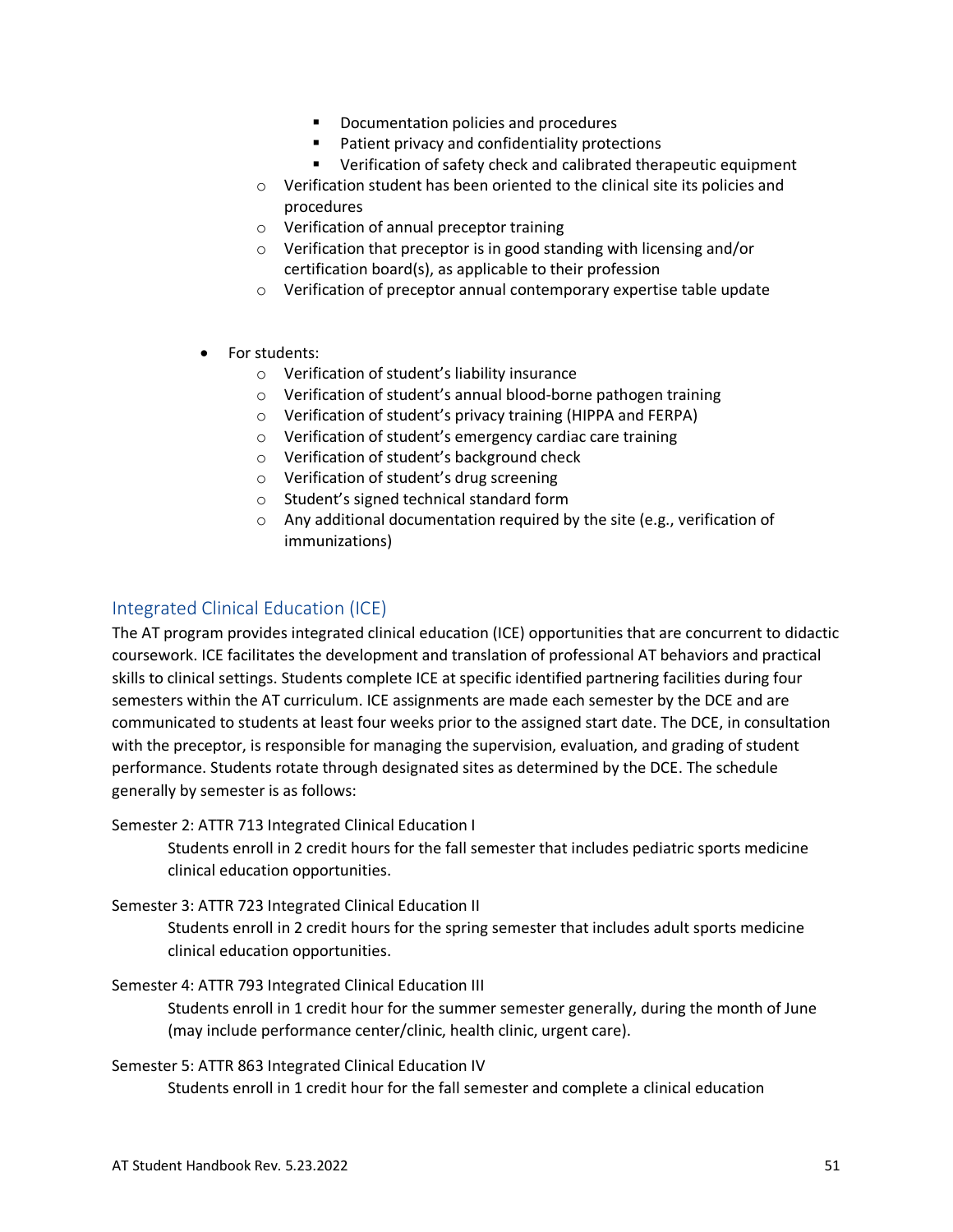- Documentation policies and procedures
        - Patient privacy and confidentiality protections
        - Verification of safety check and calibrated therapeutic equipment
    - Verification student has been oriented to the clinical site its policies and procedures
    - Verification of annual preceptor training
    - Verification that preceptor is in good standing with licensing and/or certification board(s), as applicable to their profession
    - Verification of preceptor annual contemporary expertise table update

- For students:
    - Verification of student's liability insurance
    - Verification of student's annual blood-borne pathogen training
    - Verification of student's privacy training (HIPPA and FERPA)
    - Verification of student's emergency cardiac care training
    - Verification of student's background check
    - Verification of student's drug screening
    - Student's signed technical standard form
    - Any additional documentation required by the site (e.g., verification of immunizations)

## Integrated Clinical Education (ICE)

The AT program provides integrated clinical education (ICE) opportunities that are concurrent to didactic coursework. ICE facilitates the development and translation of professional AT behaviors and practical skills to clinical settings. Students complete ICE at specific identified partnering facilities during four semesters within the AT curriculum. ICE assignments are made each semester by the DCE and are communicated to students at least four weeks prior to the assigned start date. The DCE, in consultation with the preceptor, is responsible for managing the supervision, evaluation, and grading of student performance. Students rotate through designated sites as determined by the DCE. The schedule generally by semester is as follows:

Semester 2: ATTR 713 Integrated Clinical Education I

> Students enroll in 2 credit hours for the fall semester that includes pediatric sports medicine clinical education opportunities.

Semester 3: ATTR 723 Integrated Clinical Education II

> Students enroll in 2 credit hours for the spring semester that includes adult sports medicine clinical education opportunities.

Semester 4: ATTR 793 Integrated Clinical Education III

> Students enroll in 1 credit hour for the summer semester generally, during the month of June (may include performance center/clinic, health clinic, urgent care).

Semester 5: ATTR 863 Integrated Clinical Education IV

> Students enroll in 1 credit hour for the fall semester and complete a clinical education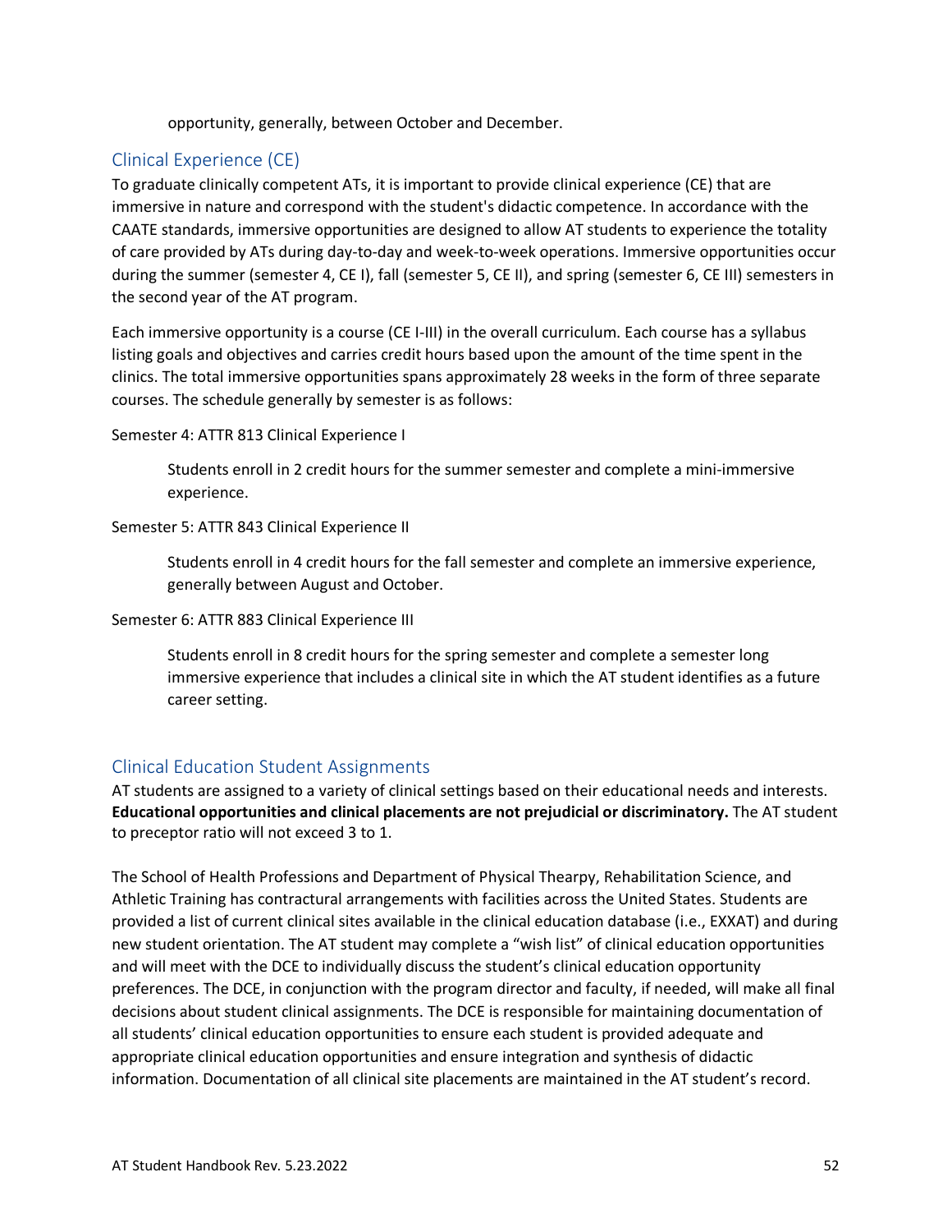opportunity, generally, between October and December.

## Clinical Experience (CE)

To graduate clinically competent ATs, it is important to provide clinical experience (CE) that are immersive in nature and correspond with the student's didactic competence. In accordance with the CAATE standards, immersive opportunities are designed to allow AT students to experience the totality of care provided by ATs during day-to-day and week-to-week operations. Immersive opportunities occur during the summer (semester 4, CE I), fall (semester 5, CE II), and spring (semester 6, CE III) semesters in the second year of the AT program.

Each immersive opportunity is a course (CE I-III) in the overall curriculum. Each course has a syllabus listing goals and objectives and carries credit hours based upon the amount of the time spent in the clinics. The total immersive opportunities spans approximately 28 weeks in the form of three separate courses. The schedule generally by semester is as follows:

Semester 4: ATTR 813 Clinical Experience I

> Students enroll in 2 credit hours for the summer semester and complete a mini-immersive experience.

Semester 5: ATTR 843 Clinical Experience II

> Students enroll in 4 credit hours for the fall semester and complete an immersive experience, generally between August and October.

Semester 6: ATTR 883 Clinical Experience III

> Students enroll in 8 credit hours for the spring semester and complete a semester long immersive experience that includes a clinical site in which the AT student identifies as a future career setting.

## Clinical Education Student Assignments

AT students are assigned to a variety of clinical settings based on their educational needs and interests. **Educational opportunities and clinical placements are not prejudicial or discriminatory.** The AT student to preceptor ratio will not exceed 3 to 1.

The School of Health Professions and Department of Physical Thearpy, Rehabilitation Science, and Athletic Training has contractural arrangements with facilities across the United States. Students are provided a list of current clinical sites available in the clinical education database (i.e., EXXAT) and during new student orientation. The AT student may complete a "wish list" of clinical education opportunities and will meet with the DCE to individually discuss the student's clinical education opportunity preferences. The DCE, in conjunction with the program director and faculty, if needed, will make all final decisions about student clinical assignments. The DCE is responsible for maintaining documentation of all students' clinical education opportunities to ensure each student is provided adequate and appropriate clinical education opportunities and ensure integration and synthesis of didactic information. Documentation of all clinical site placements are maintained in the AT student's record.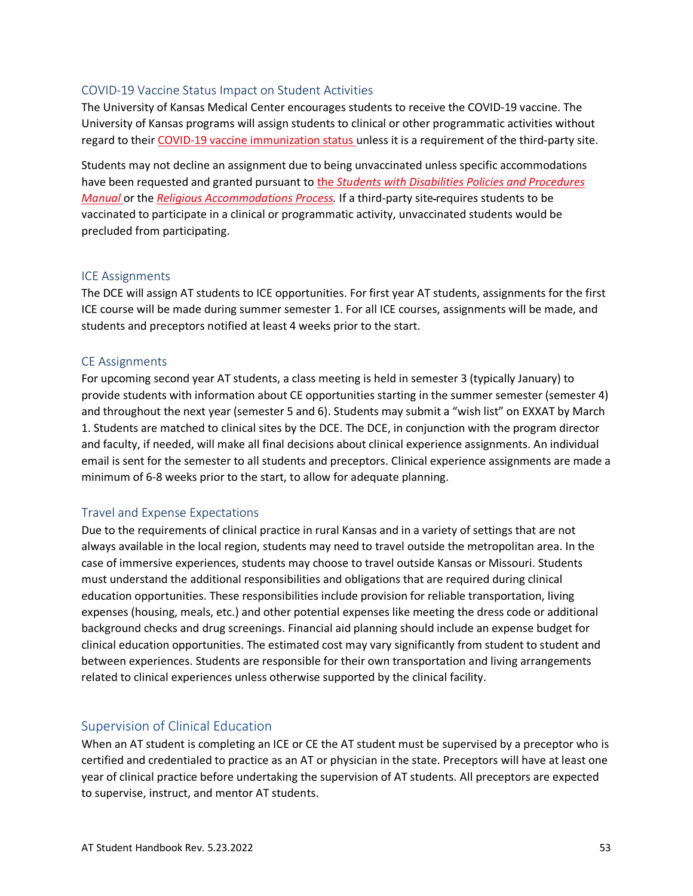### COVID-19 Vaccine Status Impact on Student Activities

The University of Kansas Medical Center encourages students to receive the COVID-19 vaccine. The University of Kansas programs will assign students to clinical or other programmatic activities without regard to their COVID-19 vaccine immunization status unless it is a requirement of the third-party site.

Students may not decline an assignment due to being unvaccinated unless specific accommodations have been requested and granted pursuant to the *Students with Disabilities Policies and Procedures Manual* or the *Religious Accommodations Process.* If a third-party site requires students to be vaccinated to participate in a clinical or programmatic activity, unvaccinated students would be precluded from participating.

### ICE Assignments

The DCE will assign AT students to ICE opportunities. For first year AT students, assignments for the first ICE course will be made during summer semester 1. For all ICE courses, assignments will be made, and students and preceptors notified at least 4 weeks prior to the start.

### CE Assignments

For upcoming second year AT students, a class meeting is held in semester 3 (typically January) to provide students with information about CE opportunities starting in the summer semester (semester 4) and throughout the next year (semester 5 and 6). Students may submit a "wish list" on EXXAT by March 1. Students are matched to clinical sites by the DCE. The DCE, in conjunction with the program director and faculty, if needed, will make all final decisions about clinical experience assignments. An individual email is sent for the semester to all students and preceptors. Clinical experience assignments are made a minimum of 6-8 weeks prior to the start, to allow for adequate planning.

### Travel and Expense Expectations

Due to the requirements of clinical practice in rural Kansas and in a variety of settings that are not always available in the local region, students may need to travel outside the metropolitan area. In the case of immersive experiences, students may choose to travel outside Kansas or Missouri. Students must understand the additional responsibilities and obligations that are required during clinical education opportunities. These responsibilities include provision for reliable transportation, living expenses (housing, meals, etc.) and other potential expenses like meeting the dress code or additional background checks and drug screenings. Financial aid planning should include an expense budget for clinical education opportunities. The estimated cost may vary significantly from student to student and between experiences. Students are responsible for their own transportation and living arrangements related to clinical experiences unless otherwise supported by the clinical facility.

## Supervision of Clinical Education

When an AT student is completing an ICE or CE the AT student must be supervised by a preceptor who is certified and credentialed to practice as an AT or physician in the state. Preceptors will have at least one year of clinical practice before undertaking the supervision of AT students. All preceptors are expected to supervise, instruct, and mentor AT students.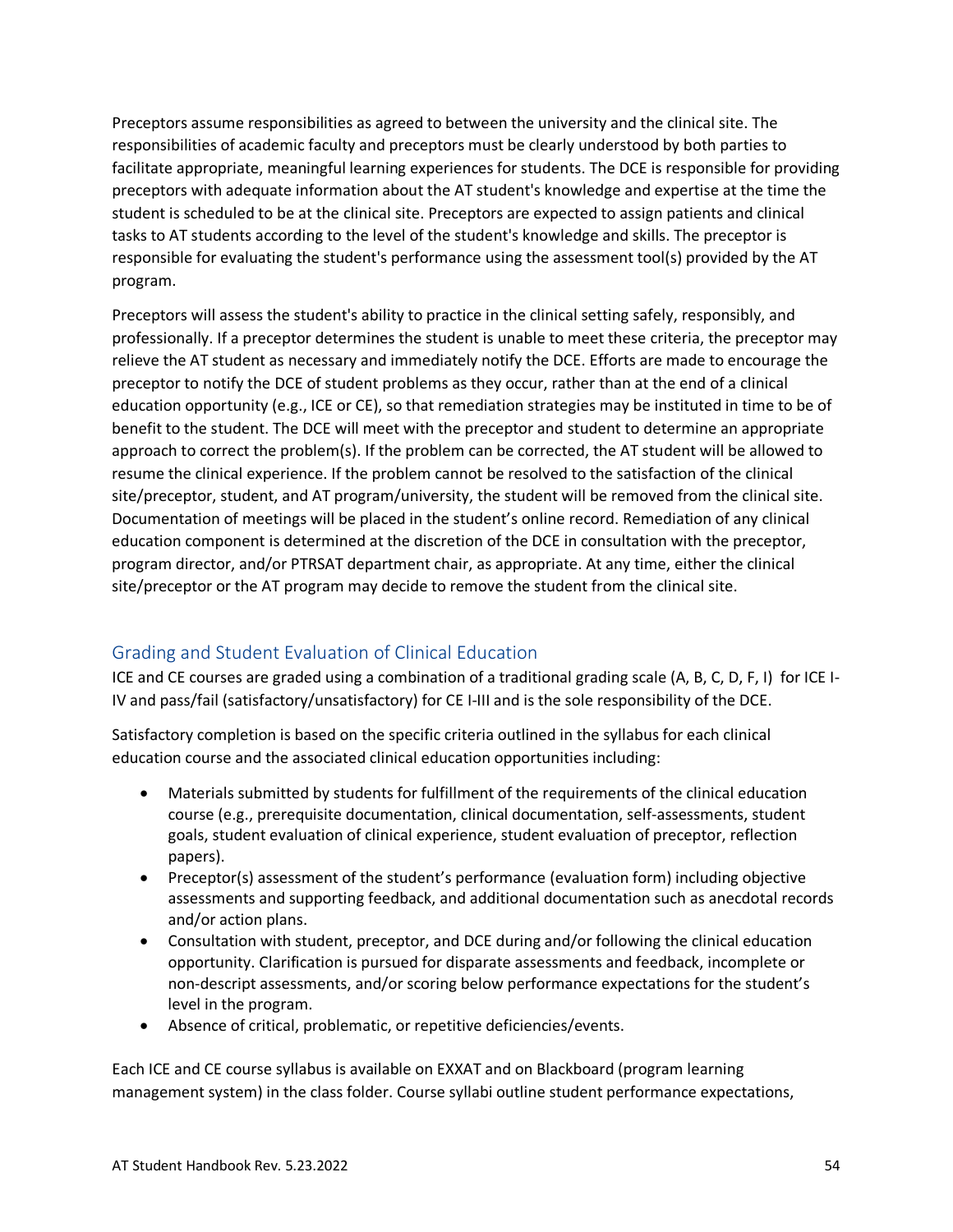Preceptors assume responsibilities as agreed to between the university and the clinical site. The responsibilities of academic faculty and preceptors must be clearly understood by both parties to facilitate appropriate, meaningful learning experiences for students. The DCE is responsible for providing preceptors with adequate information about the AT student's knowledge and expertise at the time the student is scheduled to be at the clinical site. Preceptors are expected to assign patients and clinical tasks to AT students according to the level of the student's knowledge and skills. The preceptor is responsible for evaluating the student's performance using the assessment tool(s) provided by the AT program.

Preceptors will assess the student's ability to practice in the clinical setting safely, responsibly, and professionally. If a preceptor determines the student is unable to meet these criteria, the preceptor may relieve the AT student as necessary and immediately notify the DCE. Efforts are made to encourage the preceptor to notify the DCE of student problems as they occur, rather than at the end of a clinical education opportunity (e.g., ICE or CE), so that remediation strategies may be instituted in time to be of benefit to the student. The DCE will meet with the preceptor and student to determine an appropriate approach to correct the problem(s). If the problem can be corrected, the AT student will be allowed to resume the clinical experience. If the problem cannot be resolved to the satisfaction of the clinical site/preceptor, student, and AT program/university, the student will be removed from the clinical site. Documentation of meetings will be placed in the student's online record. Remediation of any clinical education component is determined at the discretion of the DCE in consultation with the preceptor, program director, and/or PTRSAT department chair, as appropriate. At any time, either the clinical site/preceptor or the AT program may decide to remove the student from the clinical site.

## Grading and Student Evaluation of Clinical Education

ICE and CE courses are graded using a combination of a traditional grading scale (A, B, C, D, F, I) for ICE I-IV and pass/fail (satisfactory/unsatisfactory) for CE I-III and is the sole responsibility of the DCE.

Satisfactory completion is based on the specific criteria outlined in the syllabus for each clinical education course and the associated clinical education opportunities including:

- Materials submitted by students for fulfillment of the requirements of the clinical education course (e.g., prerequisite documentation, clinical documentation, self-assessments, student goals, student evaluation of clinical experience, student evaluation of preceptor, reflection papers).
- Preceptor(s) assessment of the student's performance (evaluation form) including objective assessments and supporting feedback, and additional documentation such as anecdotal records and/or action plans.
- Consultation with student, preceptor, and DCE during and/or following the clinical education opportunity. Clarification is pursued for disparate assessments and feedback, incomplete or non-descript assessments, and/or scoring below performance expectations for the student's level in the program.
- Absence of critical, problematic, or repetitive deficiencies/events.

Each ICE and CE course syllabus is available on EXXAT and on Blackboard (program learning management system) in the class folder. Course syllabi outline student performance expectations,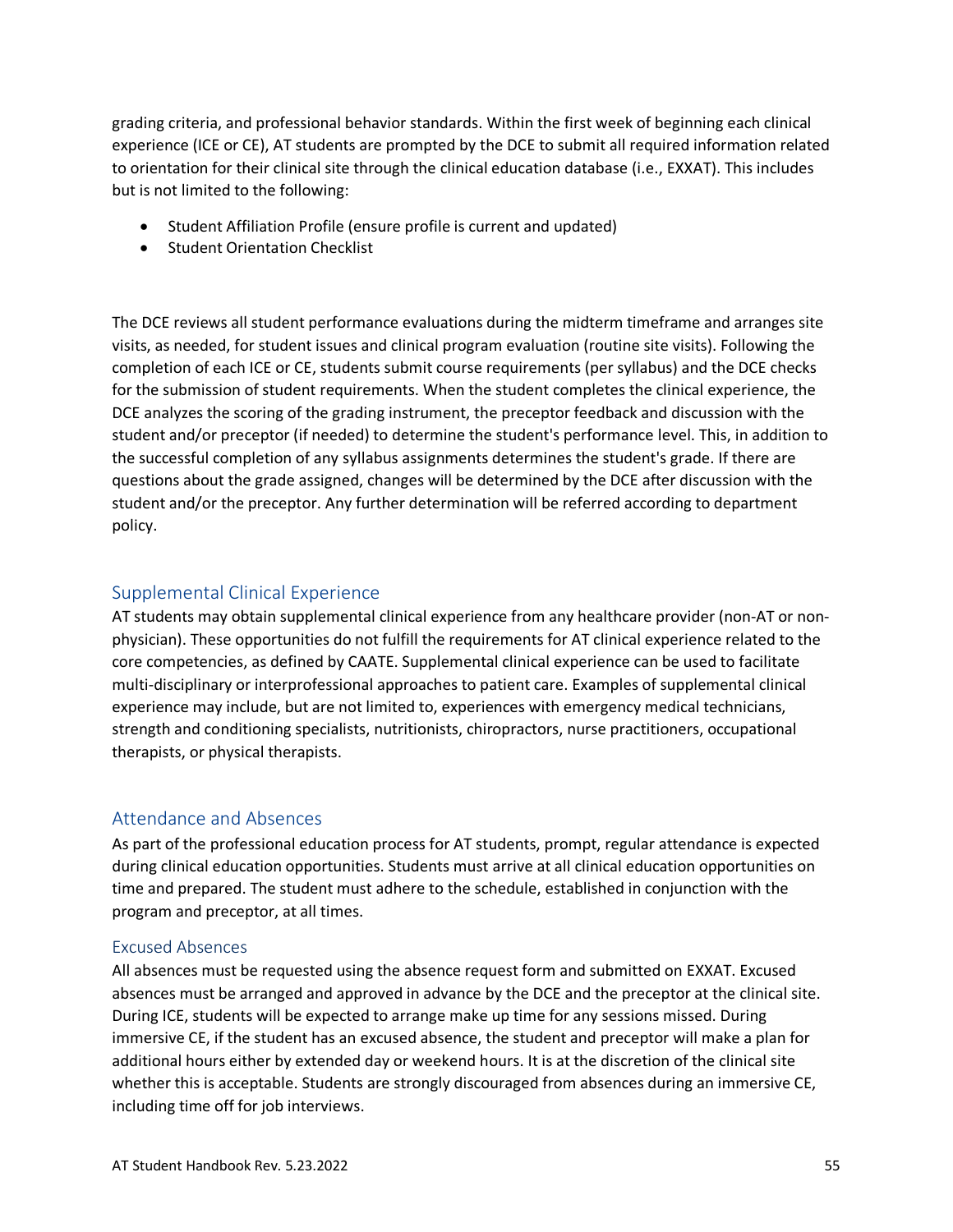grading criteria, and professional behavior standards. Within the first week of beginning each clinical experience (ICE or CE), AT students are prompted by the DCE to submit all required information related to orientation for their clinical site through the clinical education database (i.e., EXXAT). This includes but is not limited to the following:

- Student Affiliation Profile (ensure profile is current and updated)
- Student Orientation Checklist

The DCE reviews all student performance evaluations during the midterm timeframe and arranges site visits, as needed, for student issues and clinical program evaluation (routine site visits). Following the completion of each ICE or CE, students submit course requirements (per syllabus) and the DCE checks for the submission of student requirements. When the student completes the clinical experience, the DCE analyzes the scoring of the grading instrument, the preceptor feedback and discussion with the student and/or preceptor (if needed) to determine the student's performance level. This, in addition to the successful completion of any syllabus assignments determines the student's grade. If there are questions about the grade assigned, changes will be determined by the DCE after discussion with the student and/or the preceptor. Any further determination will be referred according to department policy.

## Supplemental Clinical Experience

AT students may obtain supplemental clinical experience from any healthcare provider (non-AT or non-physician). These opportunities do not fulfill the requirements for AT clinical experience related to the core competencies, as defined by CAATE. Supplemental clinical experience can be used to facilitate multi-disciplinary or interprofessional approaches to patient care. Examples of supplemental clinical experience may include, but are not limited to, experiences with emergency medical technicians, strength and conditioning specialists, nutritionists, chiropractors, nurse practitioners, occupational therapists, or physical therapists.

## Attendance and Absences

As part of the professional education process for AT students, prompt, regular attendance is expected during clinical education opportunities. Students must arrive at all clinical education opportunities on time and prepared. The student must adhere to the schedule, established in conjunction with the program and preceptor, at all times.

### Excused Absences

All absences must be requested using the absence request form and submitted on EXXAT. Excused absences must be arranged and approved in advance by the DCE and the preceptor at the clinical site. During ICE, students will be expected to arrange make up time for any sessions missed. During immersive CE, if the student has an excused absence, the student and preceptor will make a plan for additional hours either by extended day or weekend hours. It is at the discretion of the clinical site whether this is acceptable. Students are strongly discouraged from absences during an immersive CE, including time off for job interviews.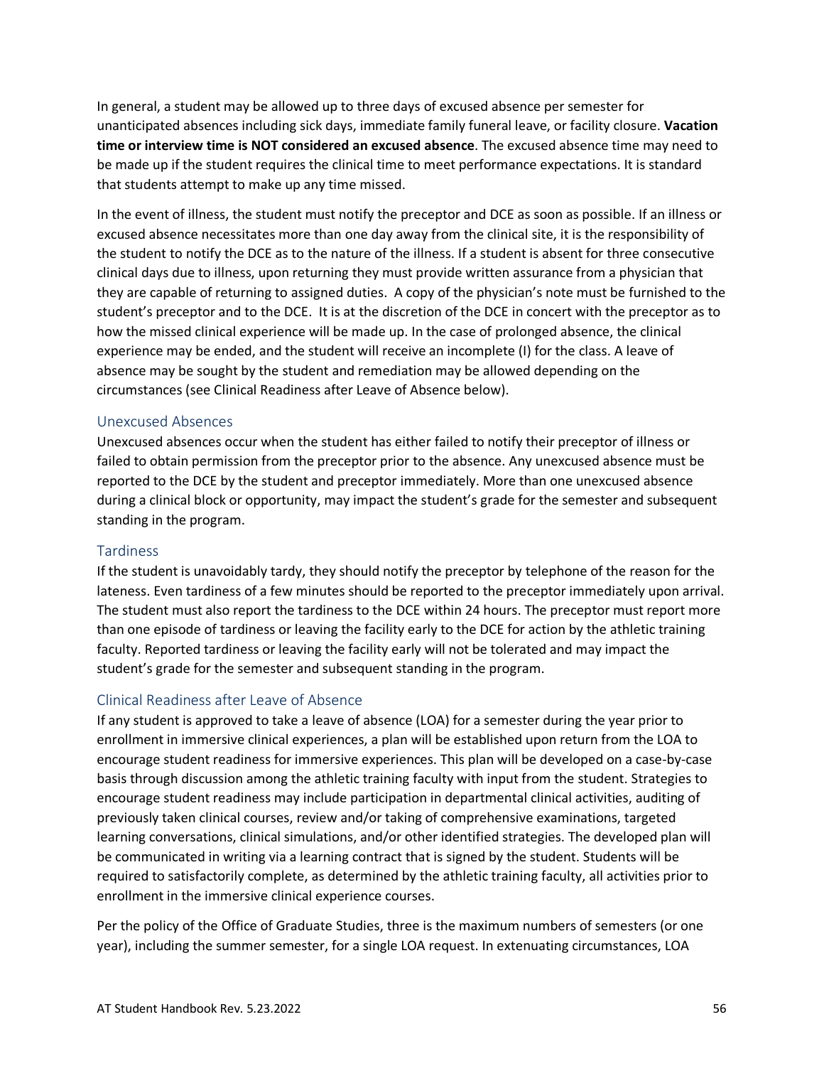In general, a student may be allowed up to three days of excused absence per semester for unanticipated absences including sick days, immediate family funeral leave, or facility closure. **Vacation time or interview time is NOT considered an excused absence**. The excused absence time may need to be made up if the student requires the clinical time to meet performance expectations. It is standard that students attempt to make up any time missed.

In the event of illness, the student must notify the preceptor and DCE as soon as possible. If an illness or excused absence necessitates more than one day away from the clinical site, it is the responsibility of the student to notify the DCE as to the nature of the illness. If a student is absent for three consecutive clinical days due to illness, upon returning they must provide written assurance from a physician that they are capable of returning to assigned duties. A copy of the physician's note must be furnished to the student's preceptor and to the DCE. It is at the discretion of the DCE in concert with the preceptor as to how the missed clinical experience will be made up. In the case of prolonged absence, the clinical experience may be ended, and the student will receive an incomplete (I) for the class. A leave of absence may be sought by the student and remediation may be allowed depending on the circumstances (see Clinical Readiness after Leave of Absence below).

### Unexcused Absences

Unexcused absences occur when the student has either failed to notify their preceptor of illness or failed to obtain permission from the preceptor prior to the absence. Any unexcused absence must be reported to the DCE by the student and preceptor immediately. More than one unexcused absence during a clinical block or opportunity, may impact the student's grade for the semester and subsequent standing in the program.

### Tardiness

If the student is unavoidably tardy, they should notify the preceptor by telephone of the reason for the lateness. Even tardiness of a few minutes should be reported to the preceptor immediately upon arrival. The student must also report the tardiness to the DCE within 24 hours. The preceptor must report more than one episode of tardiness or leaving the facility early to the DCE for action by the athletic training faculty. Reported tardiness or leaving the facility early will not be tolerated and may impact the student's grade for the semester and subsequent standing in the program.

### Clinical Readiness after Leave of Absence

If any student is approved to take a leave of absence (LOA) for a semester during the year prior to enrollment in immersive clinical experiences, a plan will be established upon return from the LOA to encourage student readiness for immersive experiences. This plan will be developed on a case-by-case basis through discussion among the athletic training faculty with input from the student. Strategies to encourage student readiness may include participation in departmental clinical activities, auditing of previously taken clinical courses, review and/or taking of comprehensive examinations, targeted learning conversations, clinical simulations, and/or other identified strategies. The developed plan will be communicated in writing via a learning contract that is signed by the student. Students will be required to satisfactorily complete, as determined by the athletic training faculty, all activities prior to enrollment in the immersive clinical experience courses.

Per the policy of the Office of Graduate Studies, three is the maximum numbers of semesters (or one year), including the summer semester, for a single LOA request. In extenuating circumstances, LOA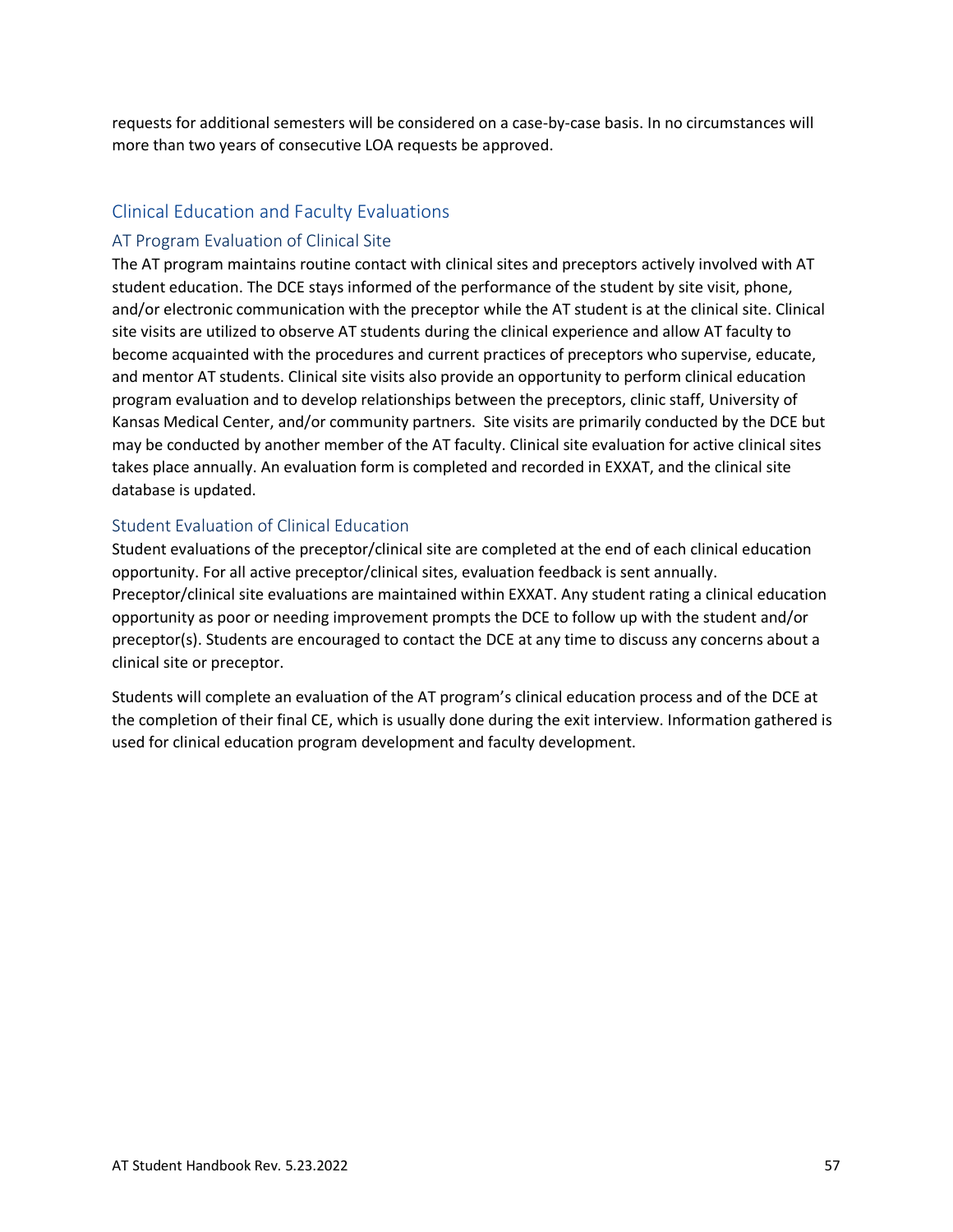requests for additional semesters will be considered on a case-by-case basis. In no circumstances will more than two years of consecutive LOA requests be approved.

## Clinical Education and Faculty Evaluations

### AT Program Evaluation of Clinical Site

The AT program maintains routine contact with clinical sites and preceptors actively involved with AT student education. The DCE stays informed of the performance of the student by site visit, phone, and/or electronic communication with the preceptor while the AT student is at the clinical site. Clinical site visits are utilized to observe AT students during the clinical experience and allow AT faculty to become acquainted with the procedures and current practices of preceptors who supervise, educate, and mentor AT students. Clinical site visits also provide an opportunity to perform clinical education program evaluation and to develop relationships between the preceptors, clinic staff, University of Kansas Medical Center, and/or community partners. Site visits are primarily conducted by the DCE but may be conducted by another member of the AT faculty. Clinical site evaluation for active clinical sites takes place annually. An evaluation form is completed and recorded in EXXAT, and the clinical site database is updated.

### Student Evaluation of Clinical Education

Student evaluations of the preceptor/clinical site are completed at the end of each clinical education opportunity. For all active preceptor/clinical sites, evaluation feedback is sent annually. Preceptor/clinical site evaluations are maintained within EXXAT. Any student rating a clinical education opportunity as poor or needing improvement prompts the DCE to follow up with the student and/or preceptor(s). Students are encouraged to contact the DCE at any time to discuss any concerns about a clinical site or preceptor.

Students will complete an evaluation of the AT program's clinical education process and of the DCE at the completion of their final CE, which is usually done during the exit interview. Information gathered is used for clinical education program development and faculty development.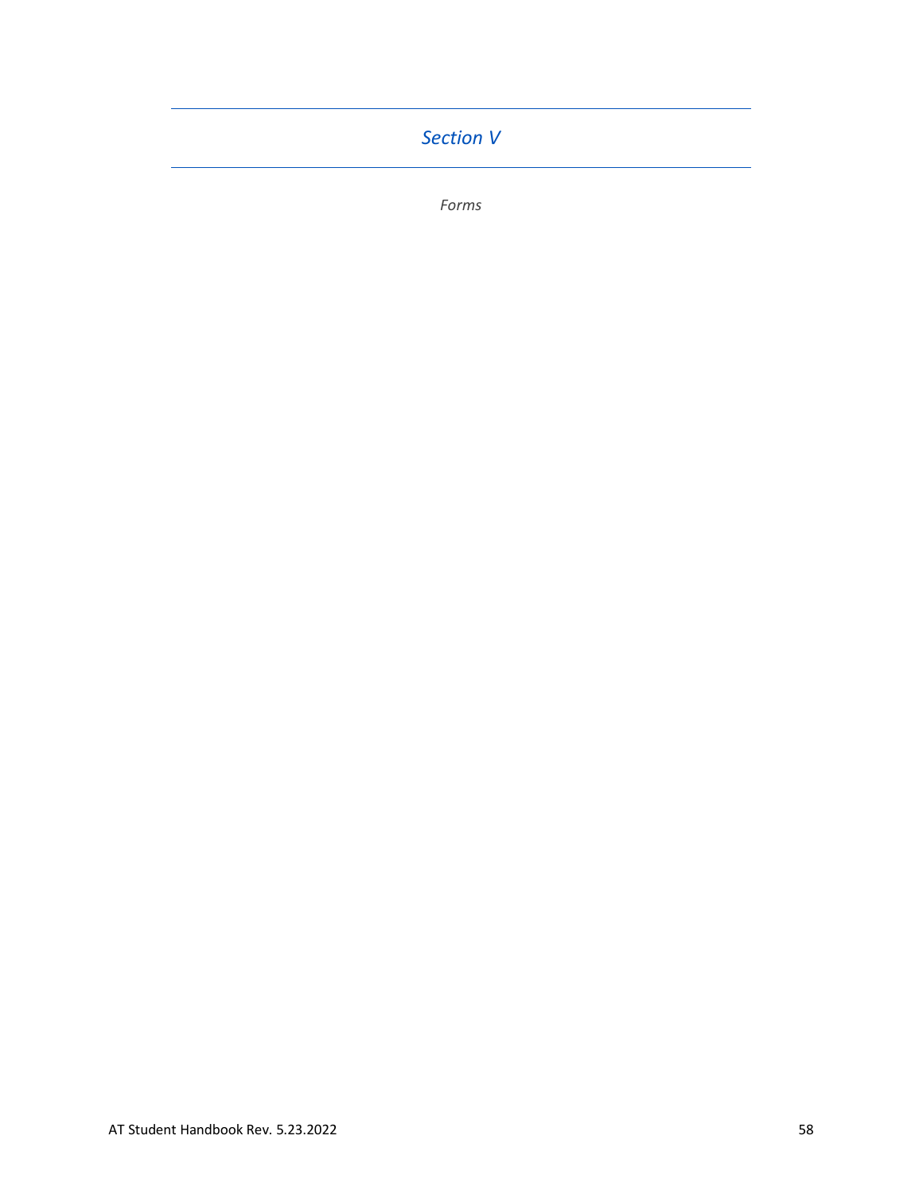# *Section V*

*Forms*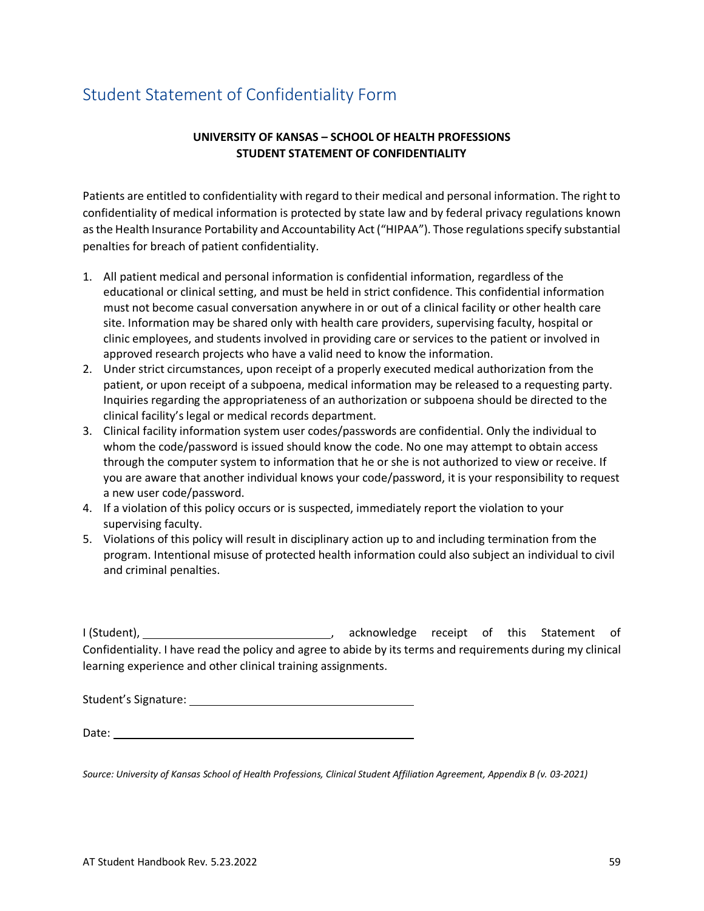# Student Statement of Confidentiality Form

**UNIVERSITY OF KANSAS – SCHOOL OF HEALTH PROFESSIONS**
**STUDENT STATEMENT OF CONFIDENTIALITY**

Patients are entitled to confidentiality with regard to their medical and personal information. The right to confidentiality of medical information is protected by state law and by federal privacy regulations known as the Health Insurance Portability and Accountability Act ("HIPAA"). Those regulations specify substantial penalties for breach of patient confidentiality.

1. All patient medical and personal information is confidential information, regardless of the educational or clinical setting, and must be held in strict confidence. This confidential information must not become casual conversation anywhere in or out of a clinical facility or other health care site. Information may be shared only with health care providers, supervising faculty, hospital or clinic employees, and students involved in providing care or services to the patient or involved in approved research projects who have a valid need to know the information.
2. Under strict circumstances, upon receipt of a properly executed medical authorization from the patient, or upon receipt of a subpoena, medical information may be released to a requesting party. Inquiries regarding the appropriateness of an authorization or subpoena should be directed to the clinical facility's legal or medical records department.
3. Clinical facility information system user codes/passwords are confidential. Only the individual to whom the code/password is issued should know the code. No one may attempt to obtain access through the computer system to information that he or she is not authorized to view or receive. If you are aware that another individual knows your code/password, it is your responsibility to request a new user code/password.
4. If a violation of this policy occurs or is suspected, immediately report the violation to your supervising faculty.
5. Violations of this policy will result in disciplinary action up to and including termination from the program. Intentional misuse of protected health information could also subject an individual to civil and criminal penalties.

I (Student), ______________________________, acknowledge receipt of this Statement of Confidentiality. I have read the policy and agree to abide by its terms and requirements during my clinical learning experience and other clinical training assignments.

Student's Signature: ______________________________

Date: ______________________________

*Source: University of Kansas School of Health Professions, Clinical Student Affiliation Agreement, Appendix B (v. 03-2021)*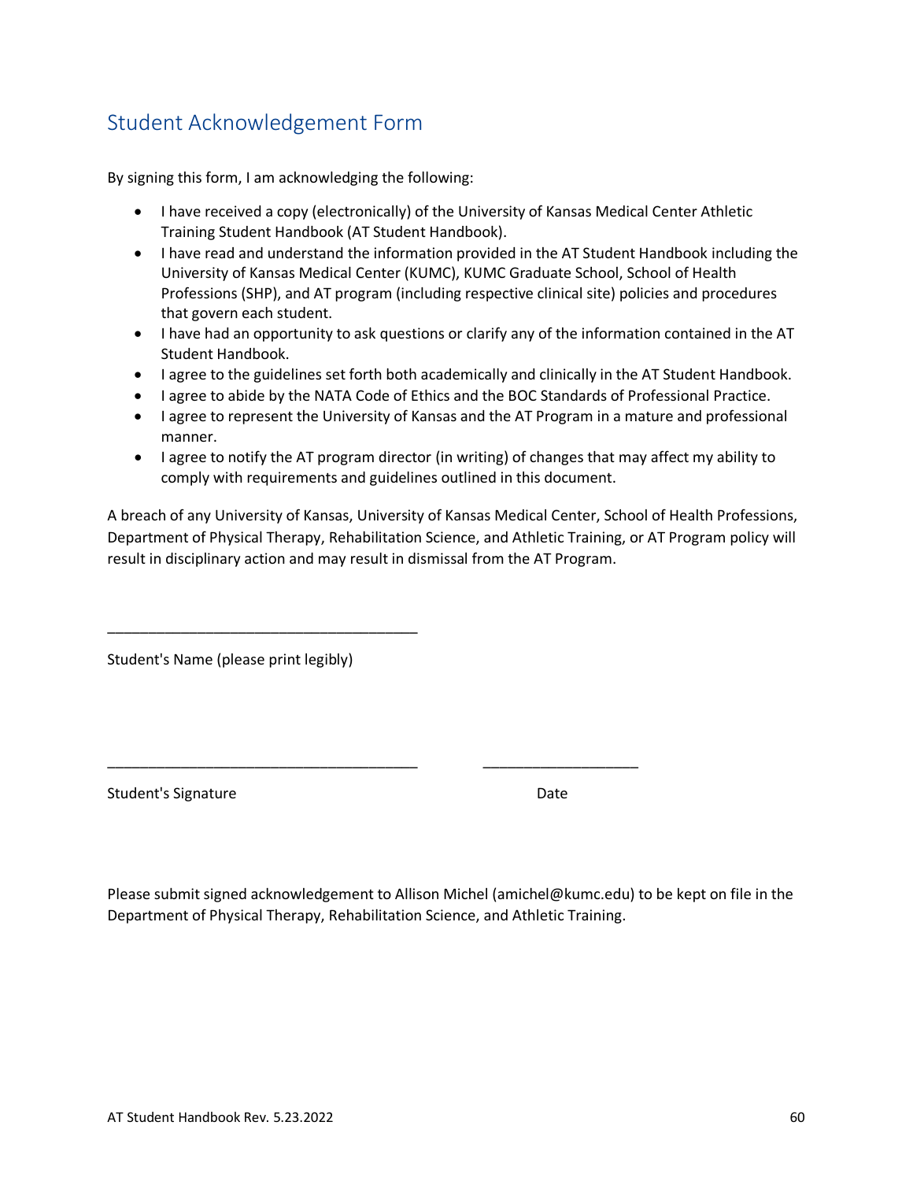## Student Acknowledgement Form

By signing this form, I am acknowledging the following:

- I have received a copy (electronically) of the University of Kansas Medical Center Athletic Training Student Handbook (AT Student Handbook).
- I have read and understand the information provided in the AT Student Handbook including the University of Kansas Medical Center (KUMC), KUMC Graduate School, School of Health Professions (SHP), and AT program (including respective clinical site) policies and procedures that govern each student.
- I have had an opportunity to ask questions or clarify any of the information contained in the AT Student Handbook.
- I agree to the guidelines set forth both academically and clinically in the AT Student Handbook.
- I agree to abide by the NATA Code of Ethics and the BOC Standards of Professional Practice.
- I agree to represent the University of Kansas and the AT Program in a mature and professional manner.
- I agree to notify the AT program director (in writing) of changes that may affect my ability to comply with requirements and guidelines outlined in this document.

A breach of any University of Kansas, University of Kansas Medical Center, School of Health Professions, Department of Physical Therapy, Rehabilitation Science, and Athletic Training, or AT Program policy will result in disciplinary action and may result in dismissal from the AT Program.

______________________________________

Student's Name (please print legibly)

______________________________________ ___________________

Student's Signature Date

Please submit signed acknowledgement to Allison Michel (amichel@kumc.edu) to be kept on file in the Department of Physical Therapy, Rehabilitation Science, and Athletic Training.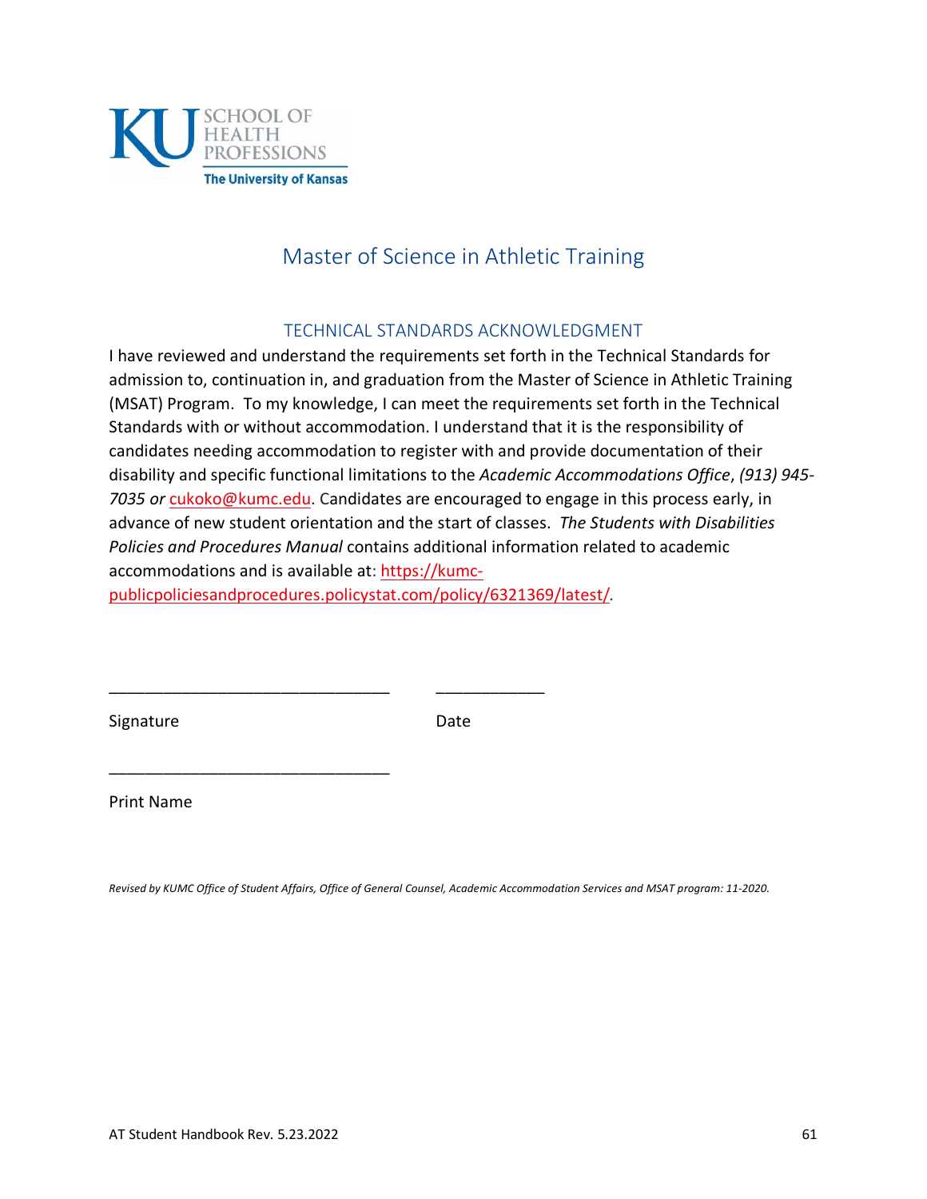KU SCHOOL OF HEALTH PROFESSIONS
The University of Kansas

# Master of Science in Athletic Training

## TECHNICAL STANDARDS ACKNOWLEDGMENT

I have reviewed and understand the requirements set forth in the Technical Standards for admission to, continuation in, and graduation from the Master of Science in Athletic Training (MSAT) Program. To my knowledge, I can meet the requirements set forth in the Technical Standards with or without accommodation. I understand that it is the responsibility of candidates needing accommodation to register with and provide documentation of their disability and specific functional limitations to the *Academic Accommodations Office*, *(913) 945-7035 or* cukoko@kumc.edu. Candidates are encouraged to engage in this process early, in advance of new student orientation and the start of classes. *The Students with Disabilities Policies and Procedures Manual* contains additional information related to academic accommodations and is available at: https://kumc-publicpoliciesandprocedures.policystat.com/policy/6321369/latest/.

\_\_\_\_\_\_\_\_\_\_\_\_\_\_\_\_\_\_\_\_\_\_\_\_\_\_\_\_\_\_\_\_ \_\_\_\_\_\_\_\_\_\_\_\_

Signature Date

\_\_\_\_\_\_\_\_\_\_\_\_\_\_\_\_\_\_\_\_\_\_\_\_\_\_\_\_\_\_\_\_

Print Name

*Revised by KUMC Office of Student Affairs, Office of General Counsel, Academic Accommodation Services and MSAT program: 11-2020.*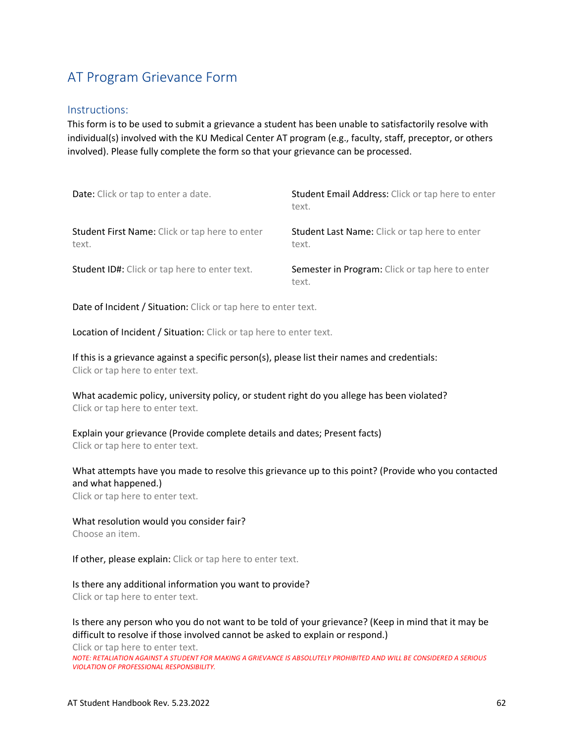# AT Program Grievance Form

## Instructions:

This form is to be used to submit a grievance a student has been unable to satisfactorily resolve with individual(s) involved with the KU Medical Center AT program (e.g., faculty, staff, preceptor, or others involved). Please fully complete the form so that your grievance can be processed.

Date: Click or tap to enter a date.

Student Email Address: Click or tap here to enter text.

Student First Name: Click or tap here to enter text.

Student Last Name: Click or tap here to enter text.

Student ID#: Click or tap here to enter text.

Semester in Program: Click or tap here to enter text.

Date of Incident / Situation: Click or tap here to enter text.

Location of Incident / Situation: Click or tap here to enter text.

If this is a grievance against a specific person(s), please list their names and credentials:
Click or tap here to enter text.

What academic policy, university policy, or student right do you allege has been violated?
Click or tap here to enter text.

Explain your grievance (Provide complete details and dates; Present facts)
Click or tap here to enter text.

What attempts have you made to resolve this grievance up to this point? (Provide who you contacted and what happened.)
Click or tap here to enter text.

What resolution would you consider fair?
Choose an item.

If other, please explain: Click or tap here to enter text.

Is there any additional information you want to provide?
Click or tap here to enter text.

Is there any person who you do not want to be told of your grievance? (Keep in mind that it may be difficult to resolve if those involved cannot be asked to explain or respond.)
Click or tap here to enter text.

*NOTE: RETALIATION AGAINST A STUDENT FOR MAKING A GRIEVANCE IS ABSOLUTELY PROHIBITED AND WILL BE CONSIDERED A SERIOUS VIOLATION OF PROFESSIONAL RESPONSIBILITY.*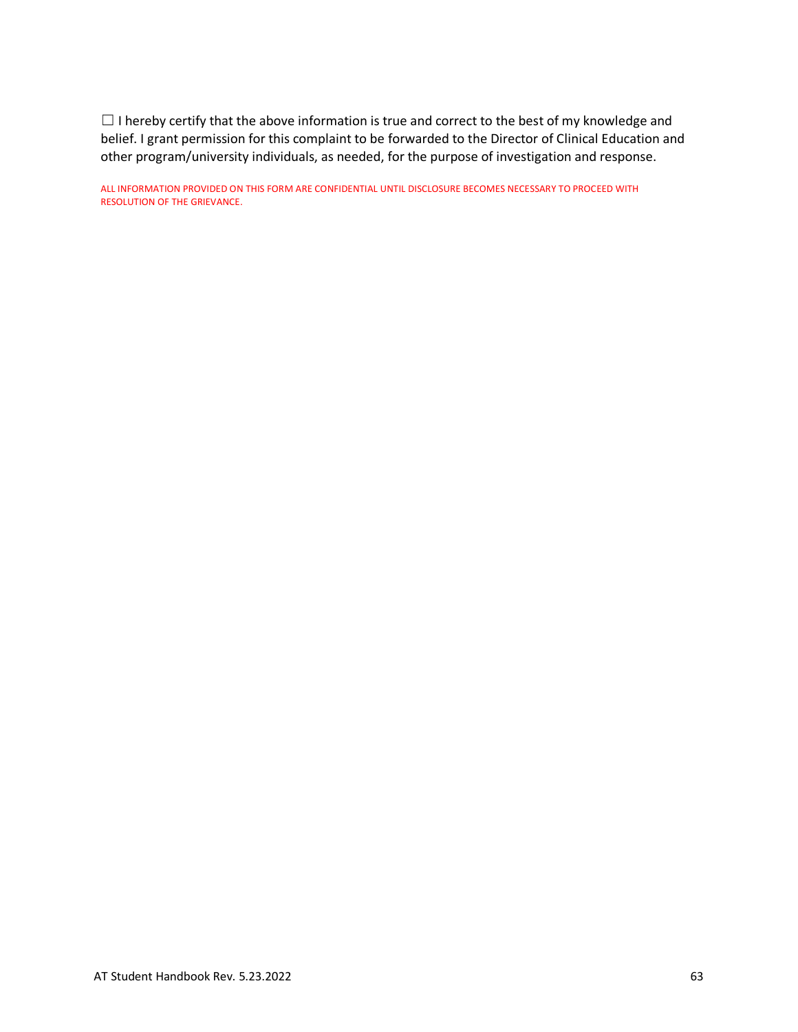☐ I hereby certify that the above information is true and correct to the best of my knowledge and belief. I grant permission for this complaint to be forwarded to the Director of Clinical Education and other program/university individuals, as needed, for the purpose of investigation and response.

ALL INFORMATION PROVIDED ON THIS FORM ARE CONFIDENTIAL UNTIL DISCLOSURE BECOMES NECESSARY TO PROCEED WITH RESOLUTION OF THE GRIEVANCE.